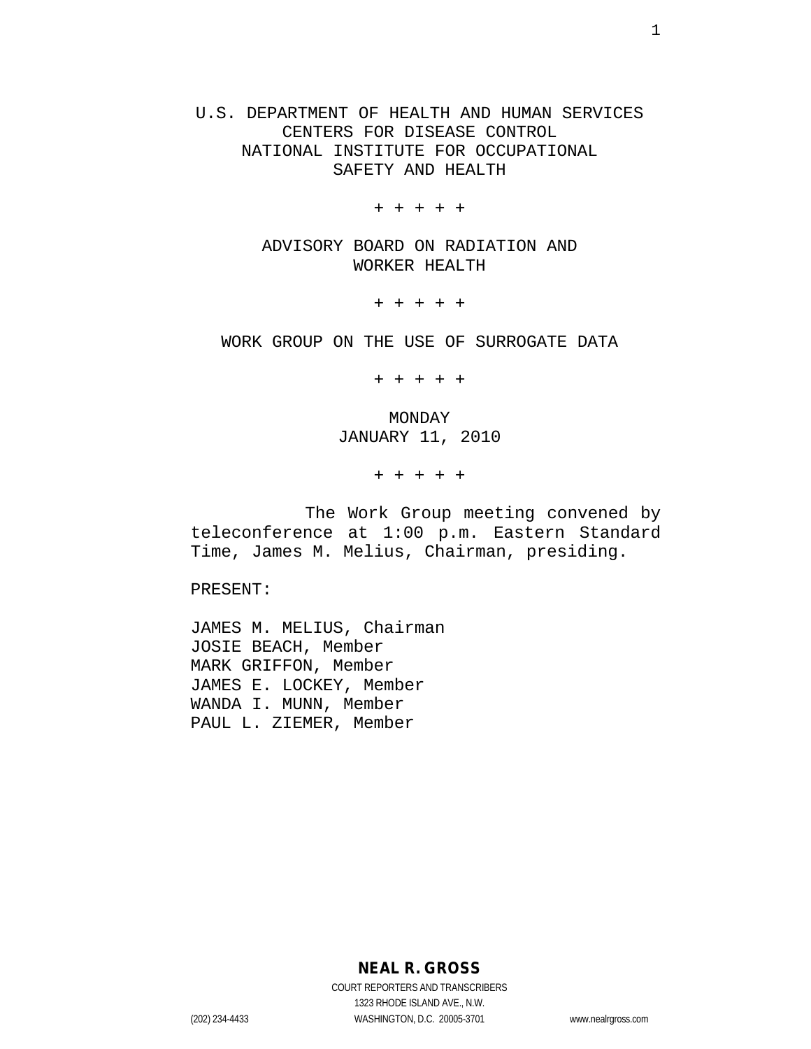# U.S. DEPARTMENT OF HEALTH AND HUMAN SERVICES
# CENTERS FOR DISEASE CONTROL
# NATIONAL INSTITUTE FOR OCCUPATIONAL SAFETY AND HEALTH

+ + + + +

## ADVISORY BOARD ON RADIATION AND WORKER HEALTH

+ + + + +

## WORK GROUP ON THE USE OF SURROGATE DATA

+ + + + +

MONDAY
JANUARY 11, 2010

+ + + + +

The Work Group meeting convened by teleconference at 1:00 p.m. Eastern Standard Time, James M. Melius, Chairman, presiding.

PRESENT:

JAMES M. MELIUS, Chairman
JOSIE BEACH, Member
MARK GRIFFON, Member
JAMES E. LOCKEY, Member
WANDA I. MUNN, Member
PAUL L. ZIEMER, Member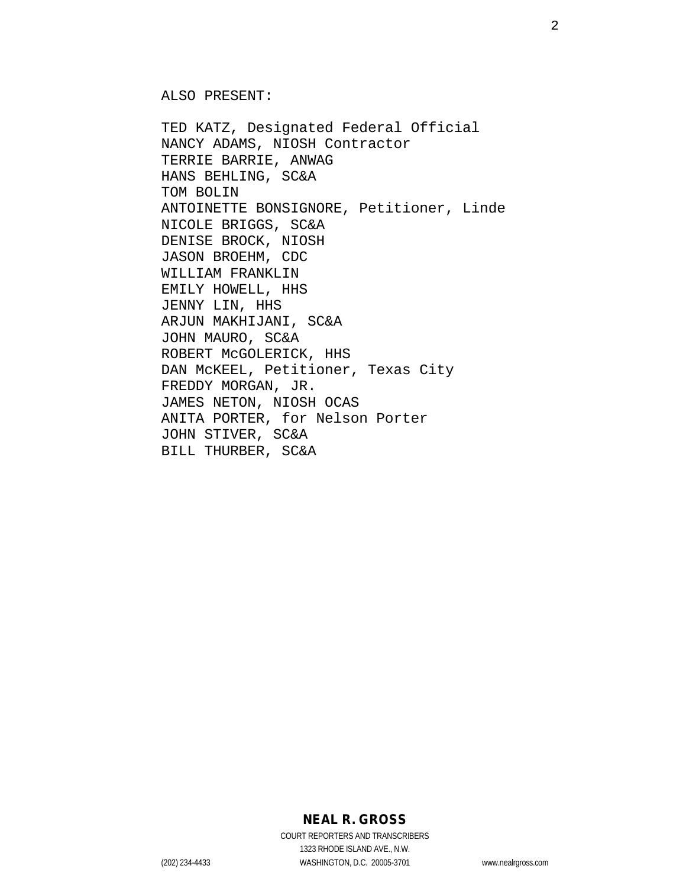ALSO PRESENT:

TED KATZ, Designated Federal Official
NANCY ADAMS, NIOSH Contractor
TERRIE BARRIE, ANWAG
HANS BEHLING, SC&A
TOM BOLIN
ANTOINETTE BONSIGNORE, Petitioner, Linde
NICOLE BRIGGS, SC&A
DENISE BROCK, NIOSH
JASON BROEHM, CDC
WILLIAM FRANKLIN
EMILY HOWELL, HHS
JENNY LIN, HHS
ARJUN MAKHIJANI, SC&A
JOHN MAURO, SC&A
ROBERT McGOLERICK, HHS
DAN McKEEL, Petitioner, Texas City
FREDDY MORGAN, JR.
JAMES NETON, NIOSH OCAS
ANITA PORTER, for Nelson Porter
JOHN STIVER, SC&A
BILL THURBER, SC&A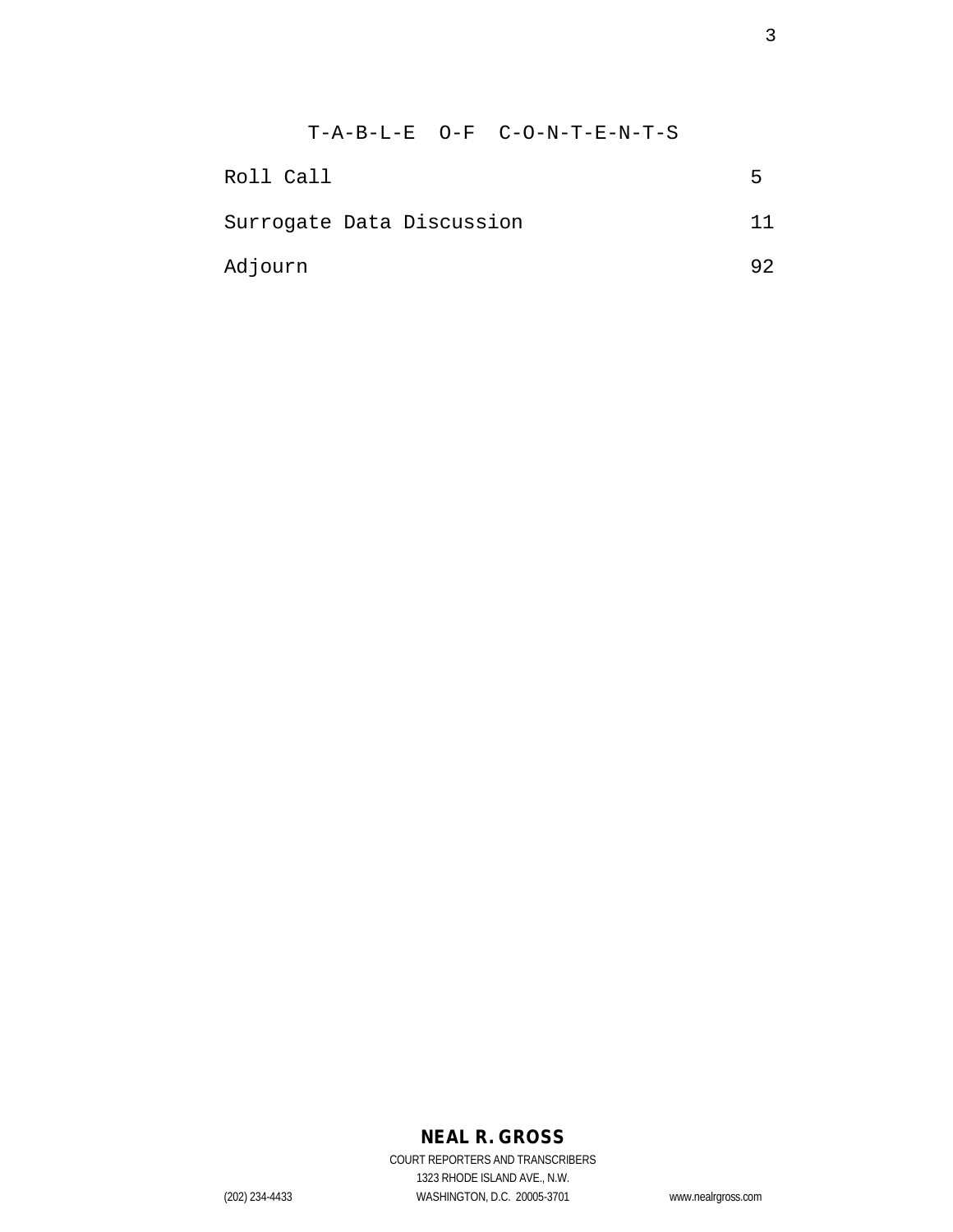# T-A-B-L-E O-F C-O-N-T-E-N-T-S

| | |
|---|---|
| Roll Call | 5 |
| Surrogate Data Discussion | 11 |
| Adjourn | 92 |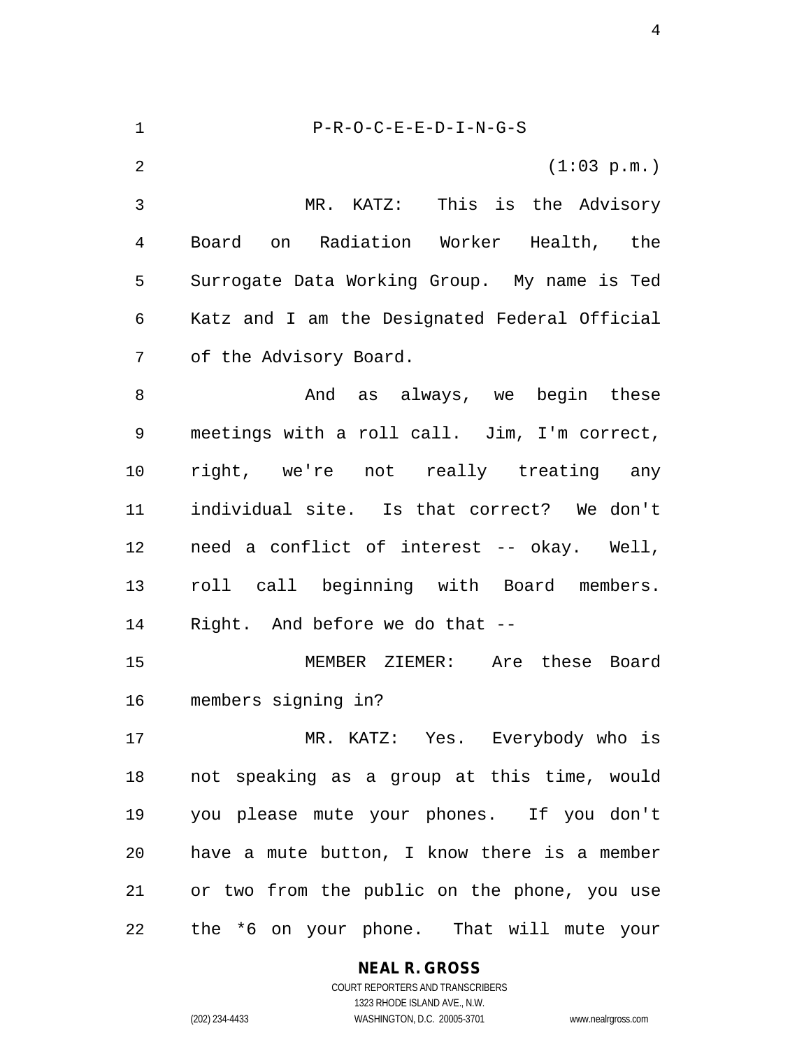P-R-O-C-E-E-D-I-N-G-S

(1:03 p.m.)

MR. KATZ: This is the Advisory Board on Radiation Worker Health, the Surrogate Data Working Group. My name is Ted Katz and I am the Designated Federal Official of the Advisory Board.

And as always, we begin these meetings with a roll call. Jim, I'm correct, right, we're not really treating any individual site. Is that correct? We don't need a conflict of interest -- okay. Well, roll call beginning with Board members. Right. And before we do that --

MEMBER ZIEMER: Are these Board members signing in?

MR. KATZ: Yes. Everybody who is not speaking as a group at this time, would you please mute your phones. If you don't have a mute button, I know there is a member or two from the public on the phone, you use the *6 on your phone. That will mute your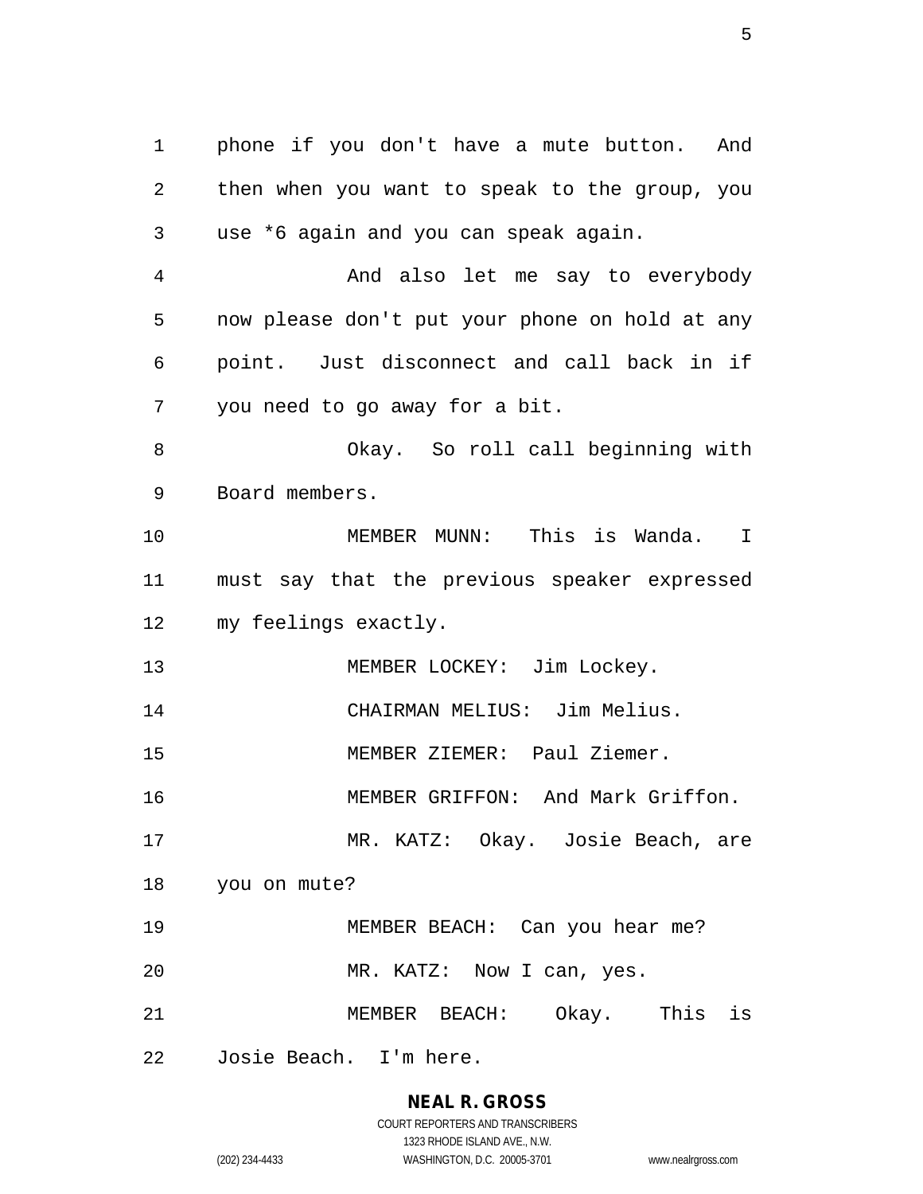phone if you don't have a mute button. And then when you want to speak to the group, you use *6 again and you can speak again.

And also let me say to everybody now please don't put your phone on hold at any point. Just disconnect and call back in if you need to go away for a bit.

Okay. So roll call beginning with Board members.

MEMBER MUNN: This is Wanda. I must say that the previous speaker expressed my feelings exactly.

MEMBER LOCKEY: Jim Lockey.

CHAIRMAN MELIUS: Jim Melius.

MEMBER ZIEMER: Paul Ziemer.

MEMBER GRIFFON: And Mark Griffon.

MR. KATZ: Okay. Josie Beach, are you on mute?

MEMBER BEACH: Can you hear me?

MR. KATZ: Now I can, yes.

MEMBER BEACH: Okay. This is Josie Beach. I'm here.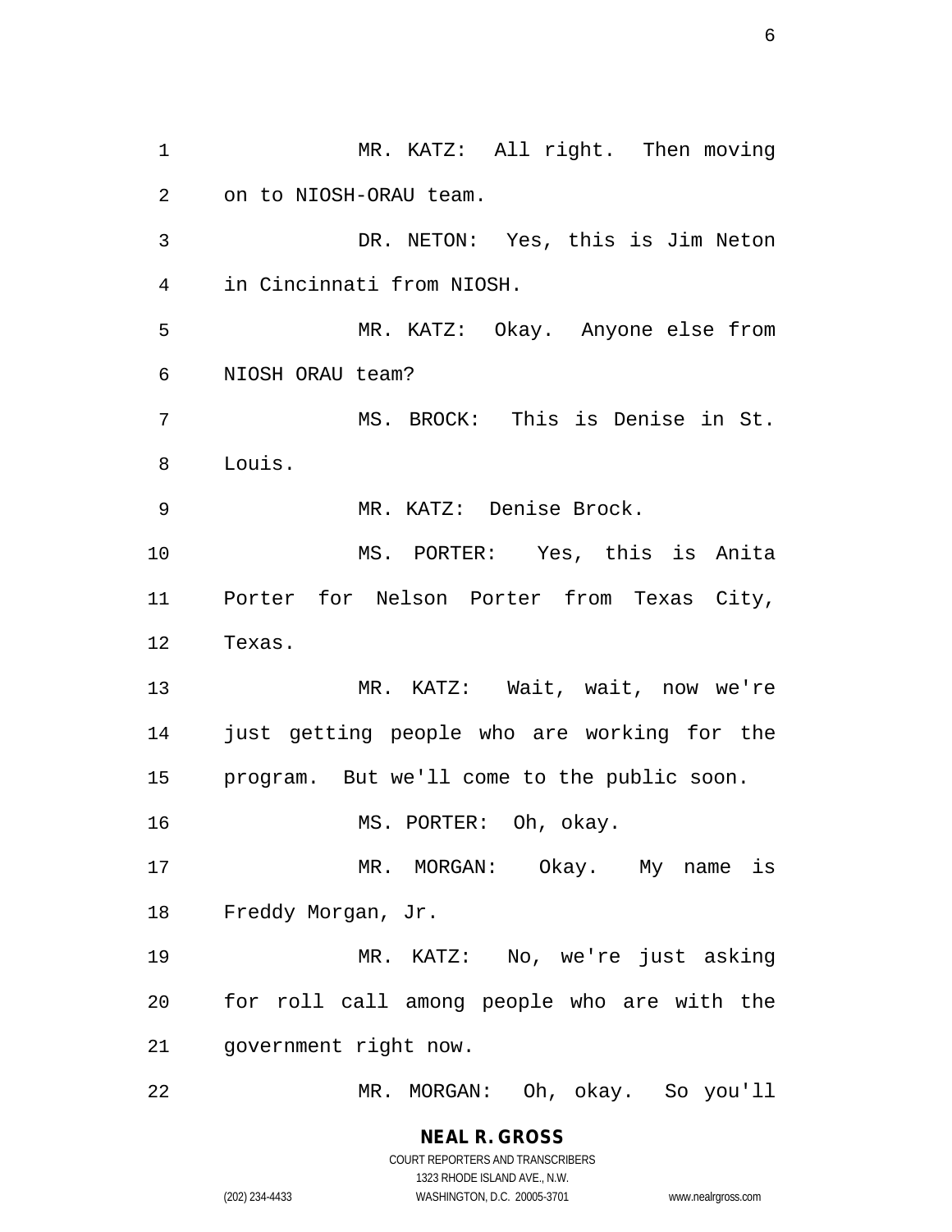MR. KATZ: All right. Then moving on to NIOSH-ORAU team.

DR. NETON: Yes, this is Jim Neton in Cincinnati from NIOSH.

MR. KATZ: Okay. Anyone else from NIOSH ORAU team?

MS. BROCK: This is Denise in St. Louis.

MR. KATZ: Denise Brock.

MS. PORTER: Yes, this is Anita Porter for Nelson Porter from Texas City, Texas.

MR. KATZ: Wait, wait, now we're just getting people who are working for the program. But we'll come to the public soon.

MS. PORTER: Oh, okay.

MR. MORGAN: Okay. My name is Freddy Morgan, Jr.

MR. KATZ: No, we're just asking for roll call among people who are with the government right now.

MR. MORGAN: Oh, okay. So you'll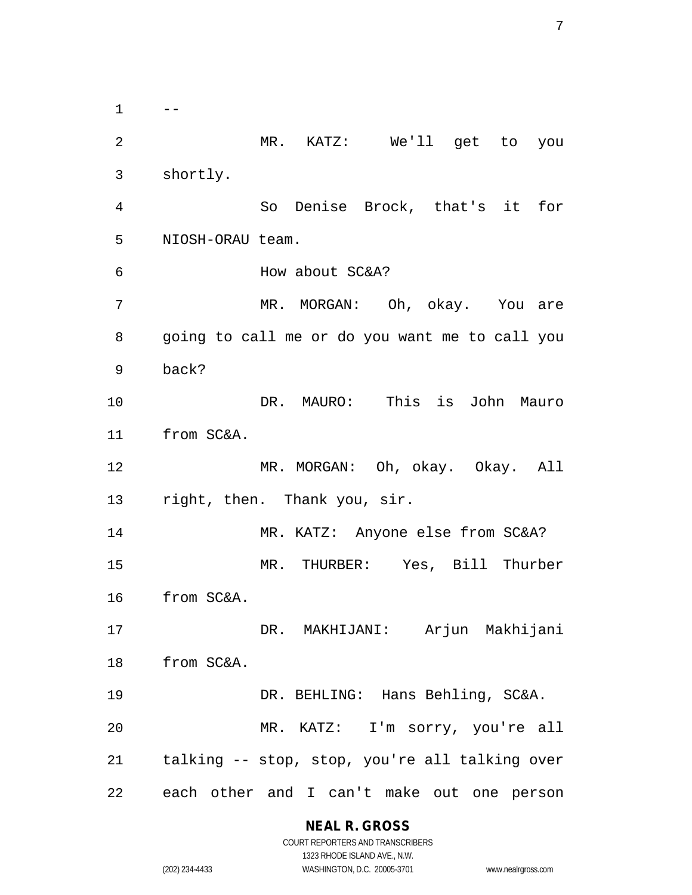--

MR. KATZ: We'll get to you shortly.

So Denise Brock, that's it for NIOSH-ORAU team.

How about SC&A?

MR. MORGAN: Oh, okay. You are going to call me or do you want me to call you back?

DR. MAURO: This is John Mauro from SC&A.

MR. MORGAN: Oh, okay. Okay. All right, then. Thank you, sir.

MR. KATZ: Anyone else from SC&A?

MR. THURBER: Yes, Bill Thurber from SC&A.

DR. MAKHIJANI: Arjun Makhijani from SC&A.

DR. BEHLING: Hans Behling, SC&A.

MR. KATZ: I'm sorry, you're all talking -- stop, stop, you're all talking over each other and I can't make out one person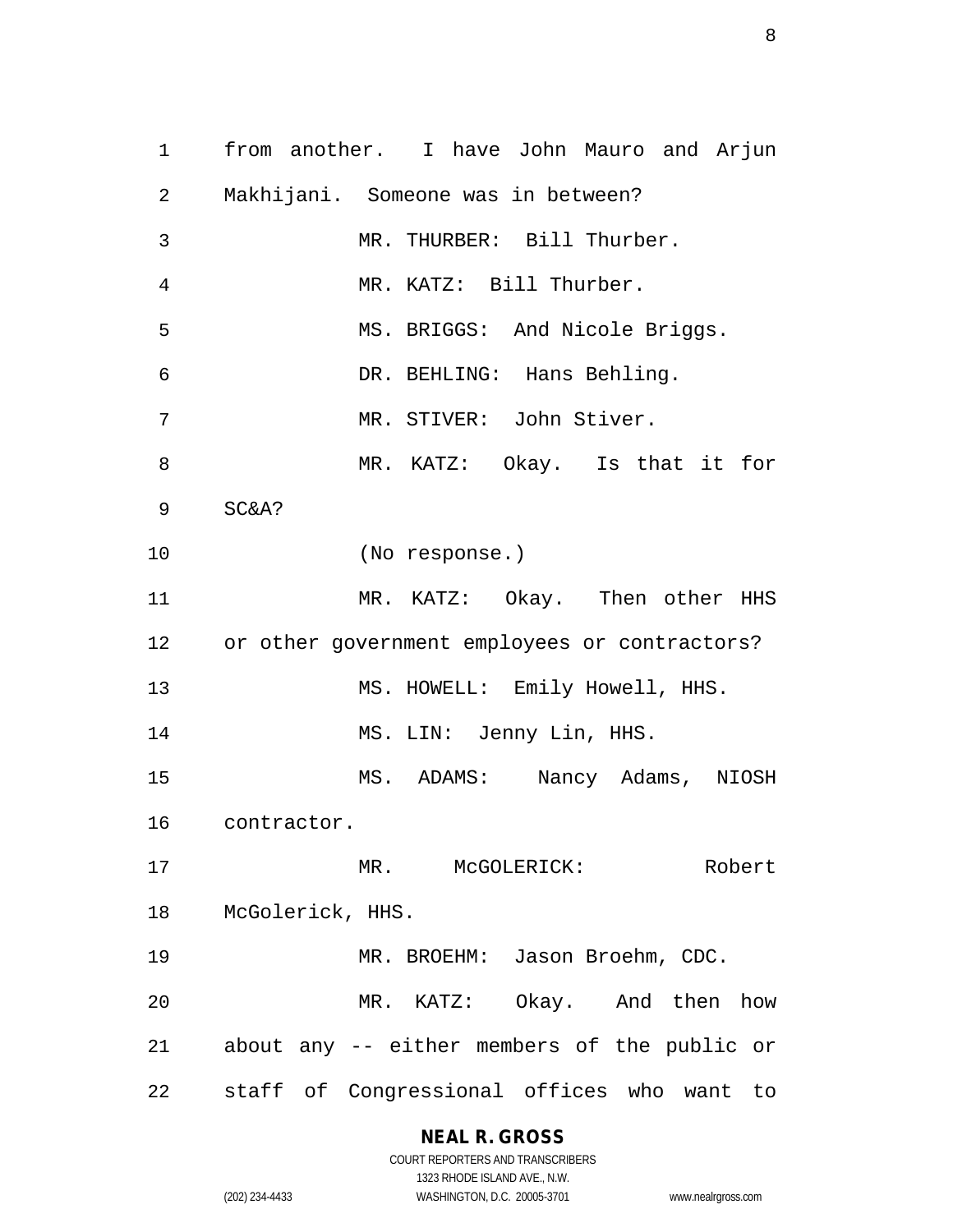1 from another. I have John Mauro and Arjun

2 Makhijani. Someone was in between?

3 MR. THURBER: Bill Thurber.

4 MR. KATZ: Bill Thurber.

5 MS. BRIGGS: And Nicole Briggs.

6 DR. BEHLING: Hans Behling.

7 MR. STIVER: John Stiver.

8 MR. KATZ: Okay. Is that it for

9 SC&A?

10 (No response.)

11 MR. KATZ: Okay. Then other HHS

12 or other government employees or contractors?

13 MS. HOWELL: Emily Howell, HHS.

14 MS. LIN: Jenny Lin, HHS.

15 MS. ADAMS: Nancy Adams, NIOSH

16 contractor.

17 MR. McGOLERICK: Robert

18 McGolerick, HHS.

19 MR. BROEHM: Jason Broehm, CDC.

20 MR. KATZ: Okay. And then how

21 about any -- either members of the public or

22 staff of Congressional offices who want to

NEAL R. GROSS
COURT REPORTERS AND TRANSCRIBERS
1323 RHODE ISLAND AVE., N.W.
(202) 234-4433 WASHINGTON, D.C. 20005-3701 www.nealrgross.com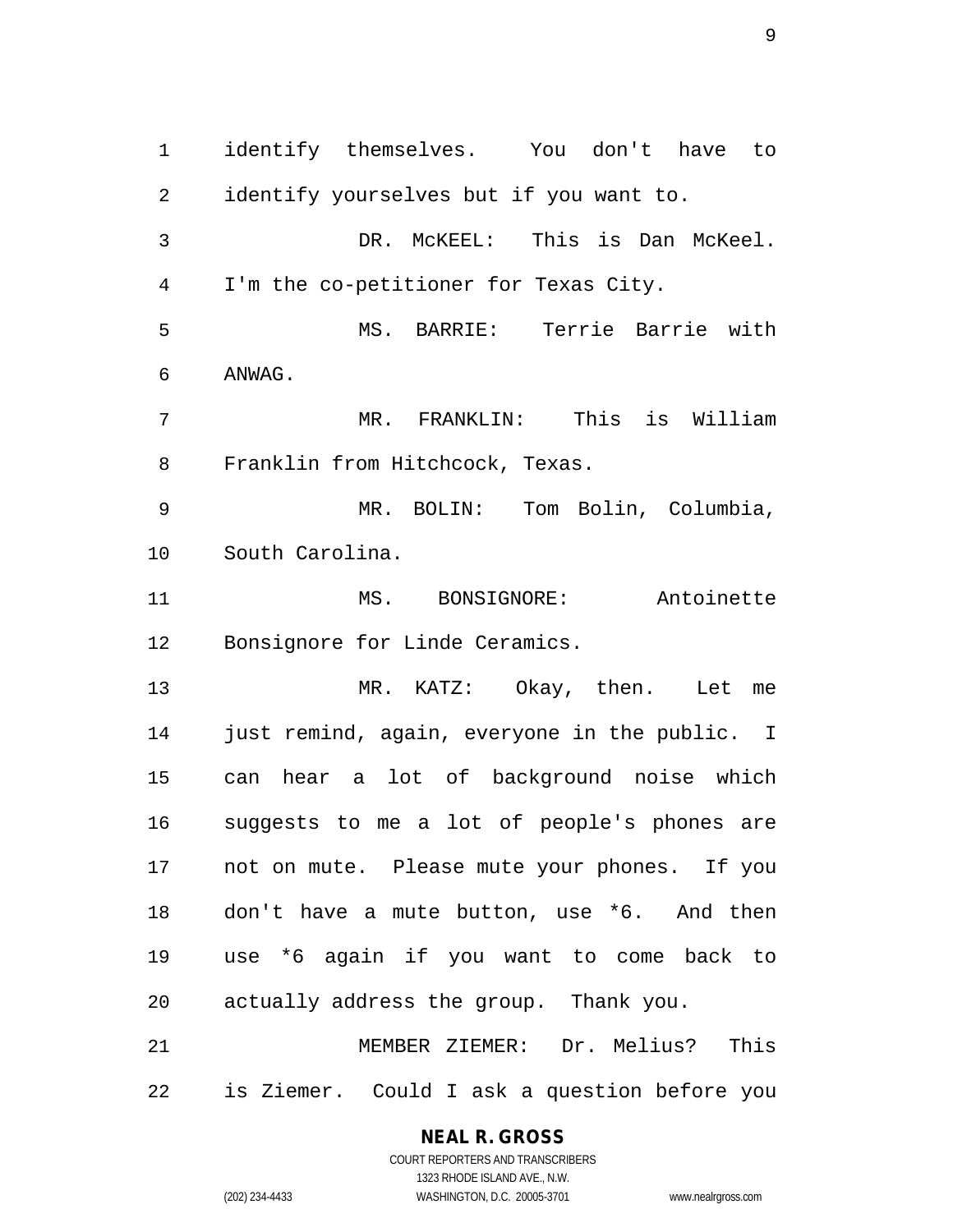identify themselves. You don't have to identify yourselves but if you want to.

DR. McKEEL: This is Dan McKeel. I'm the co-petitioner for Texas City.

MS. BARRIE: Terrie Barrie with ANWAG.

MR. FRANKLIN: This is William Franklin from Hitchcock, Texas.

MR. BOLIN: Tom Bolin, Columbia, South Carolina.

MS. BONSIGNORE: Antoinette Bonsignore for Linde Ceramics.

MR. KATZ: Okay, then. Let me just remind, again, everyone in the public. I can hear a lot of background noise which suggests to me a lot of people's phones are not on mute. Please mute your phones. If you don't have a mute button, use *6. And then use *6 again if you want to come back to actually address the group. Thank you.

MEMBER ZIEMER: Dr. Melius? This is Ziemer. Could I ask a question before you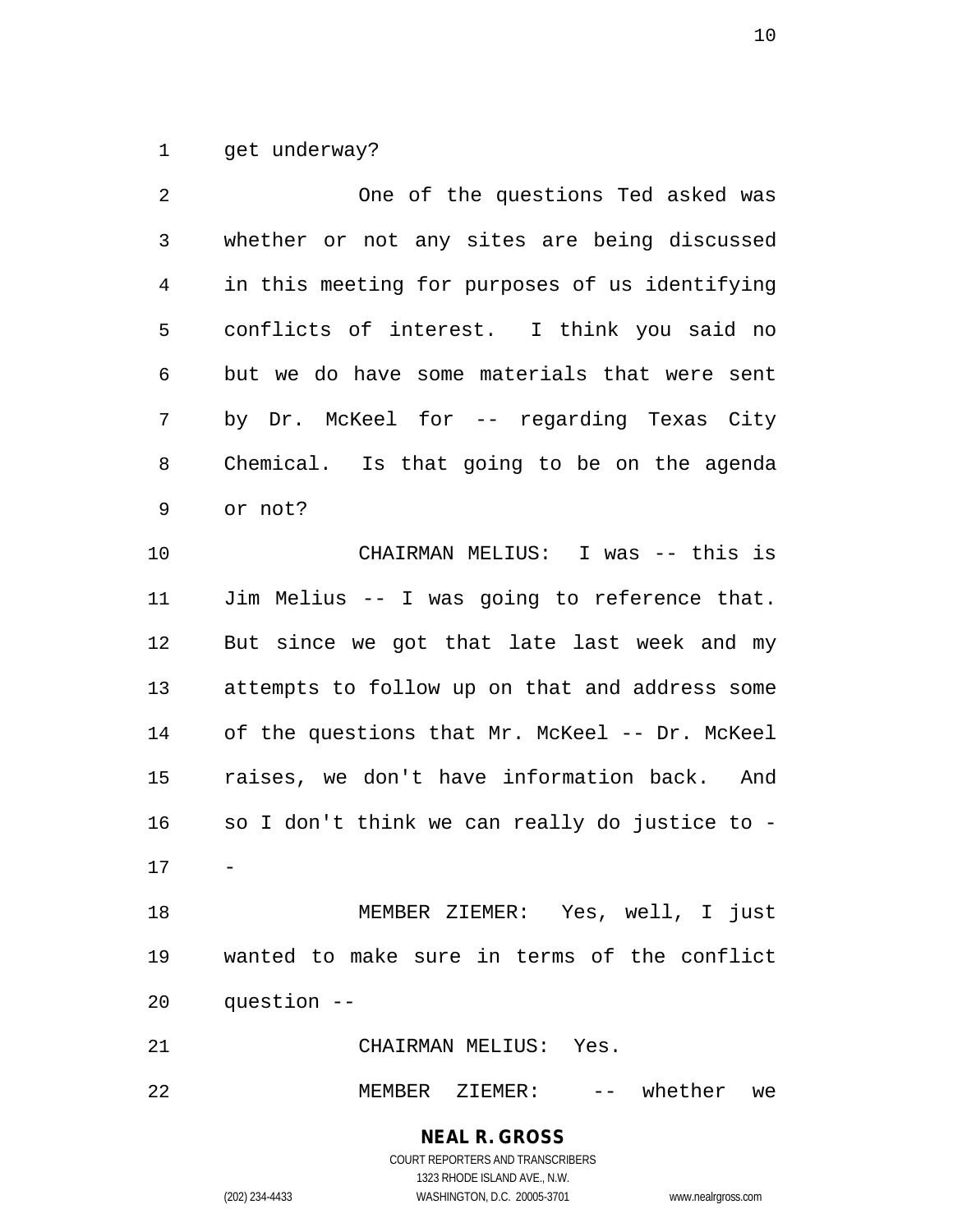get underway?

One of the questions Ted asked was whether or not any sites are being discussed in this meeting for purposes of us identifying conflicts of interest. I think you said no but we do have some materials that were sent by Dr. McKeel for -- regarding Texas City Chemical. Is that going to be on the agenda or not?

CHAIRMAN MELIUS: I was -- this is Jim Melius -- I was going to reference that. But since we got that late last week and my attempts to follow up on that and address some of the questions that Mr. McKeel -- Dr. McKeel raises, we don't have information back. And so I don't think we can really do justice to --

MEMBER ZIEMER: Yes, well, I just wanted to make sure in terms of the conflict question --

CHAIRMAN MELIUS: Yes.

MEMBER ZIEMER: -- whether we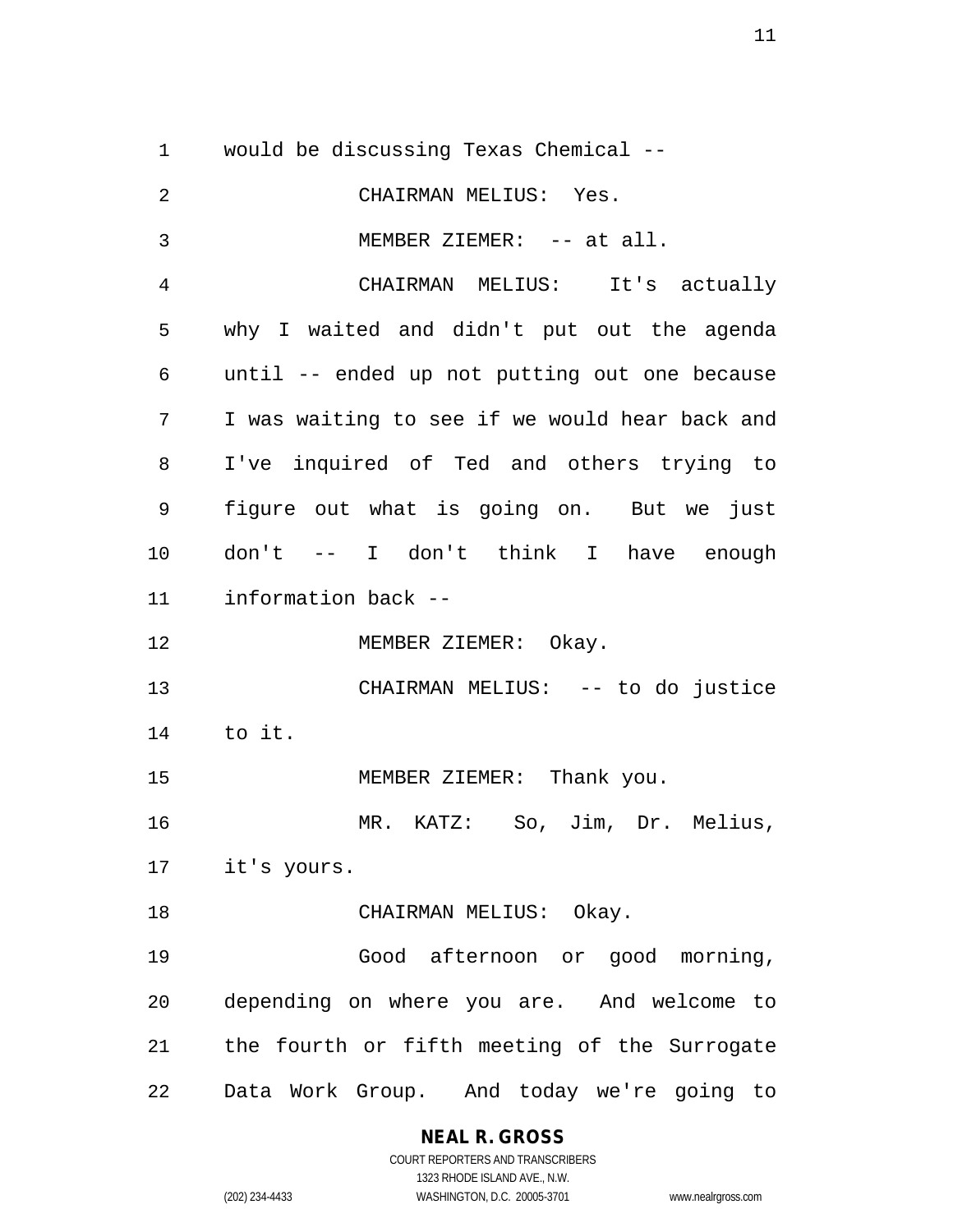would be discussing Texas Chemical --

CHAIRMAN MELIUS: Yes.

MEMBER ZIEMER: -- at all.

CHAIRMAN MELIUS: It's actually why I waited and didn't put out the agenda until -- ended up not putting out one because I was waiting to see if we would hear back and I've inquired of Ted and others trying to figure out what is going on. But we just don't -- I don't think I have enough information back --

MEMBER ZIEMER: Okay.

CHAIRMAN MELIUS: -- to do justice to it.

MEMBER ZIEMER: Thank you.

MR. KATZ: So, Jim, Dr. Melius, it's yours.

CHAIRMAN MELIUS: Okay.

Good afternoon or good morning, depending on where you are. And welcome to the fourth or fifth meeting of the Surrogate Data Work Group. And today we're going to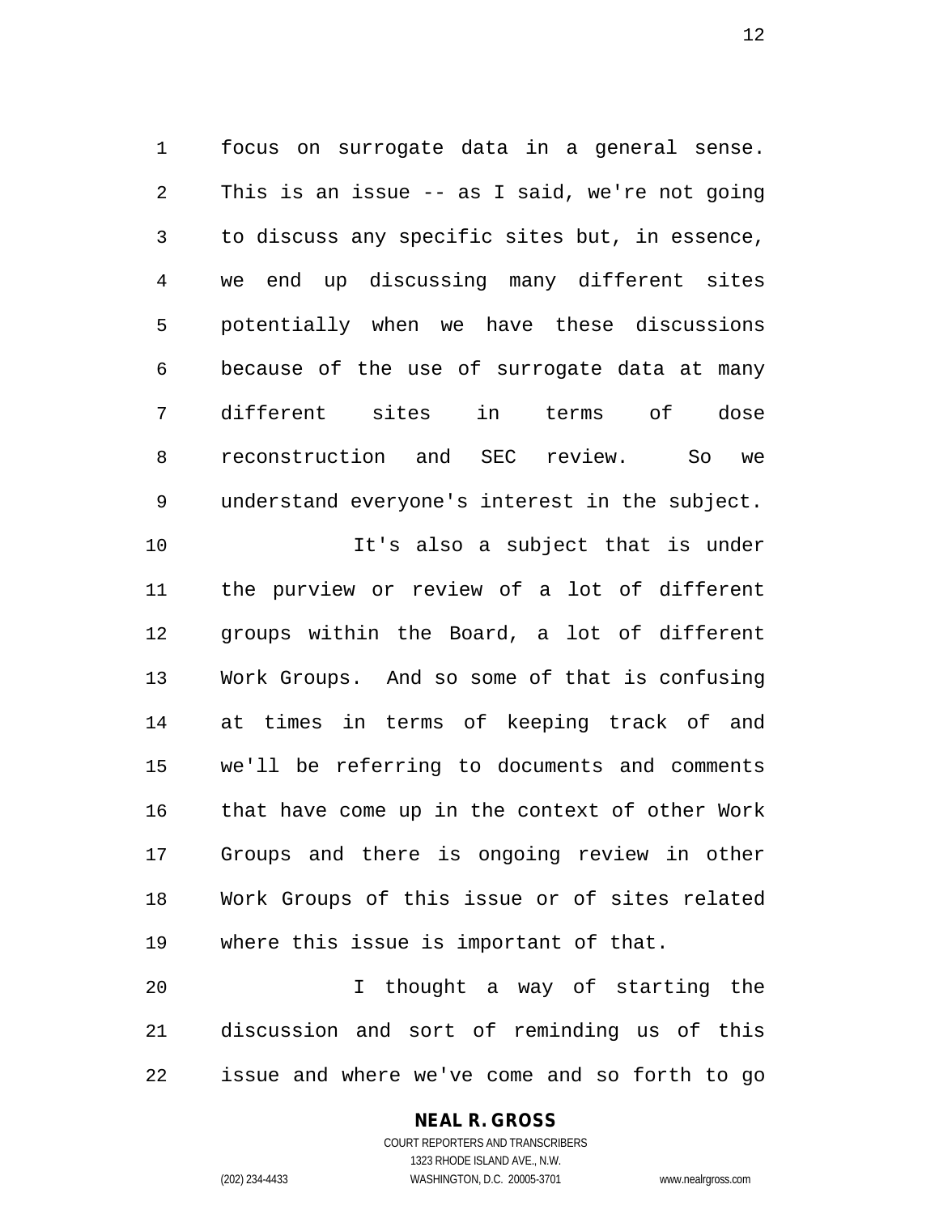focus on surrogate data in a general sense. This is an issue -- as I said, we're not going to discuss any specific sites but, in essence, we end up discussing many different sites potentially when we have these discussions because of the use of surrogate data at many different sites in terms of dose reconstruction and SEC review. So we understand everyone's interest in the subject.

It's also a subject that is under the purview or review of a lot of different groups within the Board, a lot of different Work Groups. And so some of that is confusing at times in terms of keeping track of and we'll be referring to documents and comments that have come up in the context of other Work Groups and there is ongoing review in other Work Groups of this issue or of sites related where this issue is important of that.

I thought a way of starting the discussion and sort of reminding us of this issue and where we've come and so forth to go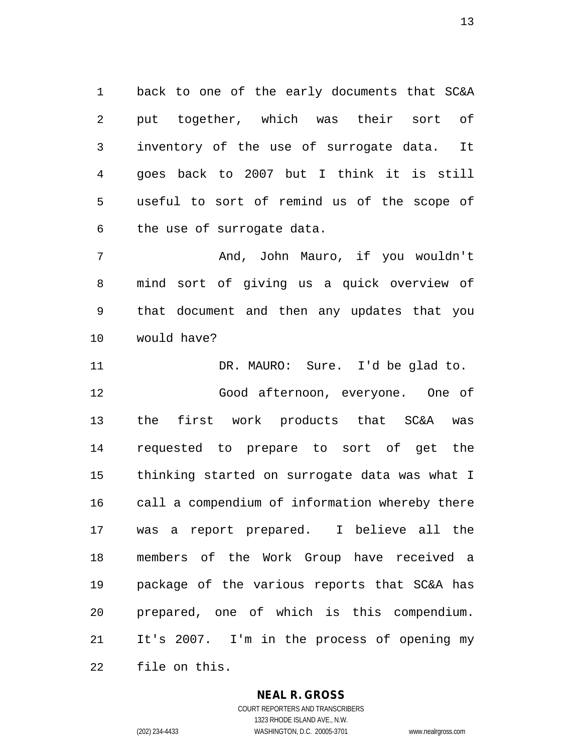back to one of the early documents that SC&A put together, which was their sort of inventory of the use of surrogate data. It goes back to 2007 but I think it is still useful to sort of remind us of the scope of the use of surrogate data.

And, John Mauro, if you wouldn't mind sort of giving us a quick overview of that document and then any updates that you would have?

DR. MAURO: Sure. I'd be glad to.

Good afternoon, everyone. One of the first work products that SC&A was requested to prepare to sort of get the thinking started on surrogate data was what I call a compendium of information whereby there was a report prepared. I believe all the members of the Work Group have received a package of the various reports that SC&A has prepared, one of which is this compendium. It's 2007. I'm in the process of opening my file on this.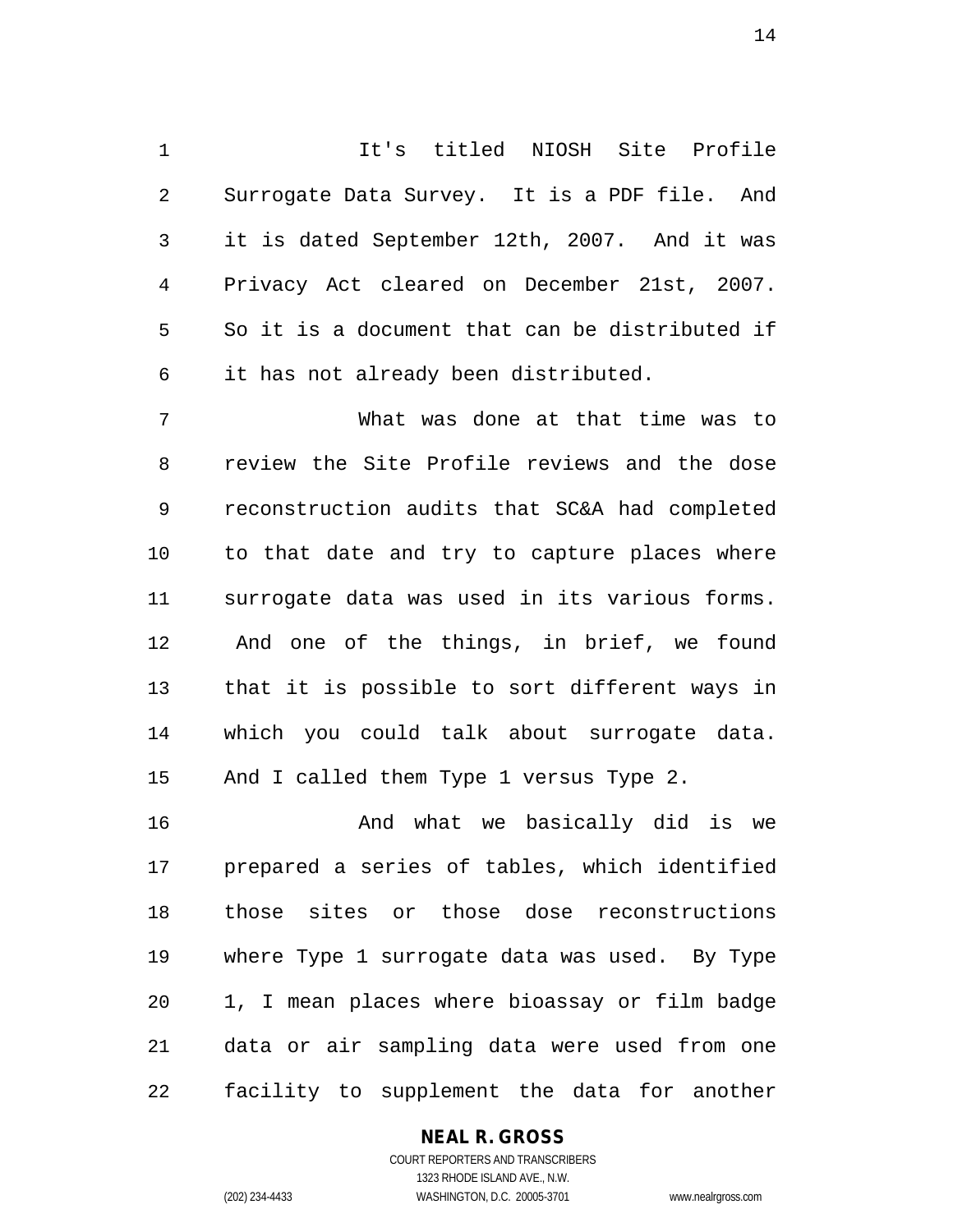It's titled NIOSH Site Profile Surrogate Data Survey. It is a PDF file. And it is dated September 12th, 2007. And it was Privacy Act cleared on December 21st, 2007. So it is a document that can be distributed if it has not already been distributed.

What was done at that time was to review the Site Profile reviews and the dose reconstruction audits that SC&A had completed to that date and try to capture places where surrogate data was used in its various forms. And one of the things, in brief, we found that it is possible to sort different ways in which you could talk about surrogate data. And I called them Type 1 versus Type 2.

And what we basically did is we prepared a series of tables, which identified those sites or those dose reconstructions where Type 1 surrogate data was used. By Type 1, I mean places where bioassay or film badge data or air sampling data were used from one facility to supplement the data for another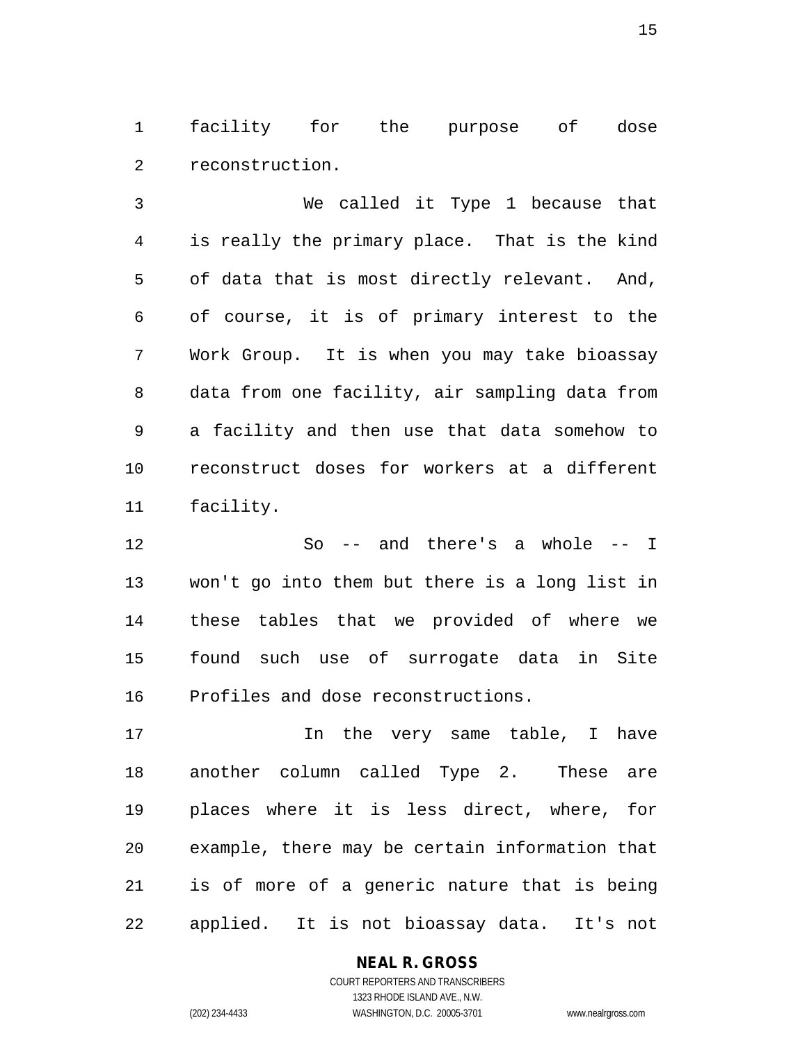facility for the purpose of dose reconstruction.

We called it Type 1 because that is really the primary place. That is the kind of data that is most directly relevant. And, of course, it is of primary interest to the Work Group. It is when you may take bioassay data from one facility, air sampling data from a facility and then use that data somehow to reconstruct doses for workers at a different facility.

So -- and there's a whole -- I won't go into them but there is a long list in these tables that we provided of where we found such use of surrogate data in Site Profiles and dose reconstructions.

In the very same table, I have another column called Type 2. These are places where it is less direct, where, for example, there may be certain information that is of more of a generic nature that is being applied. It is not bioassay data. It's not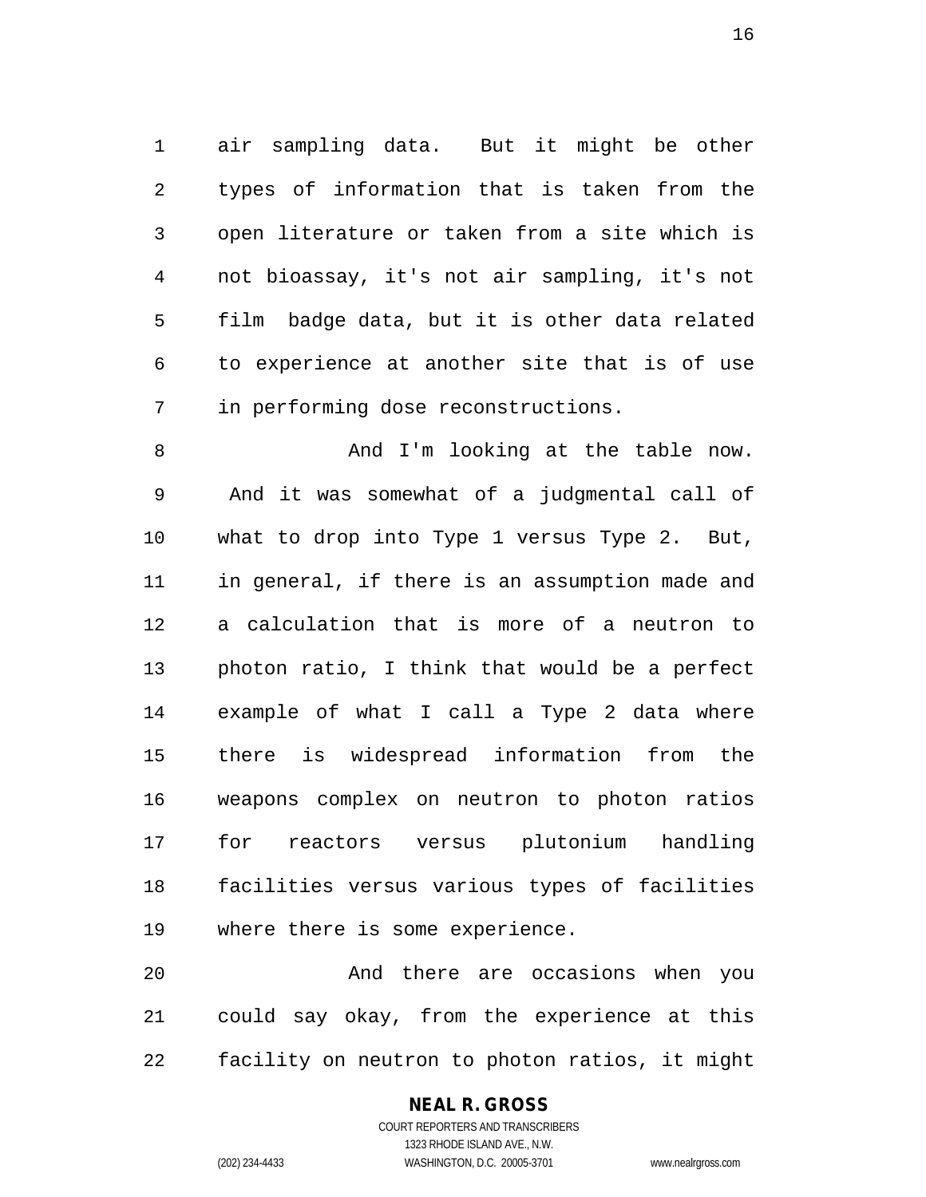air sampling data. But it might be other types of information that is taken from the open literature or taken from a site which is not bioassay, it's not air sampling, it's not film badge data, but it is other data related to experience at another site that is of use in performing dose reconstructions.

And I'm looking at the table now. And it was somewhat of a judgmental call of what to drop into Type 1 versus Type 2. But, in general, if there is an assumption made and a calculation that is more of a neutron to photon ratio, I think that would be a perfect example of what I call a Type 2 data where there is widespread information from the weapons complex on neutron to photon ratios for reactors versus plutonium handling facilities versus various types of facilities where there is some experience.

And there are occasions when you could say okay, from the experience at this facility on neutron to photon ratios, it might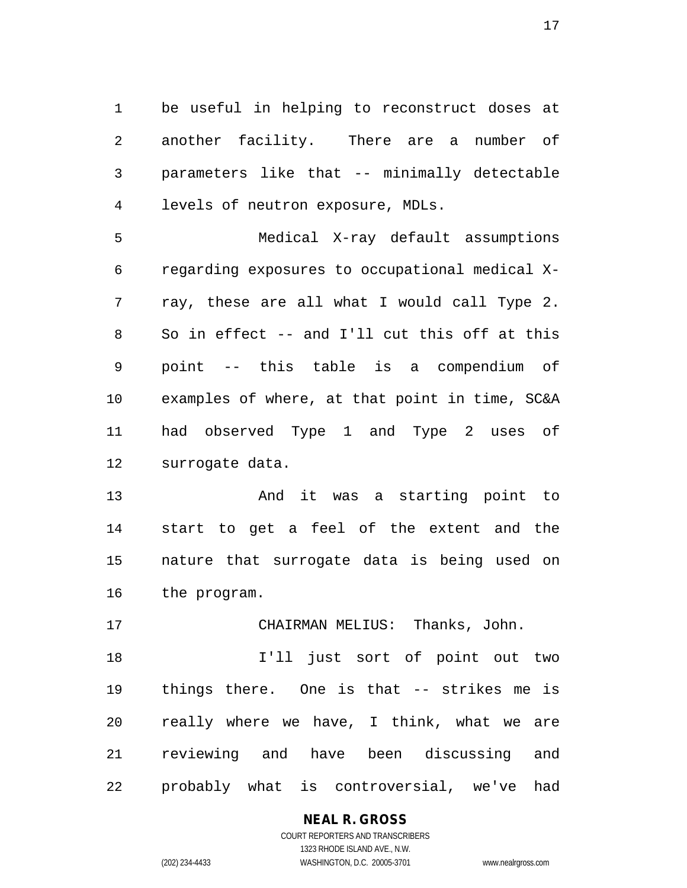be useful in helping to reconstruct doses at another facility. There are a number of parameters like that -- minimally detectable levels of neutron exposure, MDLs.

Medical X-ray default assumptions regarding exposures to occupational medical X-ray, these are all what I would call Type 2. So in effect -- and I'll cut this off at this point -- this table is a compendium of examples of where, at that point in time, SC&A had observed Type 1 and Type 2 uses of surrogate data.

And it was a starting point to start to get a feel of the extent and the nature that surrogate data is being used on the program.

CHAIRMAN MELIUS: Thanks, John.

I'll just sort of point out two things there. One is that -- strikes me is really where we have, I think, what we are reviewing and have been discussing and probably what is controversial, we've had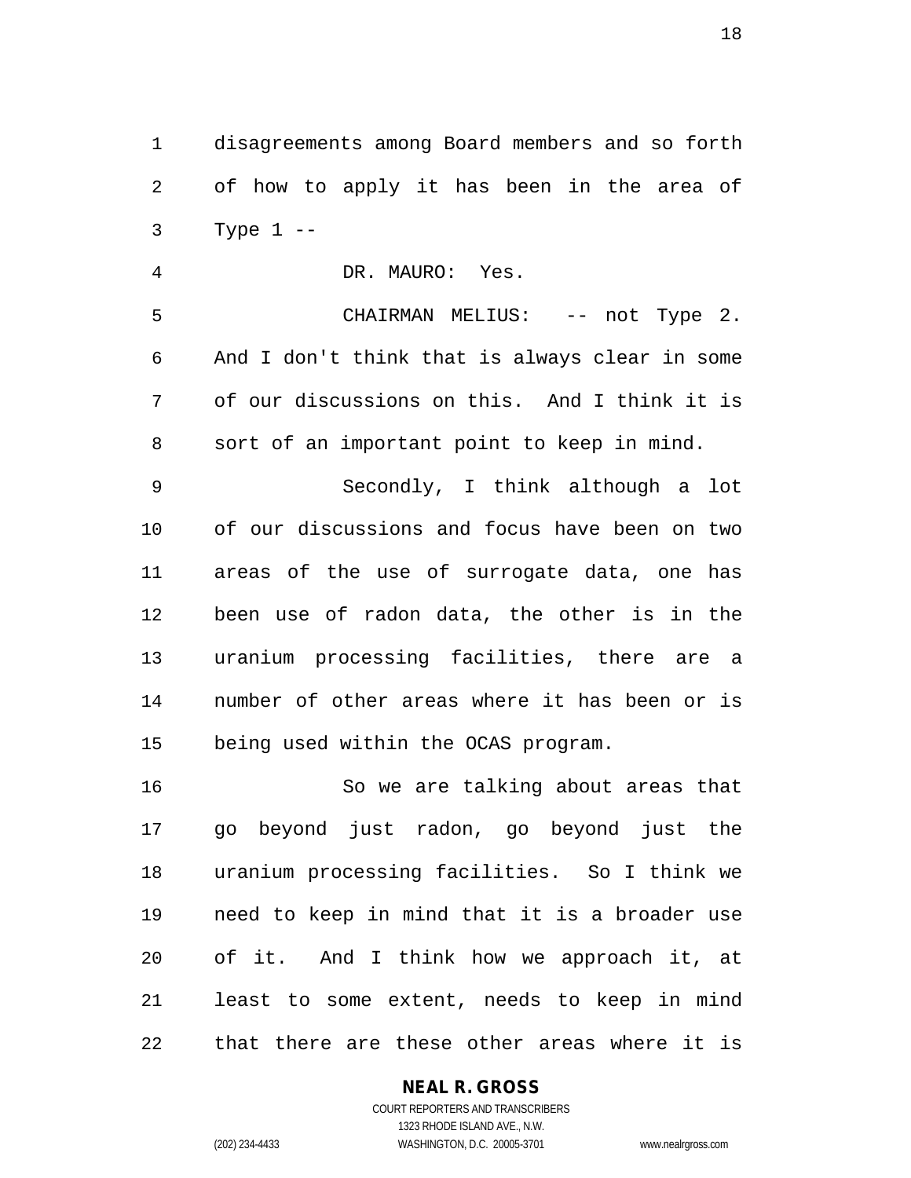disagreements among Board members and so forth of how to apply it has been in the area of Type 1 --

DR. MAURO: Yes.

CHAIRMAN MELIUS: -- not Type 2. And I don't think that is always clear in some of our discussions on this. And I think it is sort of an important point to keep in mind.

Secondly, I think although a lot of our discussions and focus have been on two areas of the use of surrogate data, one has been use of radon data, the other is in the uranium processing facilities, there are a number of other areas where it has been or is being used within the OCAS program.

So we are talking about areas that go beyond just radon, go beyond just the uranium processing facilities. So I think we need to keep in mind that it is a broader use of it. And I think how we approach it, at least to some extent, needs to keep in mind that there are these other areas where it is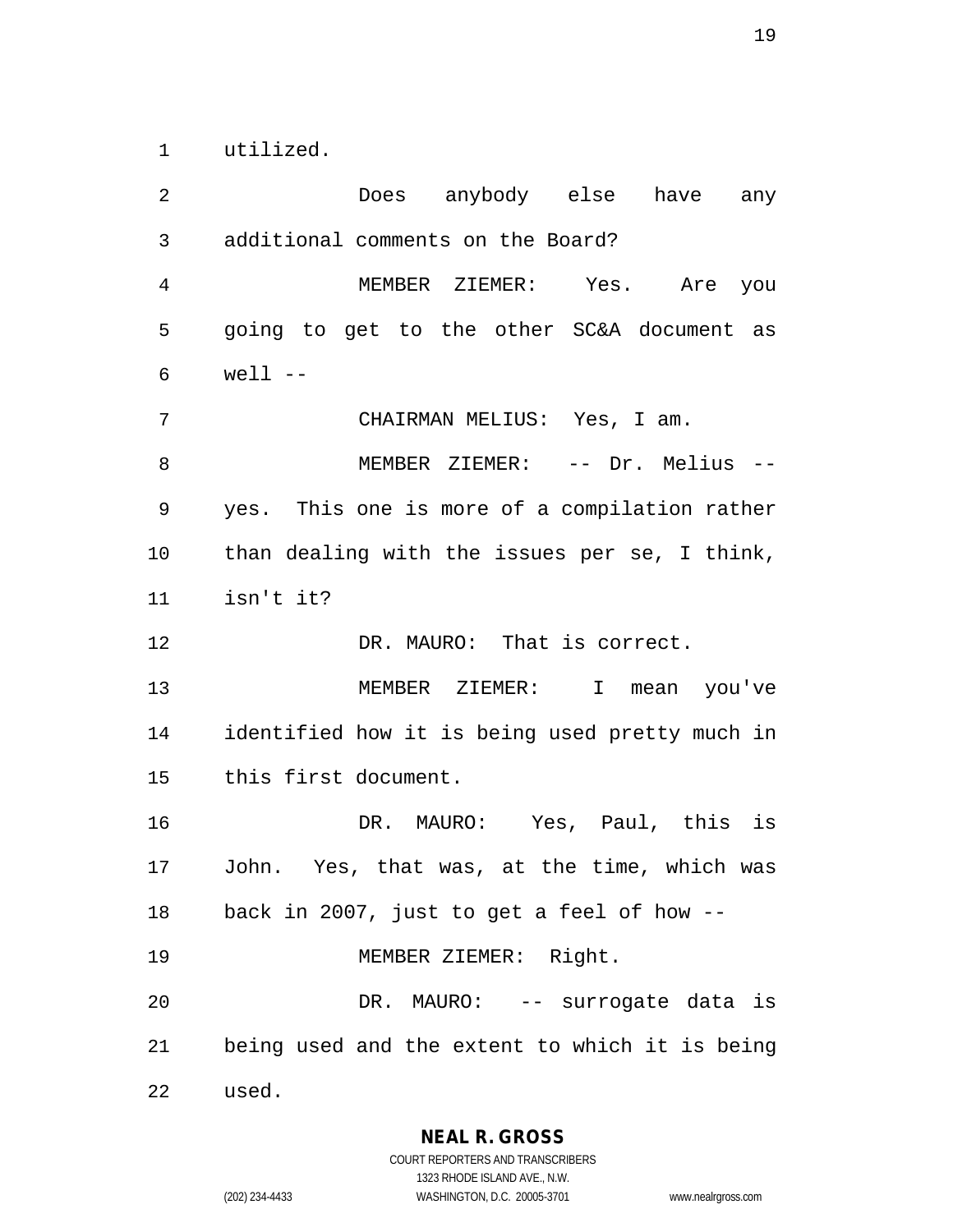utilized.

Does anybody else have any additional comments on the Board?

MEMBER ZIEMER: Yes. Are you going to get to the other SC&A document as well --

CHAIRMAN MELIUS: Yes, I am.

MEMBER ZIEMER: -- Dr. Melius -- yes. This one is more of a compilation rather than dealing with the issues per se, I think, isn't it?

DR. MAURO: That is correct.

MEMBER ZIEMER: I mean you've identified how it is being used pretty much in this first document.

DR. MAURO: Yes, Paul, this is John. Yes, that was, at the time, which was back in 2007, just to get a feel of how --

MEMBER ZIEMER: Right.

DR. MAURO: -- surrogate data is being used and the extent to which it is being used.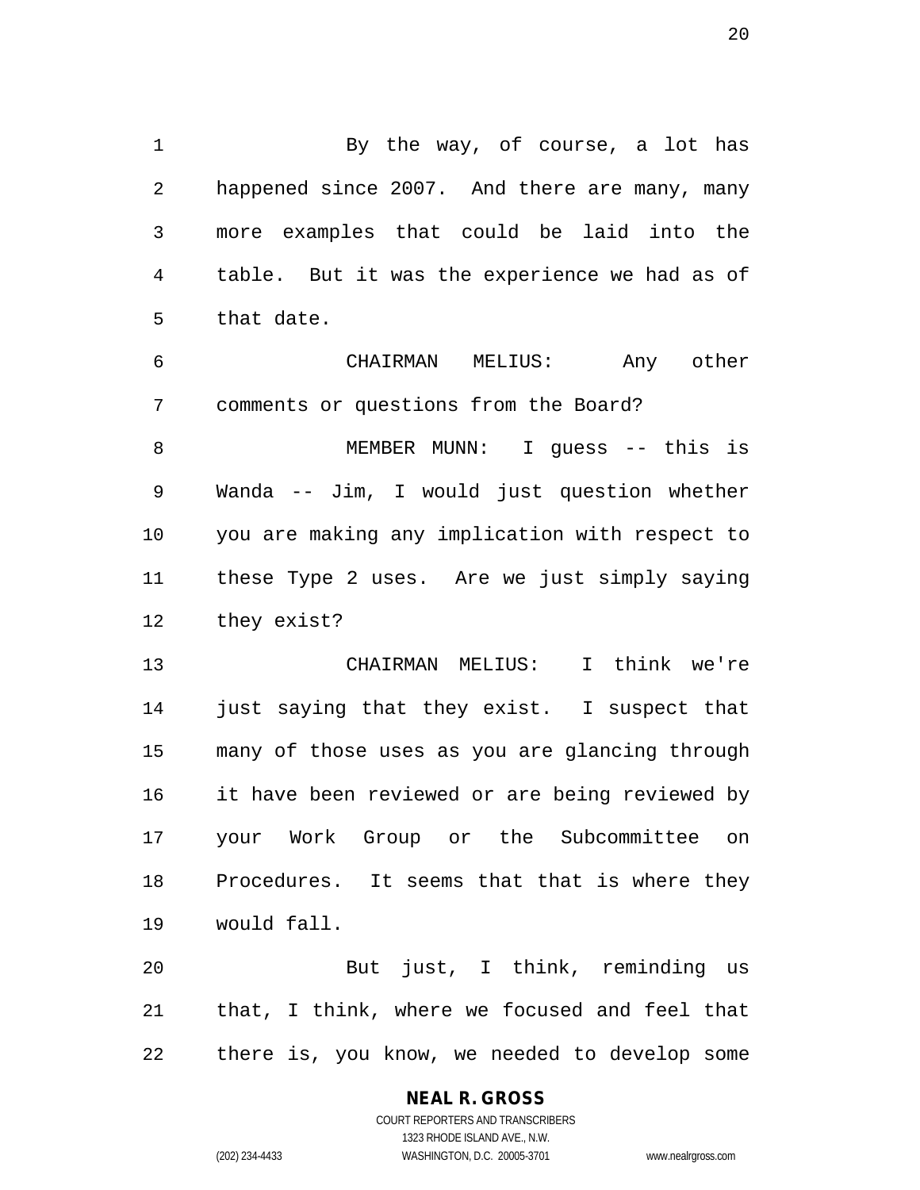By the way, of course, a lot has happened since 2007. And there are many, many more examples that could be laid into the table. But it was the experience we had as of that date.

CHAIRMAN MELIUS: Any other comments or questions from the Board?

MEMBER MUNN: I guess -- this is Wanda -- Jim, I would just question whether you are making any implication with respect to these Type 2 uses. Are we just simply saying they exist?

CHAIRMAN MELIUS: I think we're just saying that they exist. I suspect that many of those uses as you are glancing through it have been reviewed or are being reviewed by your Work Group or the Subcommittee on Procedures. It seems that that is where they would fall.

But just, I think, reminding us that, I think, where we focused and feel that there is, you know, we needed to develop some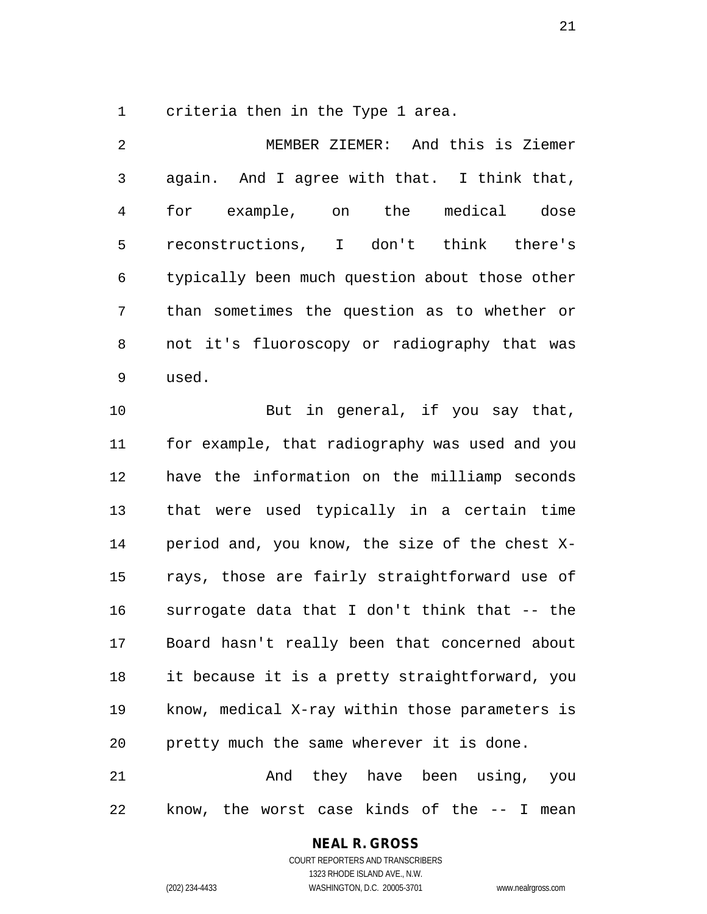criteria then in the Type 1 area.

MEMBER ZIEMER: And this is Ziemer again. And I agree with that. I think that, for example, on the medical dose reconstructions, I don't think there's typically been much question about those other than sometimes the question as to whether or not it's fluoroscopy or radiography that was used.

But in general, if you say that, for example, that radiography was used and you have the information on the milliamp seconds that were used typically in a certain time period and, you know, the size of the chest X-rays, those are fairly straightforward use of surrogate data that I don't think that -- the Board hasn't really been that concerned about it because it is a pretty straightforward, you know, medical X-ray within those parameters is pretty much the same wherever it is done.

And they have been using, you know, the worst case kinds of the -- I mean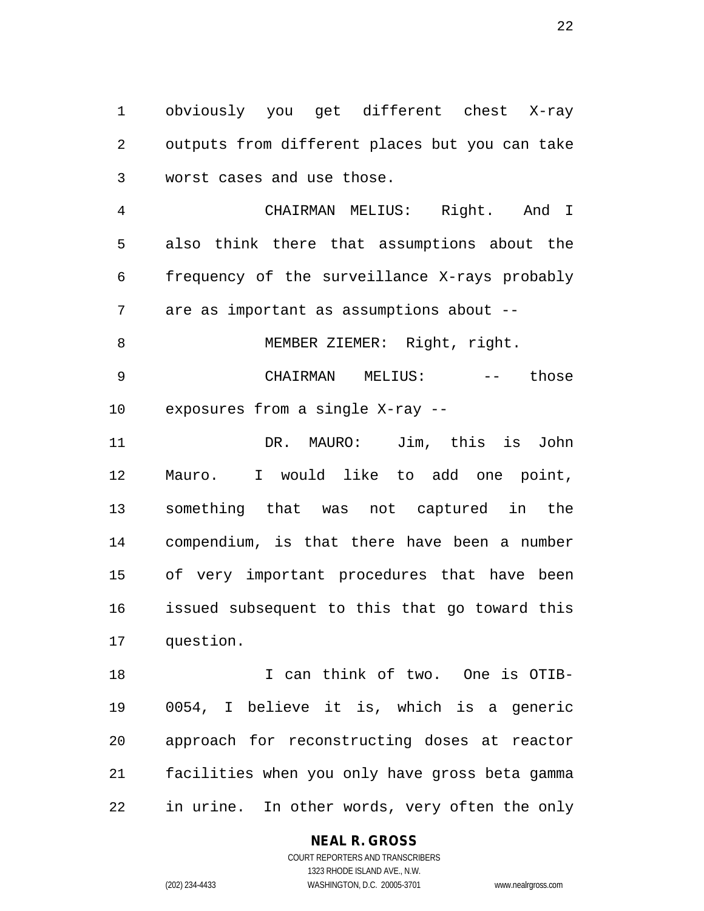obviously you get different chest X-ray outputs from different places but you can take worst cases and use those.

CHAIRMAN MELIUS: Right. And I also think there that assumptions about the frequency of the surveillance X-rays probably are as important as assumptions about --

MEMBER ZIEMER: Right, right.

CHAIRMAN MELIUS: -- those exposures from a single X-ray --

DR. MAURO: Jim, this is John Mauro. I would like to add one point, something that was not captured in the compendium, is that there have been a number of very important procedures that have been issued subsequent to this that go toward this question.

I can think of two. One is OTIB-0054, I believe it is, which is a generic approach for reconstructing doses at reactor facilities when you only have gross beta gamma in urine. In other words, very often the only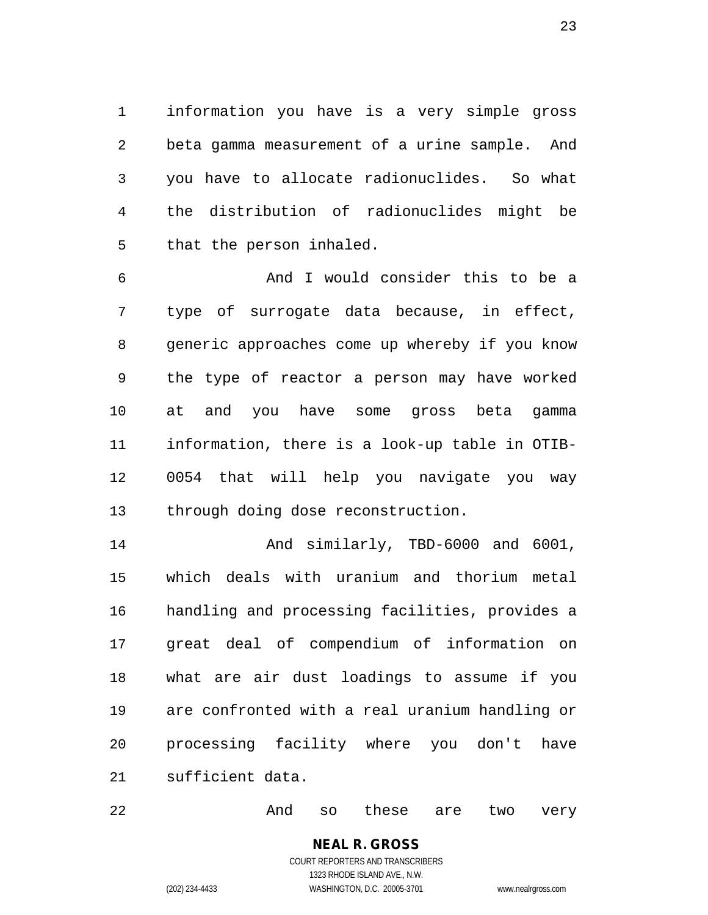information you have is a very simple gross beta gamma measurement of a urine sample. And you have to allocate radionuclides. So what the distribution of radionuclides might be that the person inhaled.

And I would consider this to be a type of surrogate data because, in effect, generic approaches come up whereby if you know the type of reactor a person may have worked at and you have some gross beta gamma information, there is a look-up table in OTIB-0054 that will help you navigate you way through doing dose reconstruction.

And similarly, TBD-6000 and 6001, which deals with uranium and thorium metal handling and processing facilities, provides a great deal of compendium of information on what are air dust loadings to assume if you are confronted with a real uranium handling or processing facility where you don't have sufficient data.

And so these are two very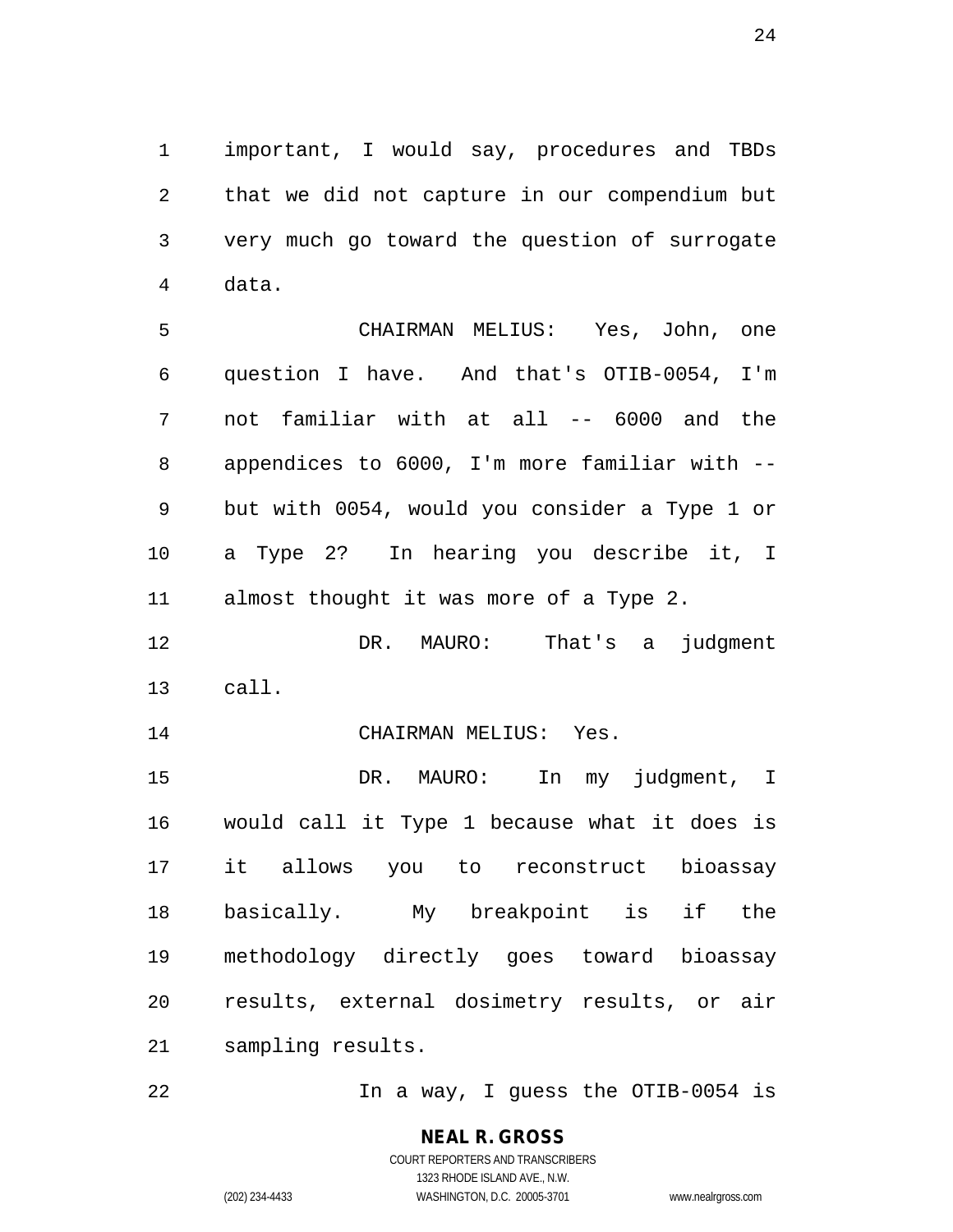important, I would say, procedures and TBDs that we did not capture in our compendium but very much go toward the question of surrogate data.

CHAIRMAN MELIUS: Yes, John, one question I have. And that's OTIB-0054, I'm not familiar with at all -- 6000 and the appendices to 6000, I'm more familiar with -- but with 0054, would you consider a Type 1 or a Type 2? In hearing you describe it, I almost thought it was more of a Type 2.

DR. MAURO: That's a judgment call.

CHAIRMAN MELIUS: Yes.

DR. MAURO: In my judgment, I would call it Type 1 because what it does is it allows you to reconstruct bioassay basically. My breakpoint is if the methodology directly goes toward bioassay results, external dosimetry results, or air sampling results.

In a way, I guess the OTIB-0054 is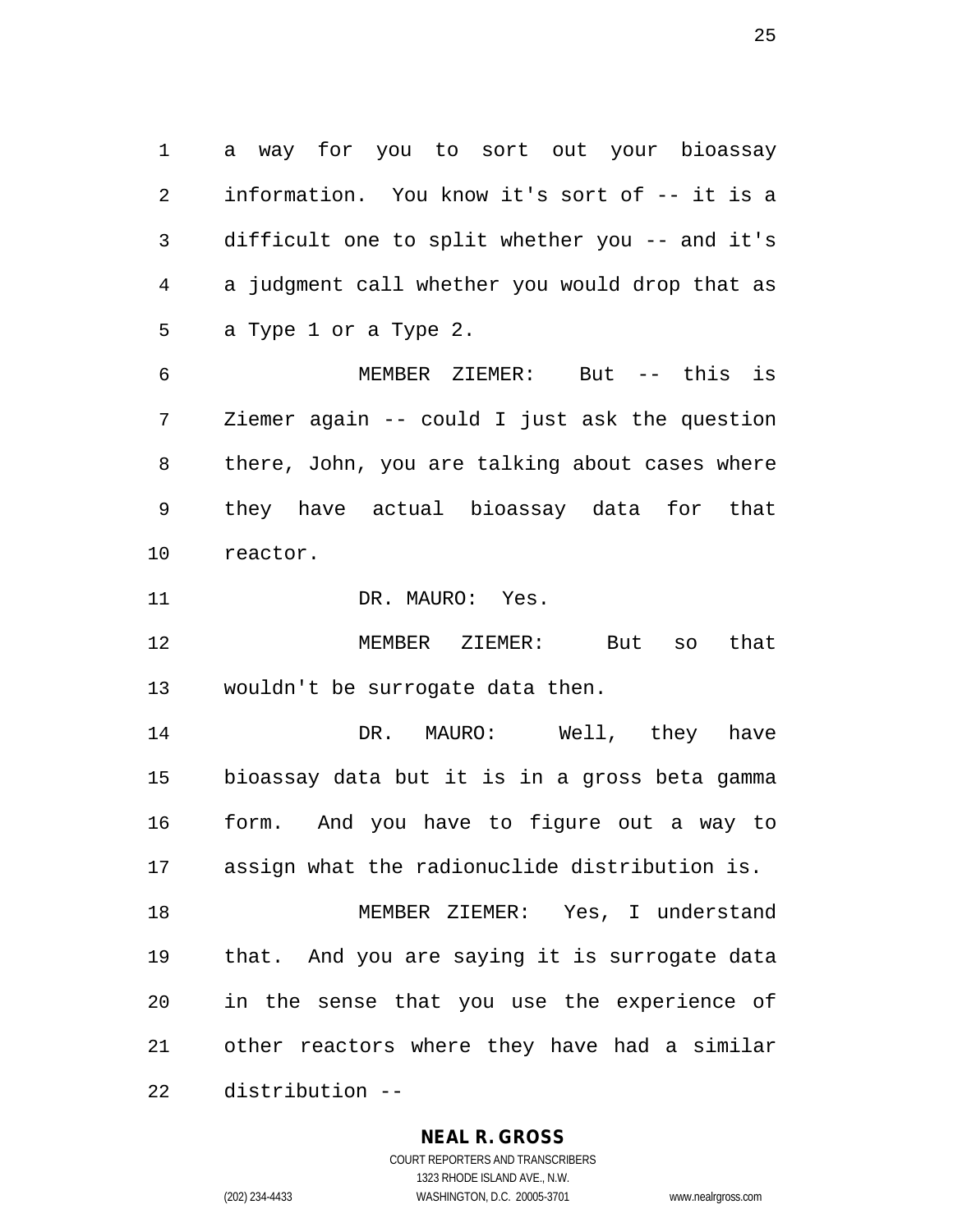a way for you to sort out your bioassay information. You know it's sort of -- it is a difficult one to split whether you -- and it's a judgment call whether you would drop that as a Type 1 or a Type 2.

MEMBER ZIEMER: But -- this is Ziemer again -- could I just ask the question there, John, you are talking about cases where they have actual bioassay data for that reactor.

DR. MAURO: Yes.

MEMBER ZIEMER: But so that wouldn't be surrogate data then.

DR. MAURO: Well, they have bioassay data but it is in a gross beta gamma form. And you have to figure out a way to assign what the radionuclide distribution is.

MEMBER ZIEMER: Yes, I understand that. And you are saying it is surrogate data in the sense that you use the experience of other reactors where they have had a similar distribution --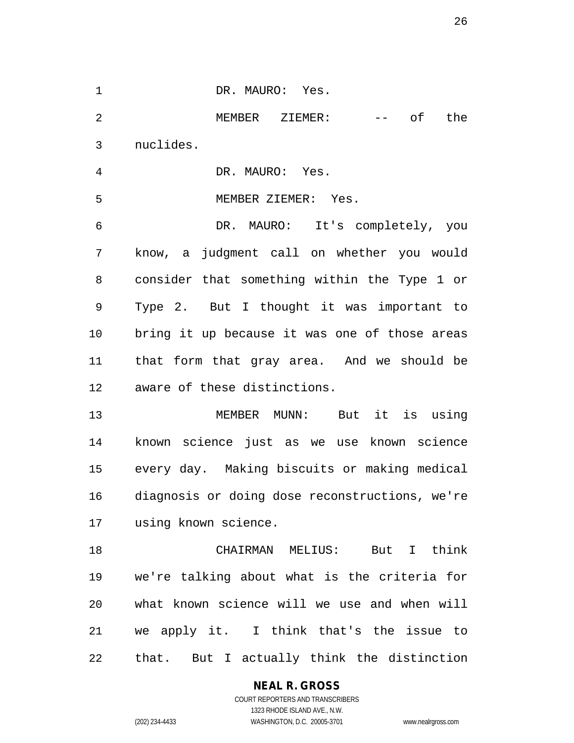DR. MAURO: Yes.

MEMBER ZIEMER: -- of the nuclides.

DR. MAURO: Yes.

MEMBER ZIEMER: Yes.

DR. MAURO: It's completely, you know, a judgment call on whether you would consider that something within the Type 1 or Type 2. But I thought it was important to bring it up because it was one of those areas that form that gray area. And we should be aware of these distinctions.

MEMBER MUNN: But it is using known science just as we use known science every day. Making biscuits or making medical diagnosis or doing dose reconstructions, we're using known science.

CHAIRMAN MELIUS: But I think we're talking about what is the criteria for what known science will we use and when will we apply it. I think that's the issue to that. But I actually think the distinction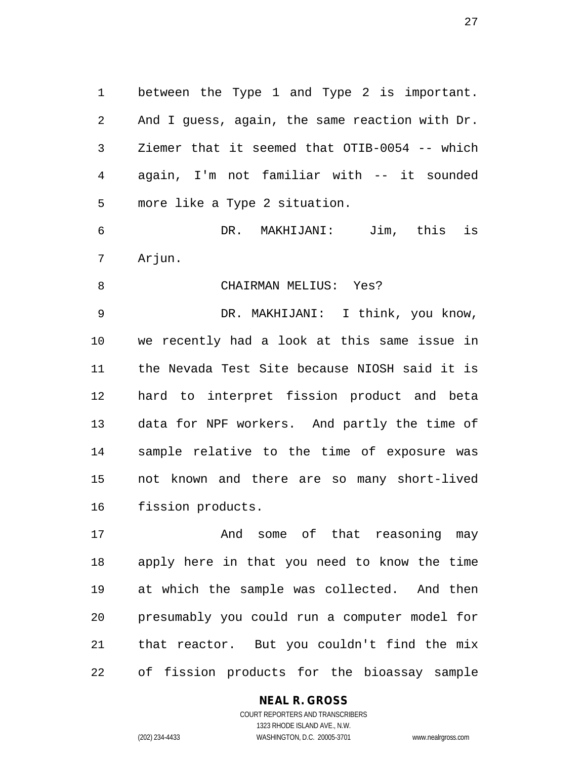between the Type 1 and Type 2 is important. And I guess, again, the same reaction with Dr. Ziemer that it seemed that OTIB-0054 -- which again, I'm not familiar with -- it sounded more like a Type 2 situation.

DR. MAKHIJANI: Jim, this is Arjun.

CHAIRMAN MELIUS: Yes?

DR. MAKHIJANI: I think, you know, we recently had a look at this same issue in the Nevada Test Site because NIOSH said it is hard to interpret fission product and beta data for NPF workers. And partly the time of sample relative to the time of exposure was not known and there are so many short-lived fission products.

And some of that reasoning may apply here in that you need to know the time at which the sample was collected. And then presumably you could run a computer model for that reactor. But you couldn't find the mix of fission products for the bioassay sample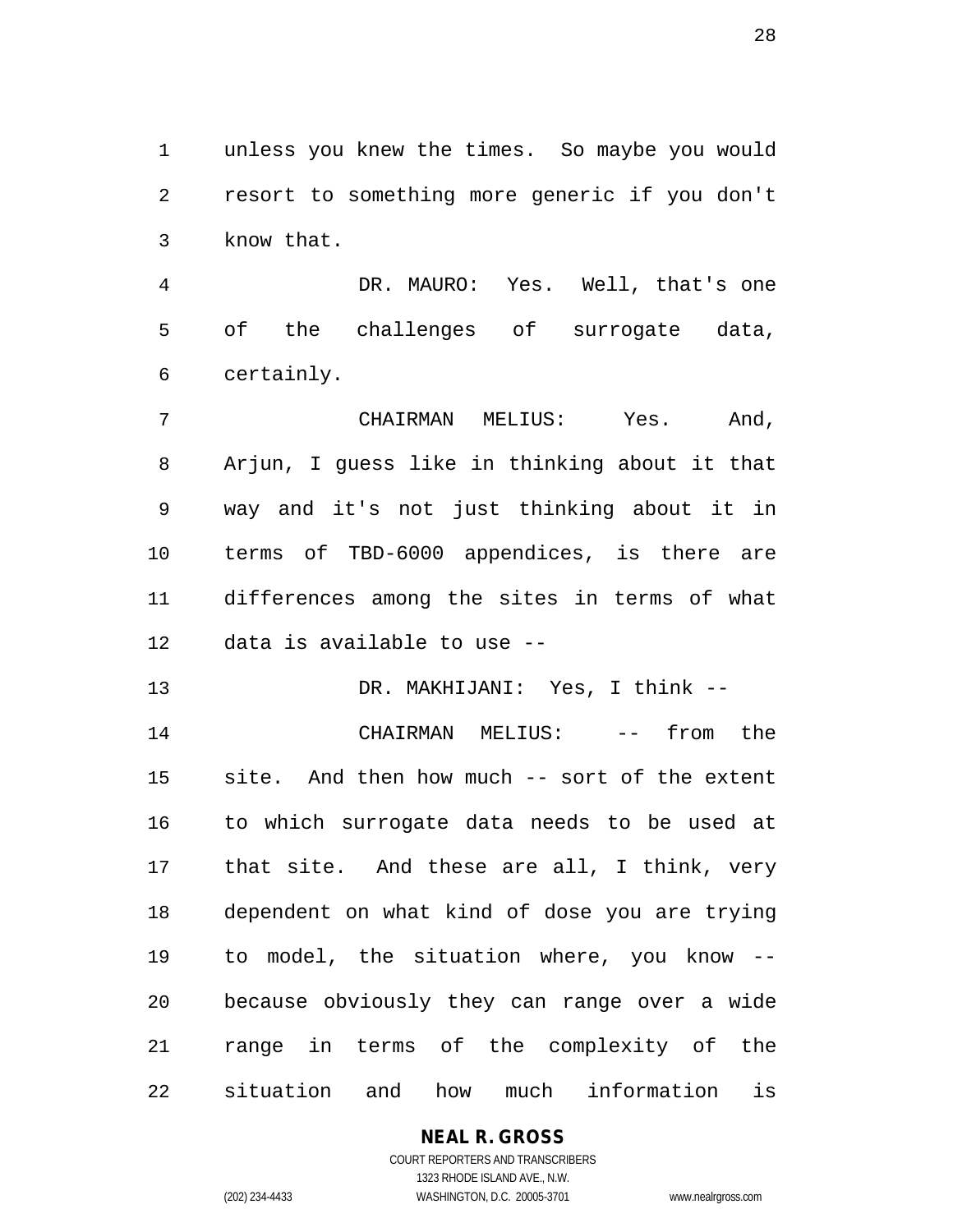unless you knew the times. So maybe you would resort to something more generic if you don't know that.

DR. MAURO: Yes. Well, that's one of the challenges of surrogate data, certainly.

CHAIRMAN MELIUS: Yes. And, Arjun, I guess like in thinking about it that way and it's not just thinking about it in terms of TBD-6000 appendices, is there are differences among the sites in terms of what data is available to use --

DR. MAKHIJANI: Yes, I think --

CHAIRMAN MELIUS: -- from the site. And then how much -- sort of the extent to which surrogate data needs to be used at that site. And these are all, I think, very dependent on what kind of dose you are trying to model, the situation where, you know -- because obviously they can range over a wide range in terms of the complexity of the situation and how much information is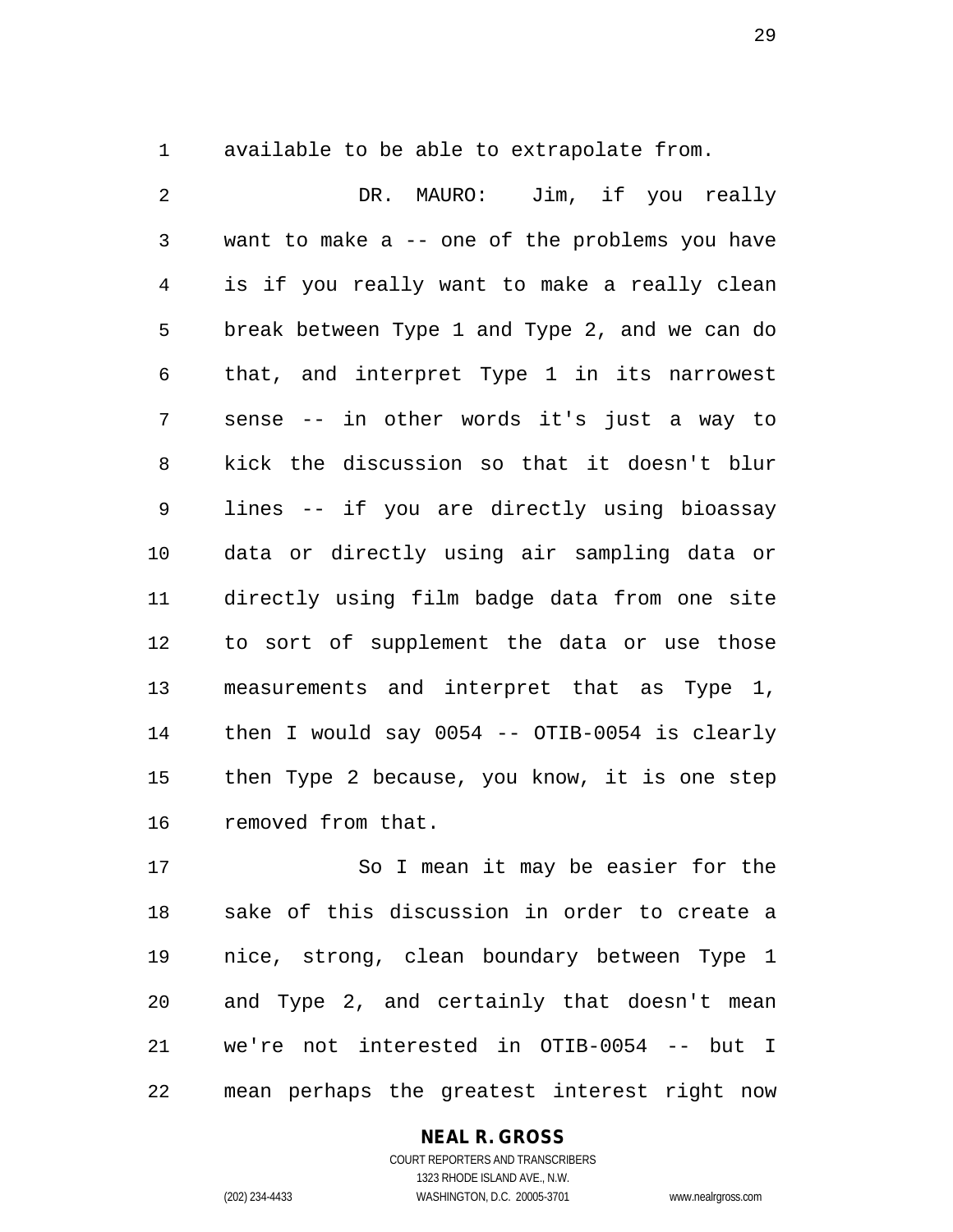available to be able to extrapolate from.

DR. MAURO: Jim, if you really want to make a -- one of the problems you have is if you really want to make a really clean break between Type 1 and Type 2, and we can do that, and interpret Type 1 in its narrowest sense -- in other words it's just a way to kick the discussion so that it doesn't blur lines -- if you are directly using bioassay data or directly using air sampling data or directly using film badge data from one site to sort of supplement the data or use those measurements and interpret that as Type 1, then I would say 0054 -- OTIB-0054 is clearly then Type 2 because, you know, it is one step removed from that.

So I mean it may be easier for the sake of this discussion in order to create a nice, strong, clean boundary between Type 1 and Type 2, and certainly that doesn't mean we're not interested in OTIB-0054 -- but I mean perhaps the greatest interest right now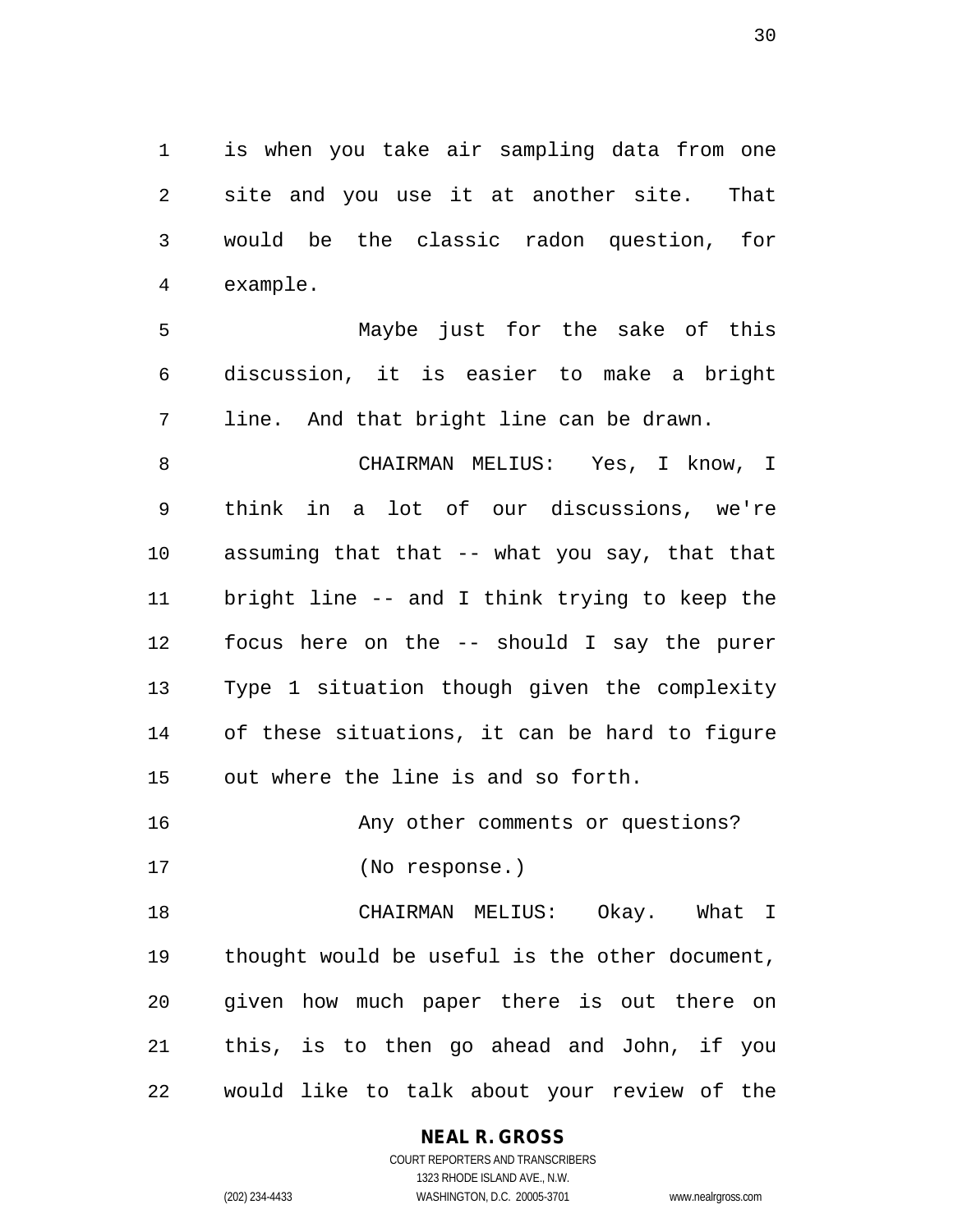is when you take air sampling data from one site and you use it at another site. That would be the classic radon question, for example.

Maybe just for the sake of this discussion, it is easier to make a bright line. And that bright line can be drawn.

CHAIRMAN MELIUS: Yes, I know, I think in a lot of our discussions, we're assuming that that -- what you say, that that bright line -- and I think trying to keep the focus here on the -- should I say the purer Type 1 situation though given the complexity of these situations, it can be hard to figure out where the line is and so forth.

Any other comments or questions?

(No response.)

CHAIRMAN MELIUS: Okay. What I thought would be useful is the other document, given how much paper there is out there on this, is to then go ahead and John, if you would like to talk about your review of the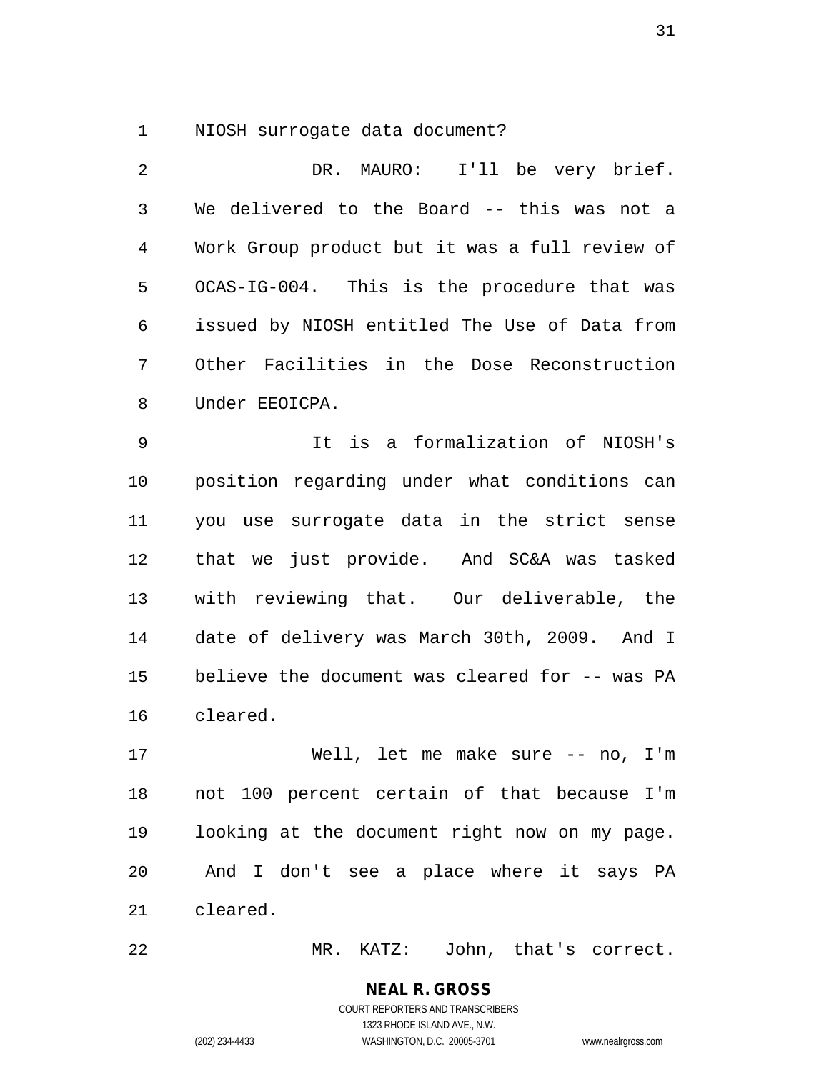NIOSH surrogate data document?

DR. MAURO: I'll be very brief. We delivered to the Board -- this was not a Work Group product but it was a full review of OCAS-IG-004. This is the procedure that was issued by NIOSH entitled The Use of Data from Other Facilities in the Dose Reconstruction Under EEOICPA.

It is a formalization of NIOSH's position regarding under what conditions can you use surrogate data in the strict sense that we just provide. And SC&A was tasked with reviewing that. Our deliverable, the date of delivery was March 30th, 2009. And I believe the document was cleared for -- was PA cleared.

Well, let me make sure -- no, I'm not 100 percent certain of that because I'm looking at the document right now on my page. And I don't see a place where it says PA cleared.

MR. KATZ: John, that's correct.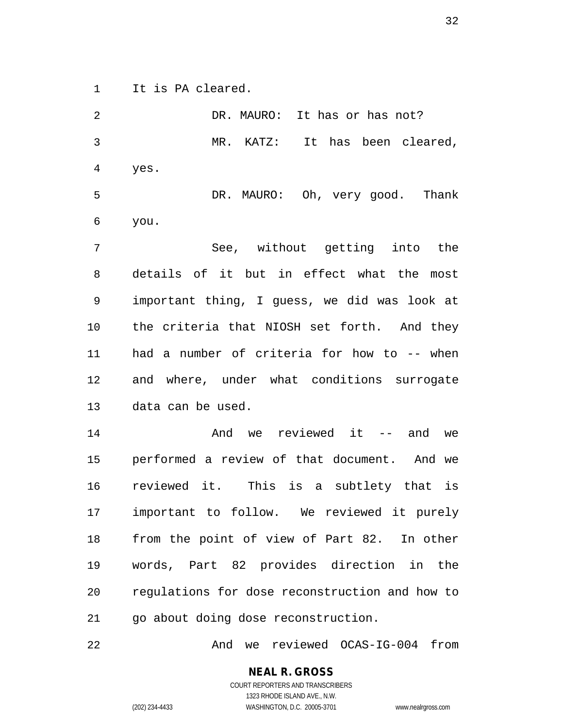It is PA cleared.

DR. MAURO: It has or has not?

MR. KATZ: It has been cleared, yes.

DR. MAURO: Oh, very good. Thank you.

See, without getting into the details of it but in effect what the most important thing, I guess, we did was look at the criteria that NIOSH set forth. And they had a number of criteria for how to -- when and where, under what conditions surrogate data can be used.

And we reviewed it -- and we performed a review of that document. And we reviewed it. This is a subtlety that is important to follow. We reviewed it purely from the point of view of Part 82. In other words, Part 82 provides direction in the regulations for dose reconstruction and how to go about doing dose reconstruction.

And we reviewed OCAS-IG-004 from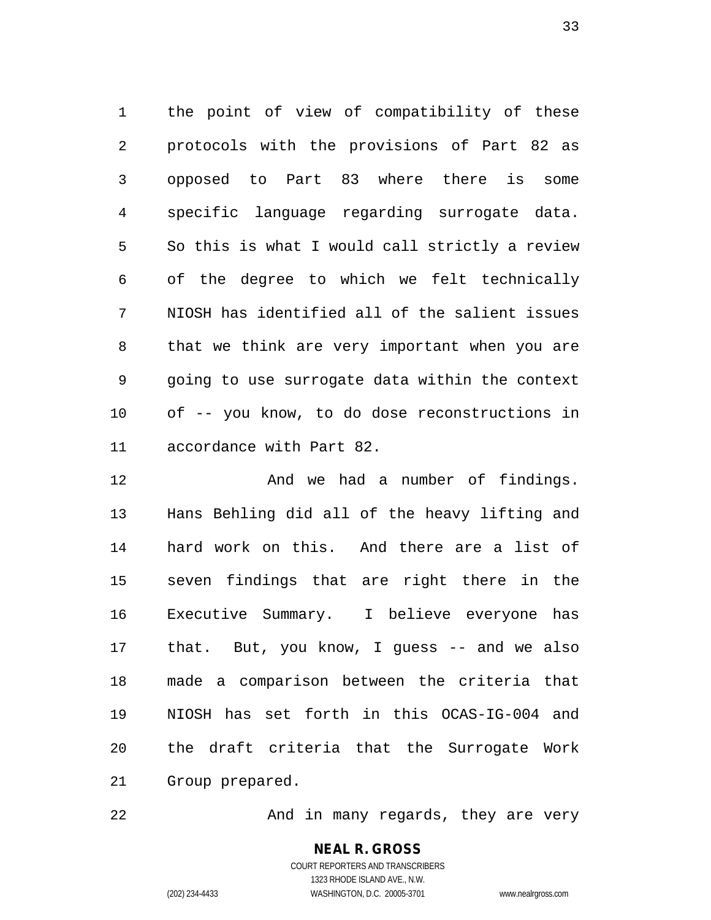the point of view of compatibility of these protocols with the provisions of Part 82 as opposed to Part 83 where there is some specific language regarding surrogate data. So this is what I would call strictly a review of the degree to which we felt technically NIOSH has identified all of the salient issues that we think are very important when you are going to use surrogate data within the context of -- you know, to do dose reconstructions in accordance with Part 82.

And we had a number of findings. Hans Behling did all of the heavy lifting and hard work on this. And there are a list of seven findings that are right there in the Executive Summary. I believe everyone has that. But, you know, I guess -- and we also made a comparison between the criteria that NIOSH has set forth in this OCAS-IG-004 and the draft criteria that the Surrogate Work Group prepared.

And in many regards, they are very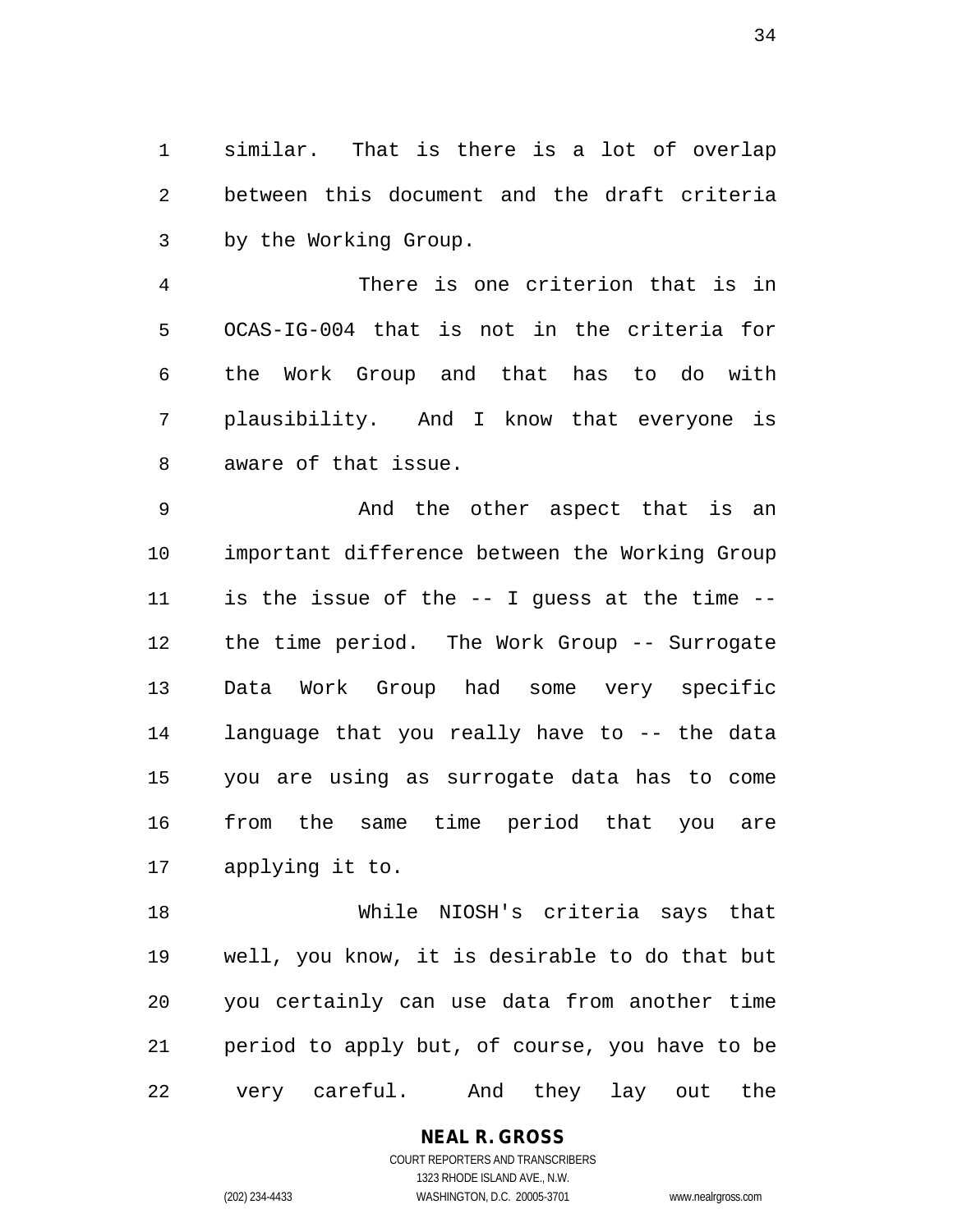similar. That is there is a lot of overlap between this document and the draft criteria by the Working Group.

There is one criterion that is in OCAS-IG-004 that is not in the criteria for the Work Group and that has to do with plausibility. And I know that everyone is aware of that issue.

And the other aspect that is an important difference between the Working Group is the issue of the -- I guess at the time -- the time period. The Work Group -- Surrogate Data Work Group had some very specific language that you really have to -- the data you are using as surrogate data has to come from the same time period that you are applying it to.

While NIOSH's criteria says that well, you know, it is desirable to do that but you certainly can use data from another time period to apply but, of course, you have to be very careful. And they lay out the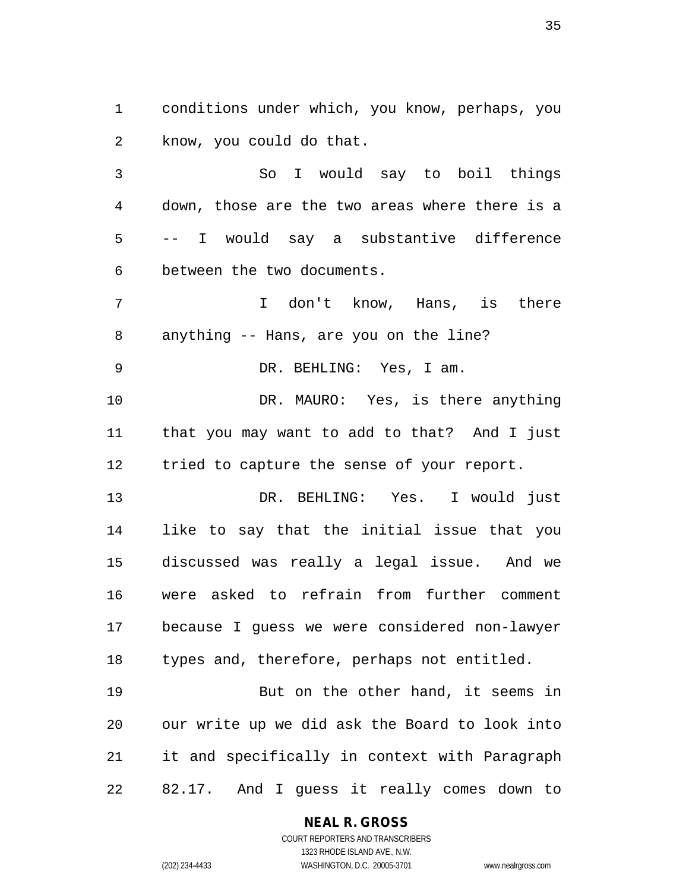conditions under which, you know, perhaps, you know, you could do that.

So I would say to boil things down, those are the two areas where there is a -- I would say a substantive difference between the two documents.

I don't know, Hans, is there anything -- Hans, are you on the line?

DR. BEHLING: Yes, I am.

DR. MAURO: Yes, is there anything that you may want to add to that? And I just tried to capture the sense of your report.

DR. BEHLING: Yes. I would just like to say that the initial issue that you discussed was really a legal issue. And we were asked to refrain from further comment because I guess we were considered non-lawyer types and, therefore, perhaps not entitled.

But on the other hand, it seems in our write up we did ask the Board to look into it and specifically in context with Paragraph 82.17. And I guess it really comes down to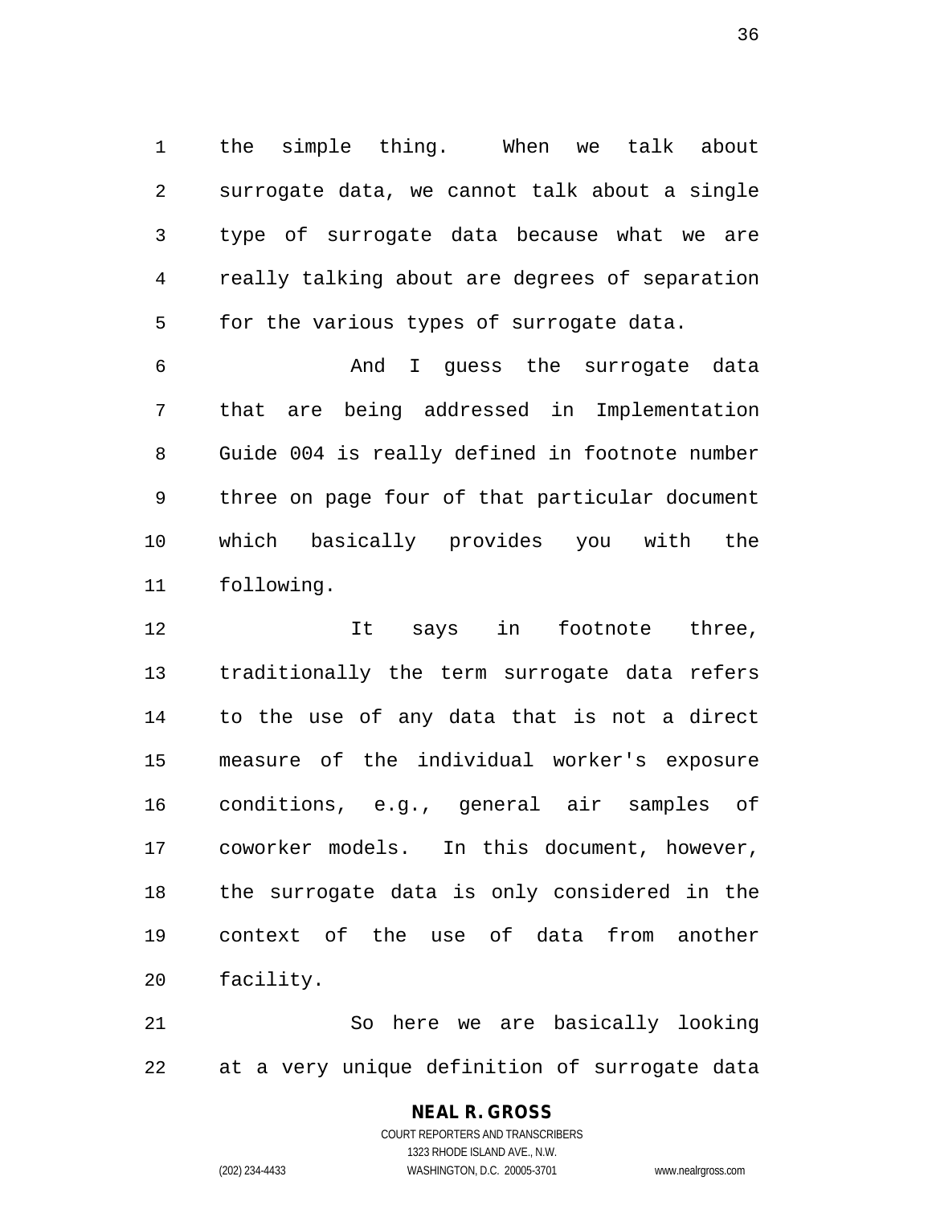the simple thing. When we talk about surrogate data, we cannot talk about a single type of surrogate data because what we are really talking about are degrees of separation for the various types of surrogate data.

And I guess the surrogate data that are being addressed in Implementation Guide 004 is really defined in footnote number three on page four of that particular document which basically provides you with the following.

It says in footnote three, traditionally the term surrogate data refers to the use of any data that is not a direct measure of the individual worker's exposure conditions, e.g., general air samples of coworker models. In this document, however, the surrogate data is only considered in the context of the use of data from another facility.

So here we are basically looking at a very unique definition of surrogate data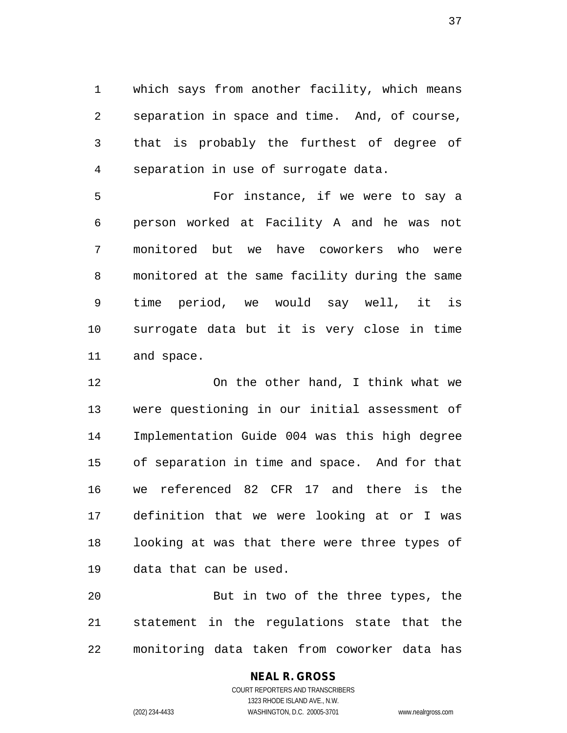which says from another facility, which means separation in space and time. And, of course, that is probably the furthest of degree of separation in use of surrogate data.

For instance, if we were to say a person worked at Facility A and he was not monitored but we have coworkers who were monitored at the same facility during the same time period, we would say well, it is surrogate data but it is very close in time and space.

On the other hand, I think what we were questioning in our initial assessment of Implementation Guide 004 was this high degree of separation in time and space. And for that we referenced 82 CFR 17 and there is the definition that we were looking at or I was looking at was that there were three types of data that can be used.

But in two of the three types, the statement in the regulations state that the monitoring data taken from coworker data has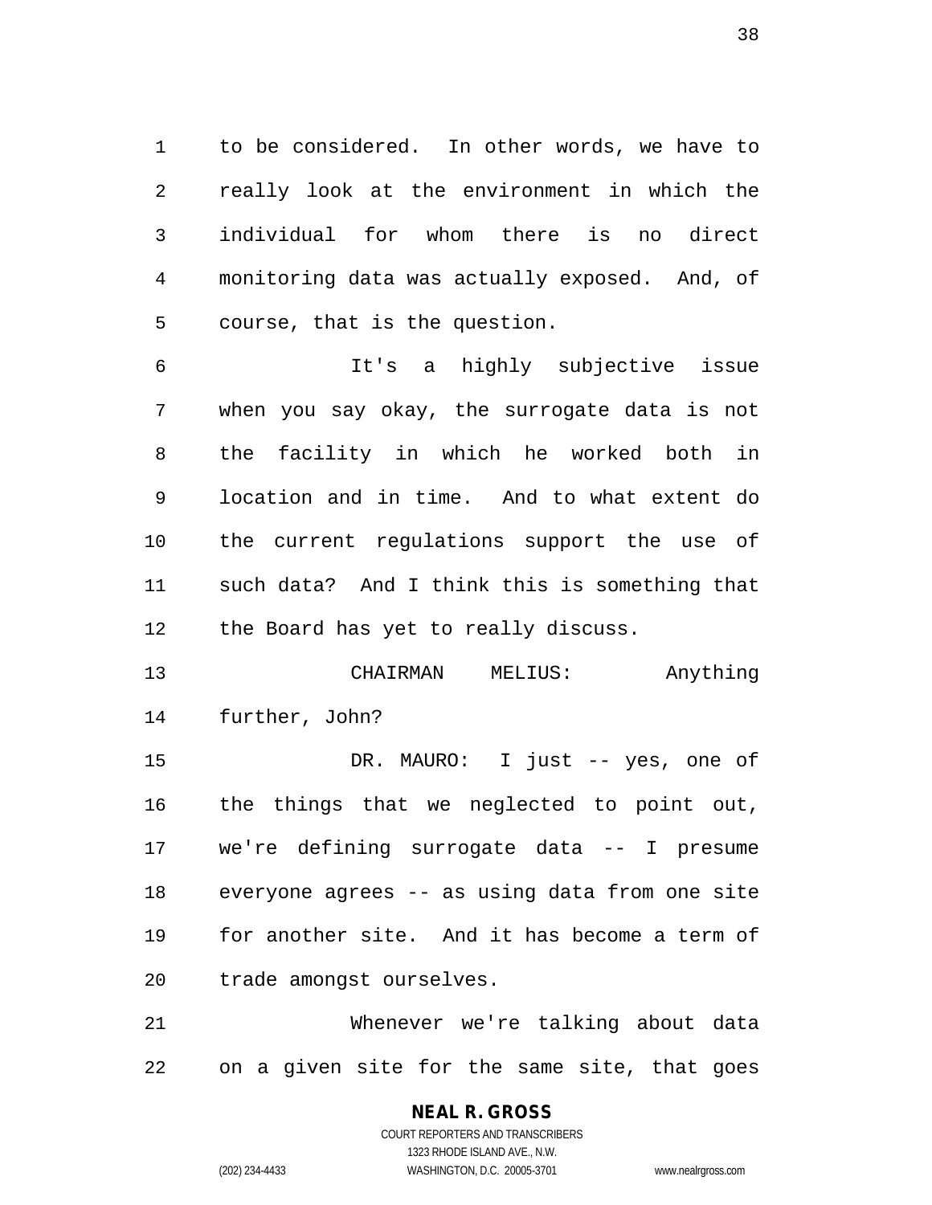to be considered. In other words, we have to really look at the environment in which the individual for whom there is no direct monitoring data was actually exposed. And, of course, that is the question.

It's a highly subjective issue when you say okay, the surrogate data is not the facility in which he worked both in location and in time. And to what extent do the current regulations support the use of such data? And I think this is something that the Board has yet to really discuss.

CHAIRMAN MELIUS: Anything further, John?

DR. MAURO: I just -- yes, one of the things that we neglected to point out, we're defining surrogate data -- I presume everyone agrees -- as using data from one site for another site. And it has become a term of trade amongst ourselves.

Whenever we're talking about data on a given site for the same site, that goes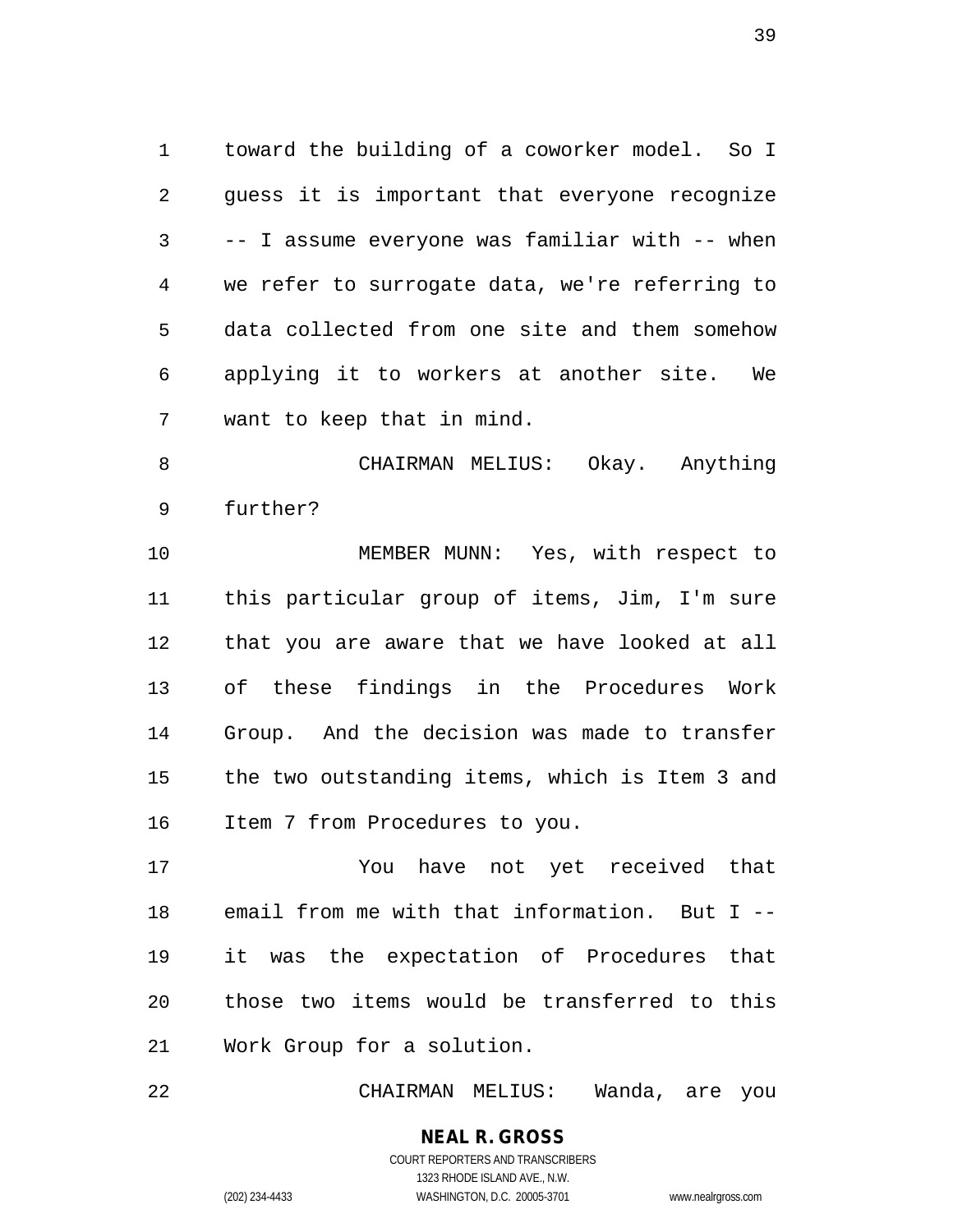toward the building of a coworker model. So I guess it is important that everyone recognize -- I assume everyone was familiar with -- when we refer to surrogate data, we're referring to data collected from one site and them somehow applying it to workers at another site. We want to keep that in mind.

CHAIRMAN MELIUS: Okay. Anything further?

MEMBER MUNN: Yes, with respect to this particular group of items, Jim, I'm sure that you are aware that we have looked at all of these findings in the Procedures Work Group. And the decision was made to transfer the two outstanding items, which is Item 3 and Item 7 from Procedures to you.

You have not yet received that email from me with that information. But I -- it was the expectation of Procedures that those two items would be transferred to this Work Group for a solution.

CHAIRMAN MELIUS: Wanda, are you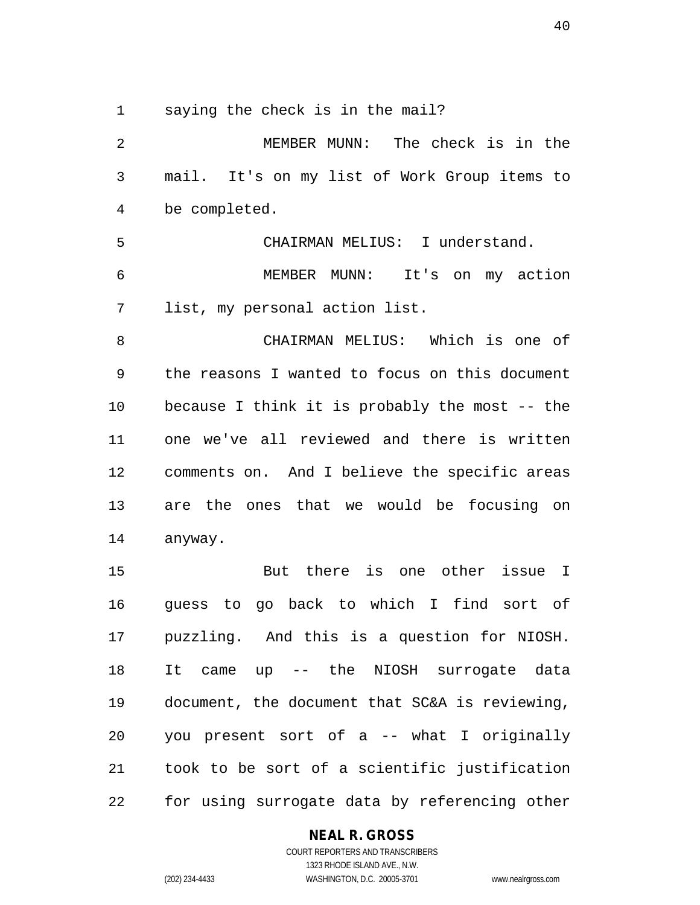saying the check is in the mail?

MEMBER MUNN: The check is in the mail. It's on my list of Work Group items to be completed.

CHAIRMAN MELIUS: I understand.

MEMBER MUNN: It's on my action list, my personal action list.

CHAIRMAN MELIUS: Which is one of the reasons I wanted to focus on this document because I think it is probably the most -- the one we've all reviewed and there is written comments on. And I believe the specific areas are the ones that we would be focusing on anyway.

But there is one other issue I guess to go back to which I find sort of puzzling. And this is a question for NIOSH. It came up -- the NIOSH surrogate data document, the document that SC&A is reviewing, you present sort of a -- what I originally took to be sort of a scientific justification for using surrogate data by referencing other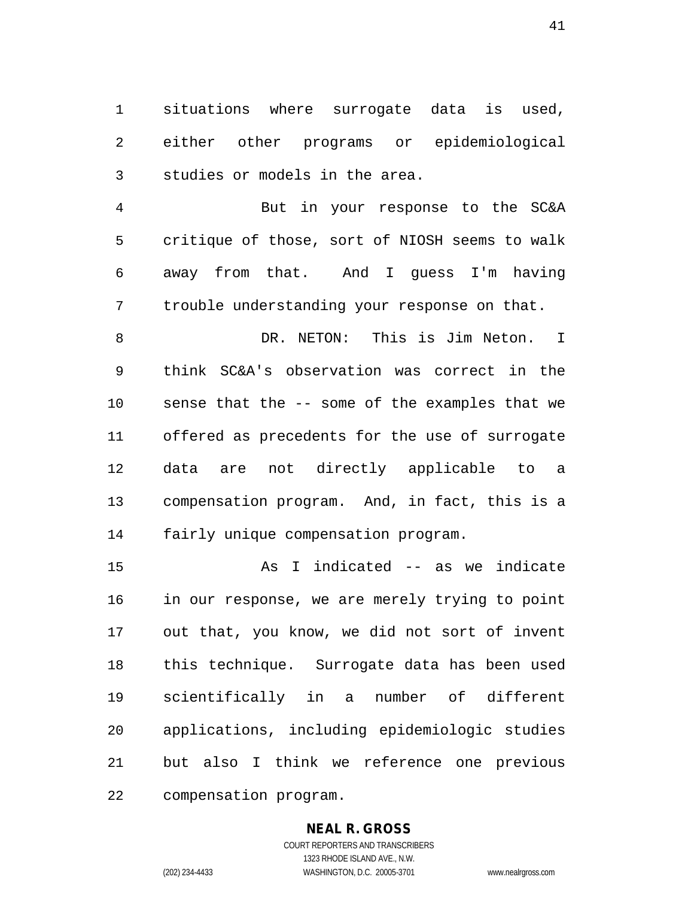situations where surrogate data is used, either other programs or epidemiological studies or models in the area.

But in your response to the SC&A critique of those, sort of NIOSH seems to walk away from that. And I guess I'm having trouble understanding your response on that.

DR. NETON: This is Jim Neton. I think SC&A's observation was correct in the sense that the -- some of the examples that we offered as precedents for the use of surrogate data are not directly applicable to a compensation program. And, in fact, this is a fairly unique compensation program.

As I indicated -- as we indicate in our response, we are merely trying to point out that, you know, we did not sort of invent this technique. Surrogate data has been used scientifically in a number of different applications, including epidemiologic studies but also I think we reference one previous compensation program.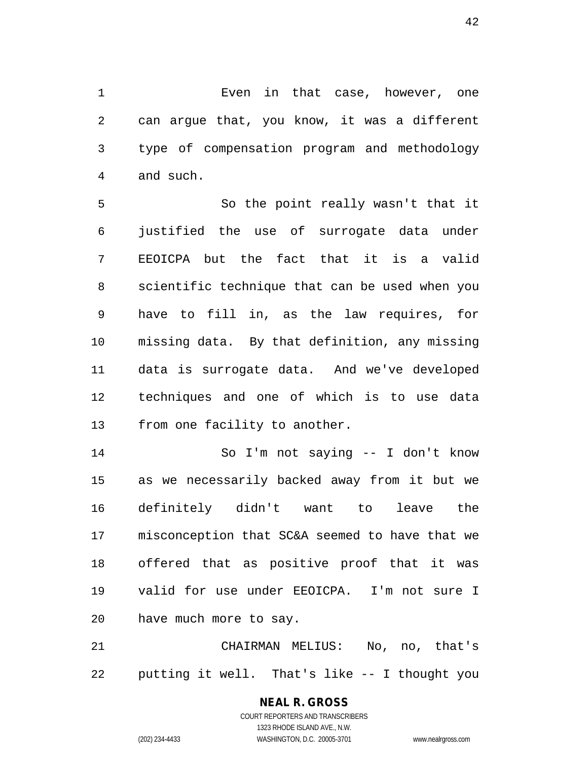Even in that case, however, one can argue that, you know, it was a different type of compensation program and methodology and such.

So the point really wasn't that it justified the use of surrogate data under EEOICPA but the fact that it is a valid scientific technique that can be used when you have to fill in, as the law requires, for missing data. By that definition, any missing data is surrogate data. And we've developed techniques and one of which is to use data from one facility to another.

So I'm not saying -- I don't know as we necessarily backed away from it but we definitely didn't want to leave the misconception that SC&A seemed to have that we offered that as positive proof that it was valid for use under EEOICPA. I'm not sure I have much more to say.

CHAIRMAN MELIUS: No, no, that's putting it well. That's like -- I thought you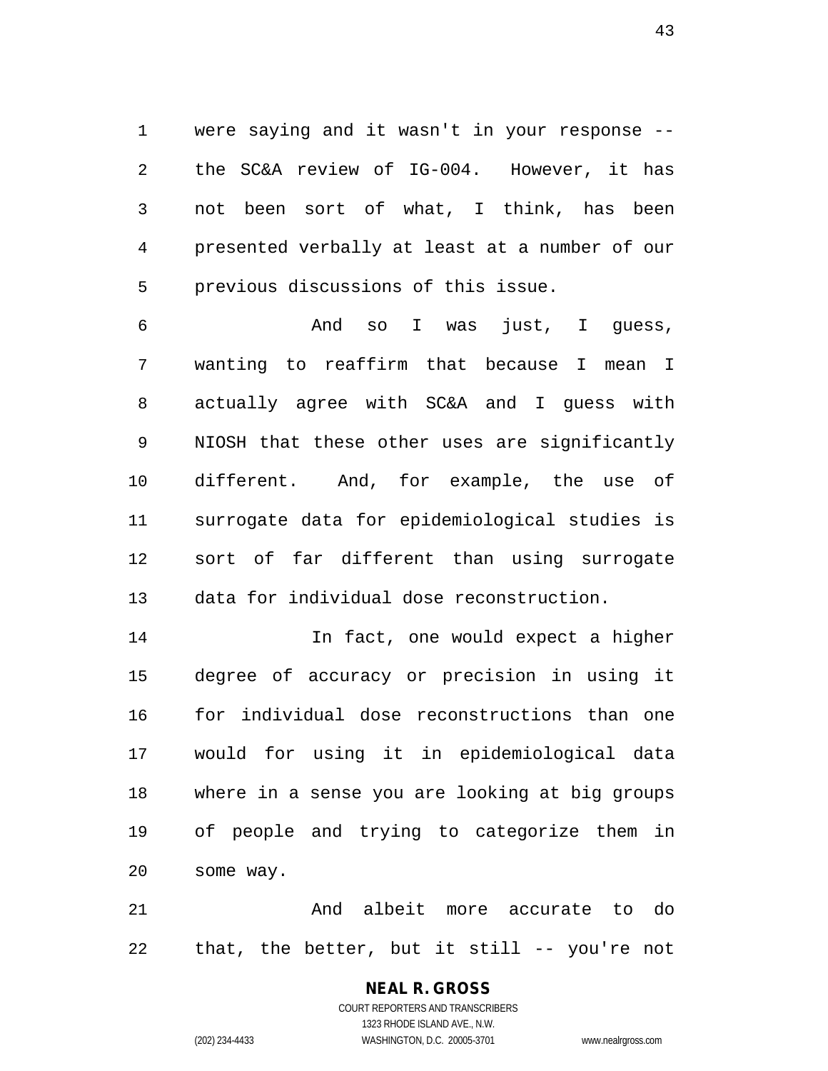were saying and it wasn't in your response -- the SC&A review of IG-004. However, it has not been sort of what, I think, has been presented verbally at least at a number of our previous discussions of this issue.

And so I was just, I guess, wanting to reaffirm that because I mean I actually agree with SC&A and I guess with NIOSH that these other uses are significantly different. And, for example, the use of surrogate data for epidemiological studies is sort of far different than using surrogate data for individual dose reconstruction.

In fact, one would expect a higher degree of accuracy or precision in using it for individual dose reconstructions than one would for using it in epidemiological data where in a sense you are looking at big groups of people and trying to categorize them in some way.

And albeit more accurate to do that, the better, but it still -- you're not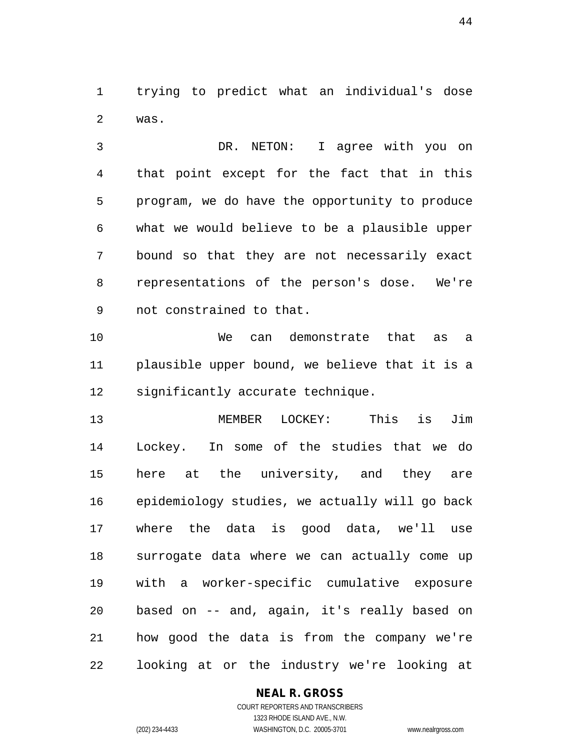trying to predict what an individual's dose was.

DR. NETON: I agree with you on that point except for the fact that in this program, we do have the opportunity to produce what we would believe to be a plausible upper bound so that they are not necessarily exact representations of the person's dose. We're not constrained to that.

We can demonstrate that as a plausible upper bound, we believe that it is a significantly accurate technique.

MEMBER LOCKEY: This is Jim Lockey. In some of the studies that we do here at the university, and they are epidemiology studies, we actually will go back where the data is good data, we'll use surrogate data where we can actually come up with a worker-specific cumulative exposure based on -- and, again, it's really based on how good the data is from the company we're looking at or the industry we're looking at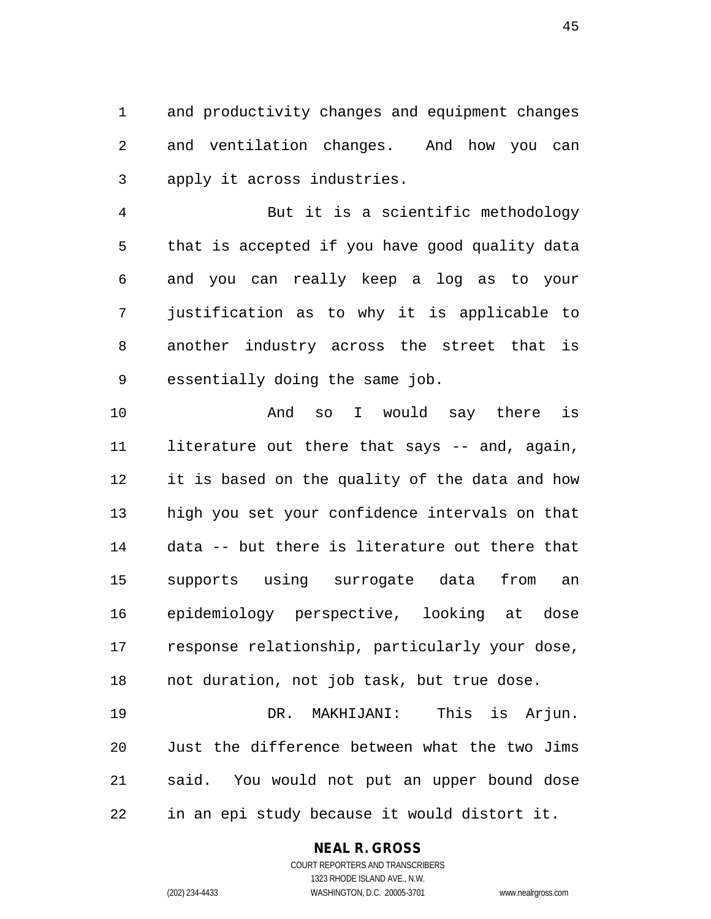and productivity changes and equipment changes and ventilation changes. And how you can apply it across industries.

But it is a scientific methodology that is accepted if you have good quality data and you can really keep a log as to your justification as to why it is applicable to another industry across the street that is essentially doing the same job.

And so I would say there is literature out there that says -- and, again, it is based on the quality of the data and how high you set your confidence intervals on that data -- but there is literature out there that supports using surrogate data from an epidemiology perspective, looking at dose response relationship, particularly your dose, not duration, not job task, but true dose.

DR. MAKHIJANI: This is Arjun. Just the difference between what the two Jims said. You would not put an upper bound dose in an epi study because it would distort it.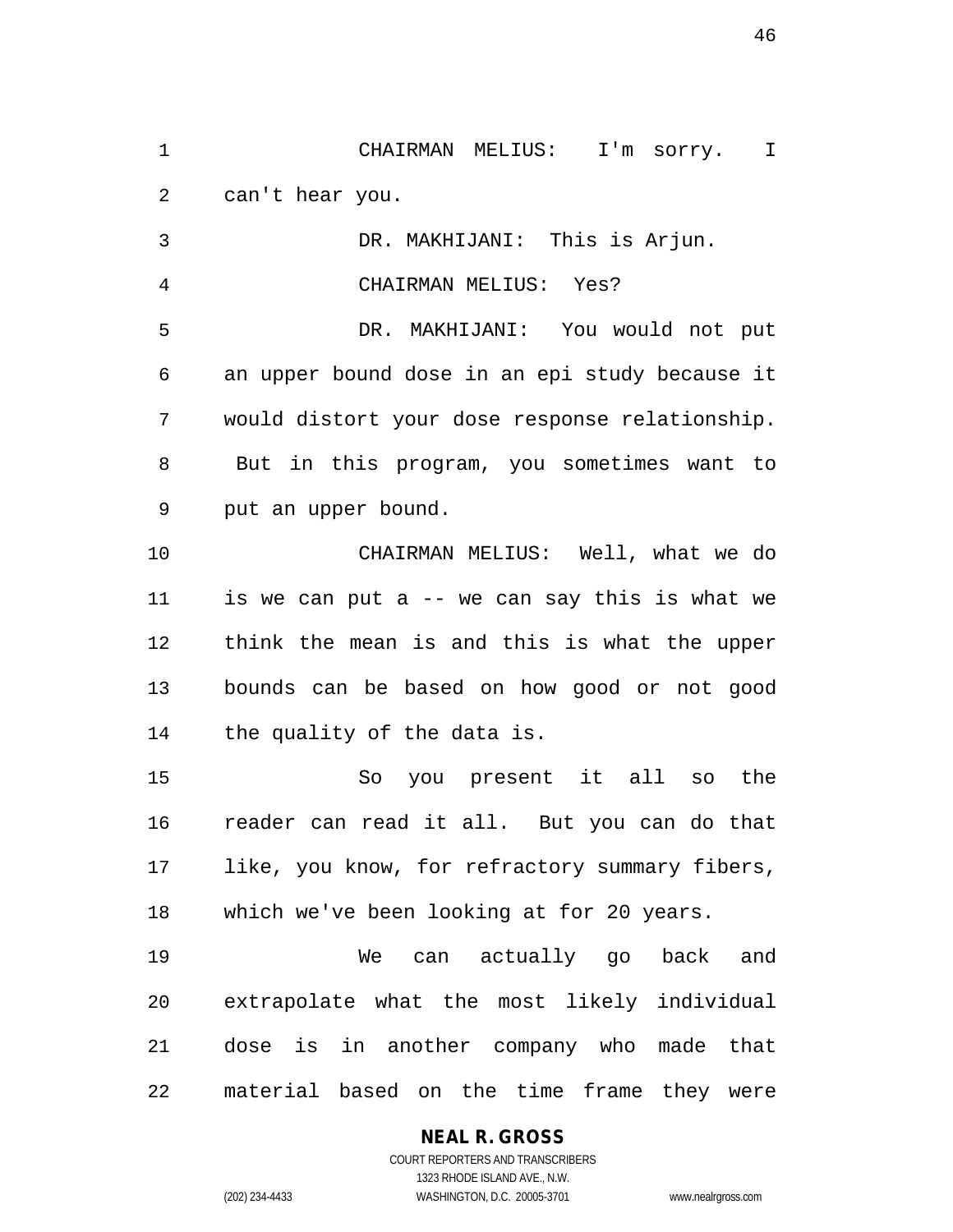CHAIRMAN MELIUS: I'm sorry. I can't hear you.

DR. MAKHIJANI: This is Arjun.

CHAIRMAN MELIUS: Yes?

DR. MAKHIJANI: You would not put an upper bound dose in an epi study because it would distort your dose response relationship. But in this program, you sometimes want to put an upper bound.

CHAIRMAN MELIUS: Well, what we do is we can put a -- we can say this is what we think the mean is and this is what the upper bounds can be based on how good or not good the quality of the data is.

So you present it all so the reader can read it all. But you can do that like, you know, for refractory summary fibers, which we've been looking at for 20 years.

We can actually go back and extrapolate what the most likely individual dose is in another company who made that material based on the time frame they were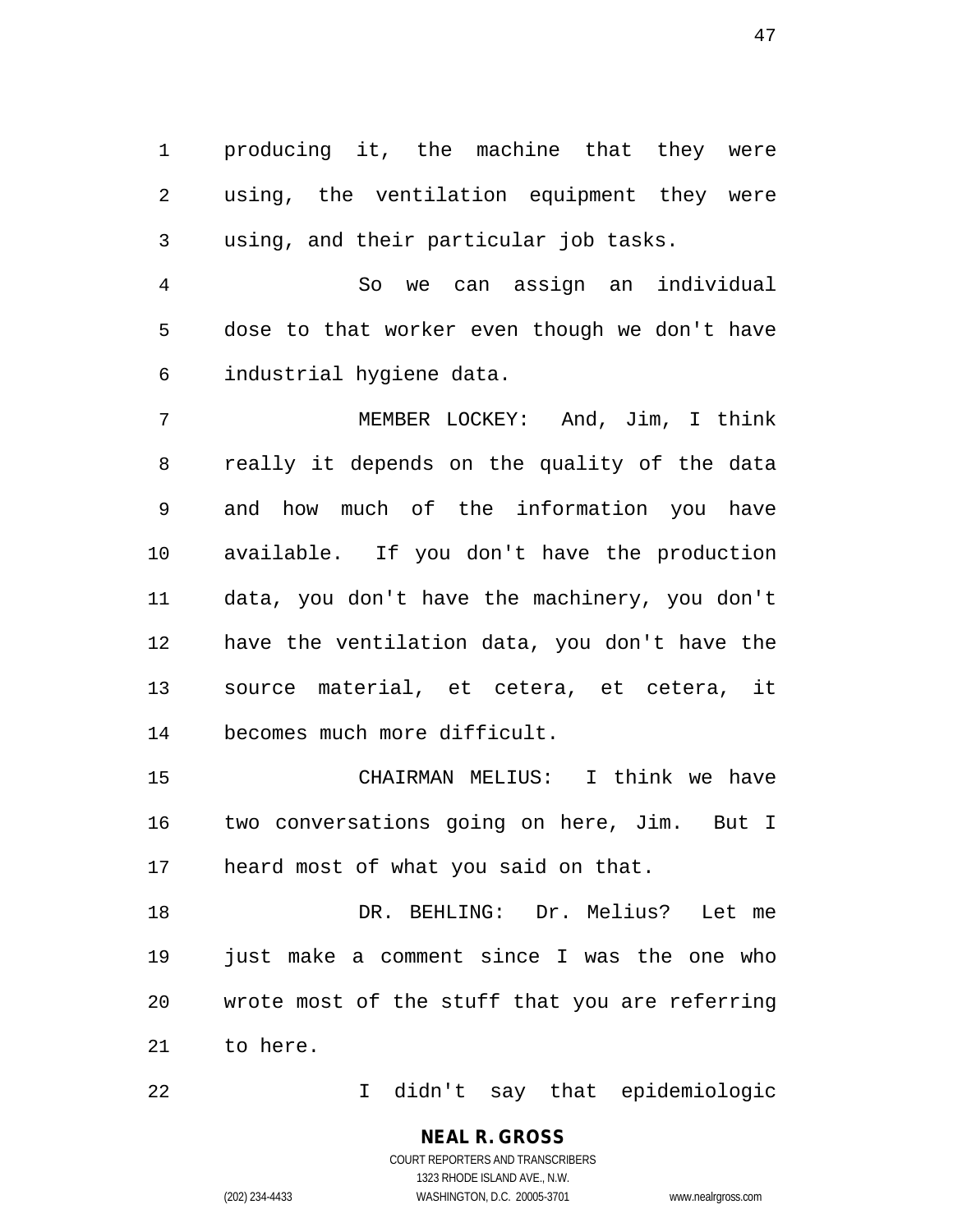producing it, the machine that they were using, the ventilation equipment they were using, and their particular job tasks.

So we can assign an individual dose to that worker even though we don't have industrial hygiene data.

MEMBER LOCKEY: And, Jim, I think really it depends on the quality of the data and how much of the information you have available. If you don't have the production data, you don't have the machinery, you don't have the ventilation data, you don't have the source material, et cetera, et cetera, it becomes much more difficult.

CHAIRMAN MELIUS: I think we have two conversations going on here, Jim. But I heard most of what you said on that.

DR. BEHLING: Dr. Melius? Let me just make a comment since I was the one who wrote most of the stuff that you are referring to here.

I didn't say that epidemiologic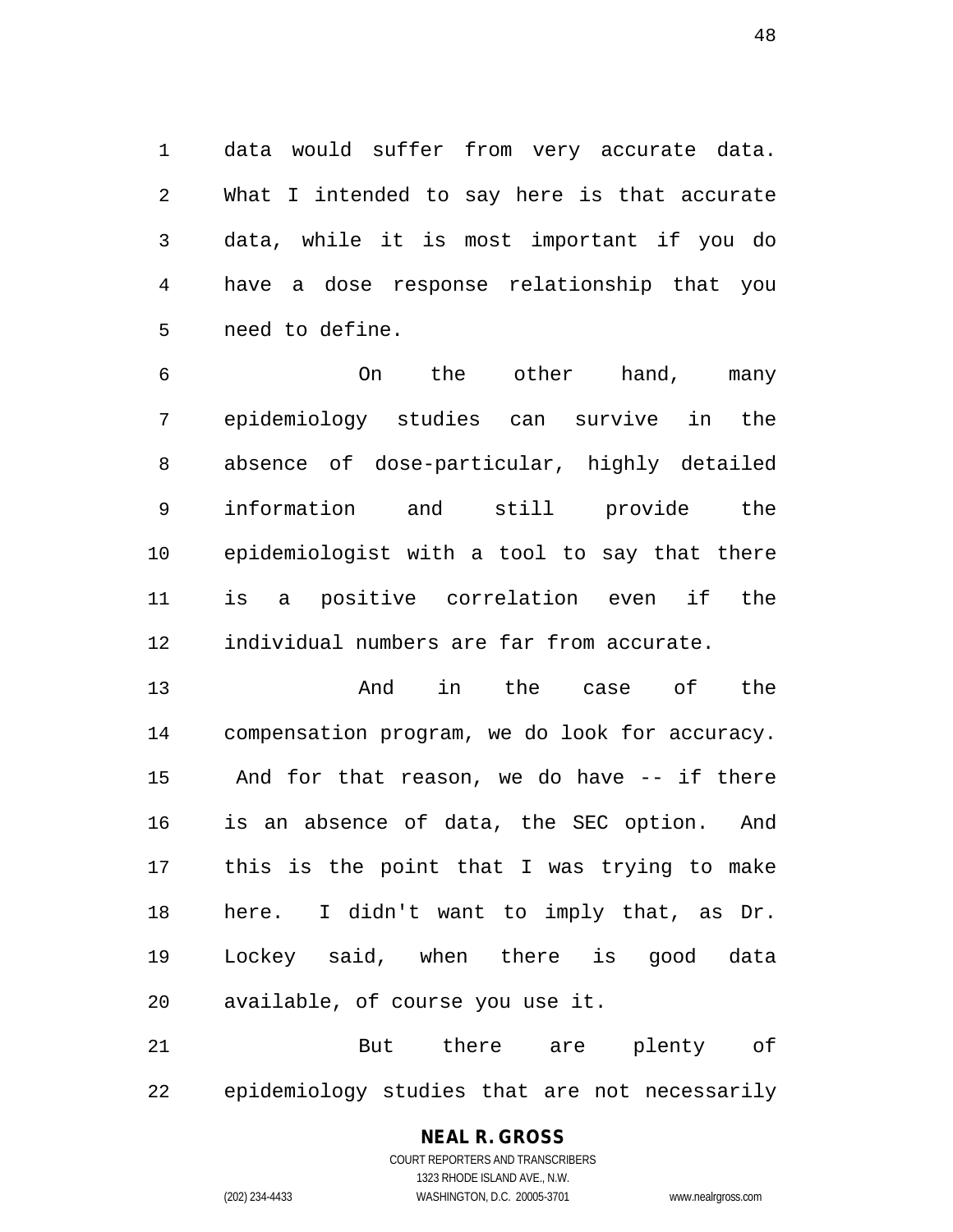data would suffer from very accurate data. What I intended to say here is that accurate data, while it is most important if you do have a dose response relationship that you need to define.

On the other hand, many epidemiology studies can survive in the absence of dose-particular, highly detailed information and still provide the epidemiologist with a tool to say that there is a positive correlation even if the individual numbers are far from accurate.

And in the case of the compensation program, we do look for accuracy. And for that reason, we do have -- if there is an absence of data, the SEC option. And this is the point that I was trying to make here. I didn't want to imply that, as Dr. Lockey said, when there is good data available, of course you use it.

But there are plenty of epidemiology studies that are not necessarily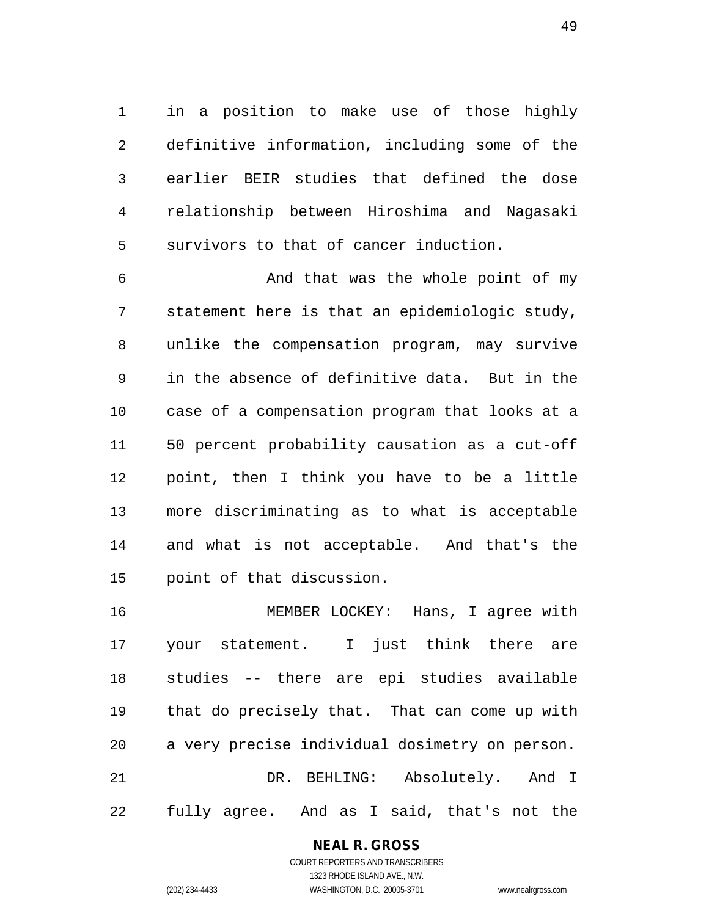in a position to make use of those highly definitive information, including some of the earlier BEIR studies that defined the dose relationship between Hiroshima and Nagasaki survivors to that of cancer induction.

And that was the whole point of my statement here is that an epidemiologic study, unlike the compensation program, may survive in the absence of definitive data. But in the case of a compensation program that looks at a 50 percent probability causation as a cut-off point, then I think you have to be a little more discriminating as to what is acceptable and what is not acceptable. And that's the point of that discussion.

MEMBER LOCKEY: Hans, I agree with your statement. I just think there are studies -- there are epi studies available that do precisely that. That can come up with a very precise individual dosimetry on person.

DR. BEHLING: Absolutely. And I fully agree. And as I said, that's not the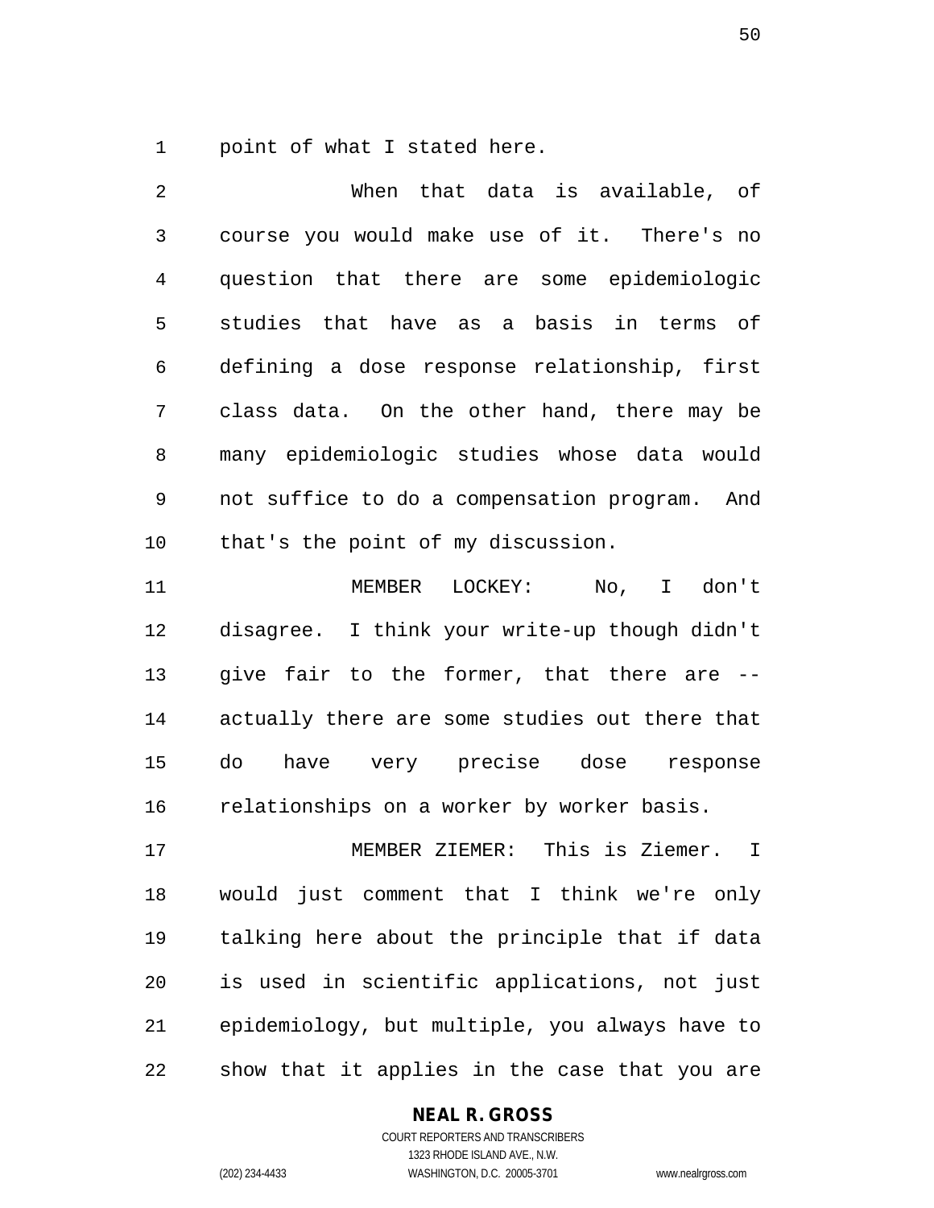point of what I stated here.

When that data is available, of course you would make use of it. There's no question that there are some epidemiologic studies that have as a basis in terms of defining a dose response relationship, first class data. On the other hand, there may be many epidemiologic studies whose data would not suffice to do a compensation program. And that's the point of my discussion.

MEMBER LOCKEY: No, I don't disagree. I think your write-up though didn't give fair to the former, that there are -- actually there are some studies out there that do have very precise dose response relationships on a worker by worker basis.

MEMBER ZIEMER: This is Ziemer. I would just comment that I think we're only talking here about the principle that if data is used in scientific applications, not just epidemiology, but multiple, you always have to show that it applies in the case that you are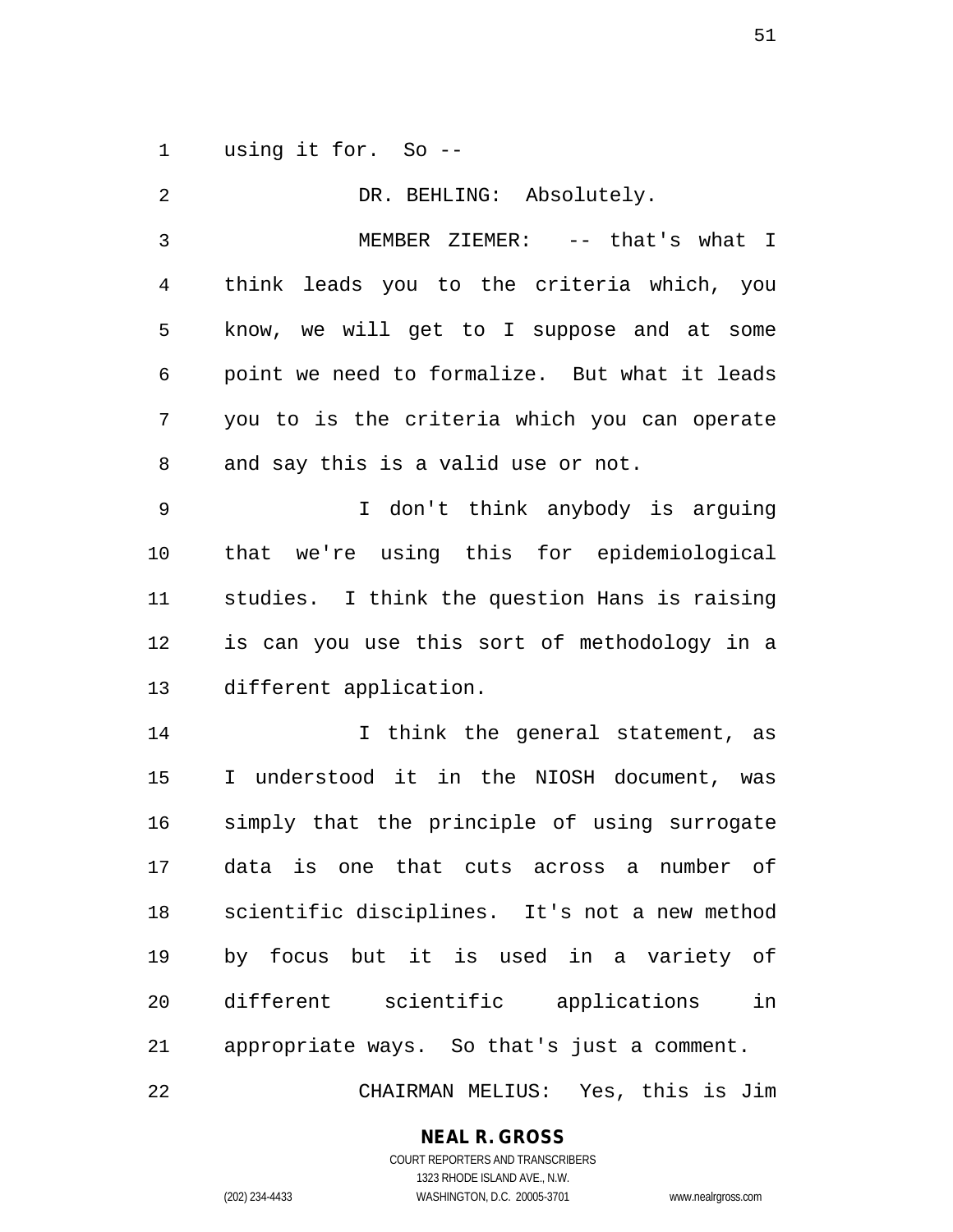using it for. So --

DR. BEHLING: Absolutely.

MEMBER ZIEMER: -- that's what I think leads you to the criteria which, you know, we will get to I suppose and at some point we need to formalize. But what it leads you to is the criteria which you can operate and say this is a valid use or not.

I don't think anybody is arguing that we're using this for epidemiological studies. I think the question Hans is raising is can you use this sort of methodology in a different application.

I think the general statement, as I understood it in the NIOSH document, was simply that the principle of using surrogate data is one that cuts across a number of scientific disciplines. It's not a new method by focus but it is used in a variety of different scientific applications in appropriate ways. So that's just a comment.

CHAIRMAN MELIUS: Yes, this is Jim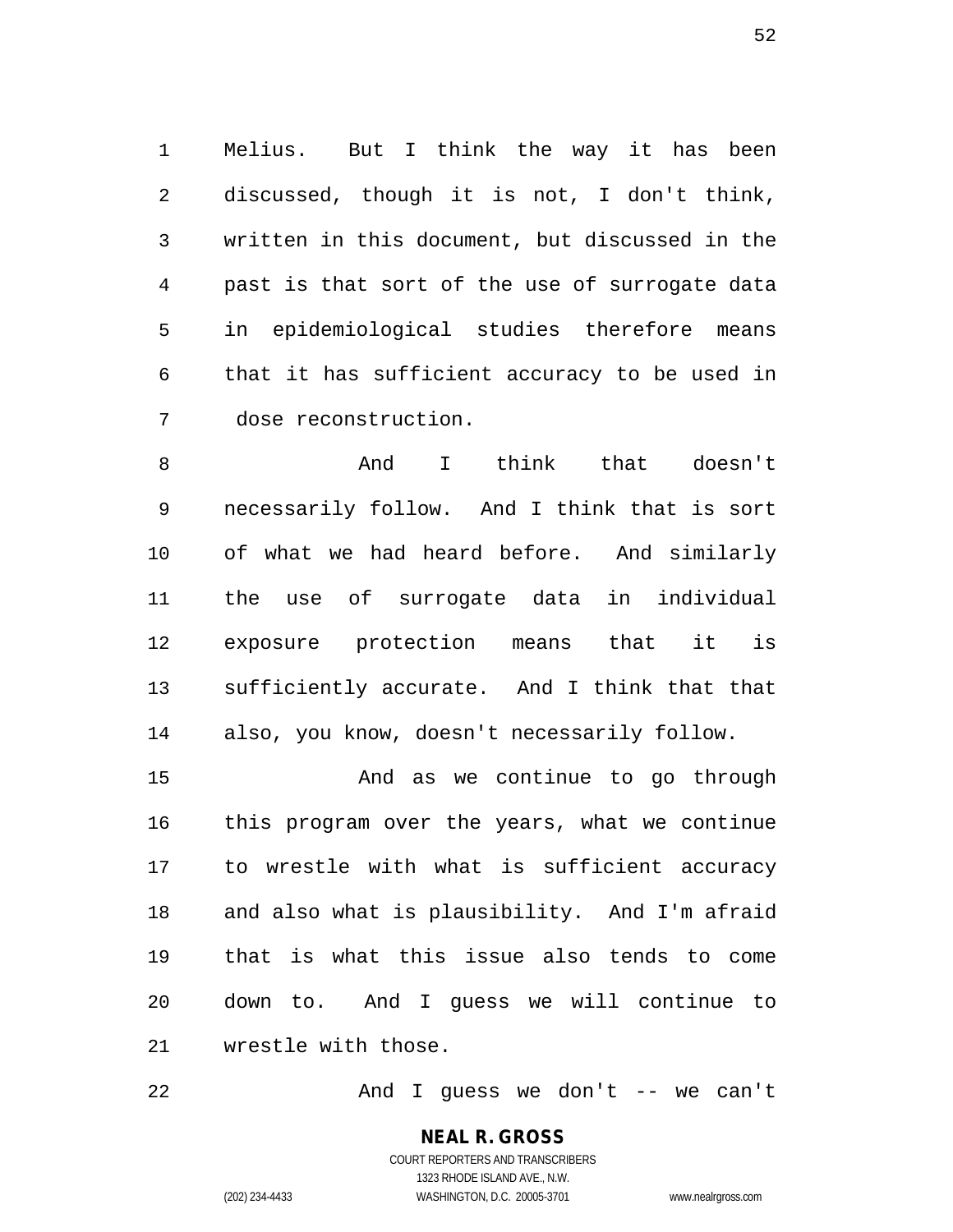Melius. But I think the way it has been discussed, though it is not, I don't think, written in this document, but discussed in the past is that sort of the use of surrogate data in epidemiological studies therefore means that it has sufficient accuracy to be used in dose reconstruction.

And I think that doesn't necessarily follow. And I think that is sort of what we had heard before. And similarly the use of surrogate data in individual exposure protection means that it is sufficiently accurate. And I think that that also, you know, doesn't necessarily follow.

And as we continue to go through this program over the years, what we continue to wrestle with what is sufficient accuracy and also what is plausibility. And I'm afraid that is what this issue also tends to come down to. And I guess we will continue to wrestle with those.

And I guess we don't -- we can't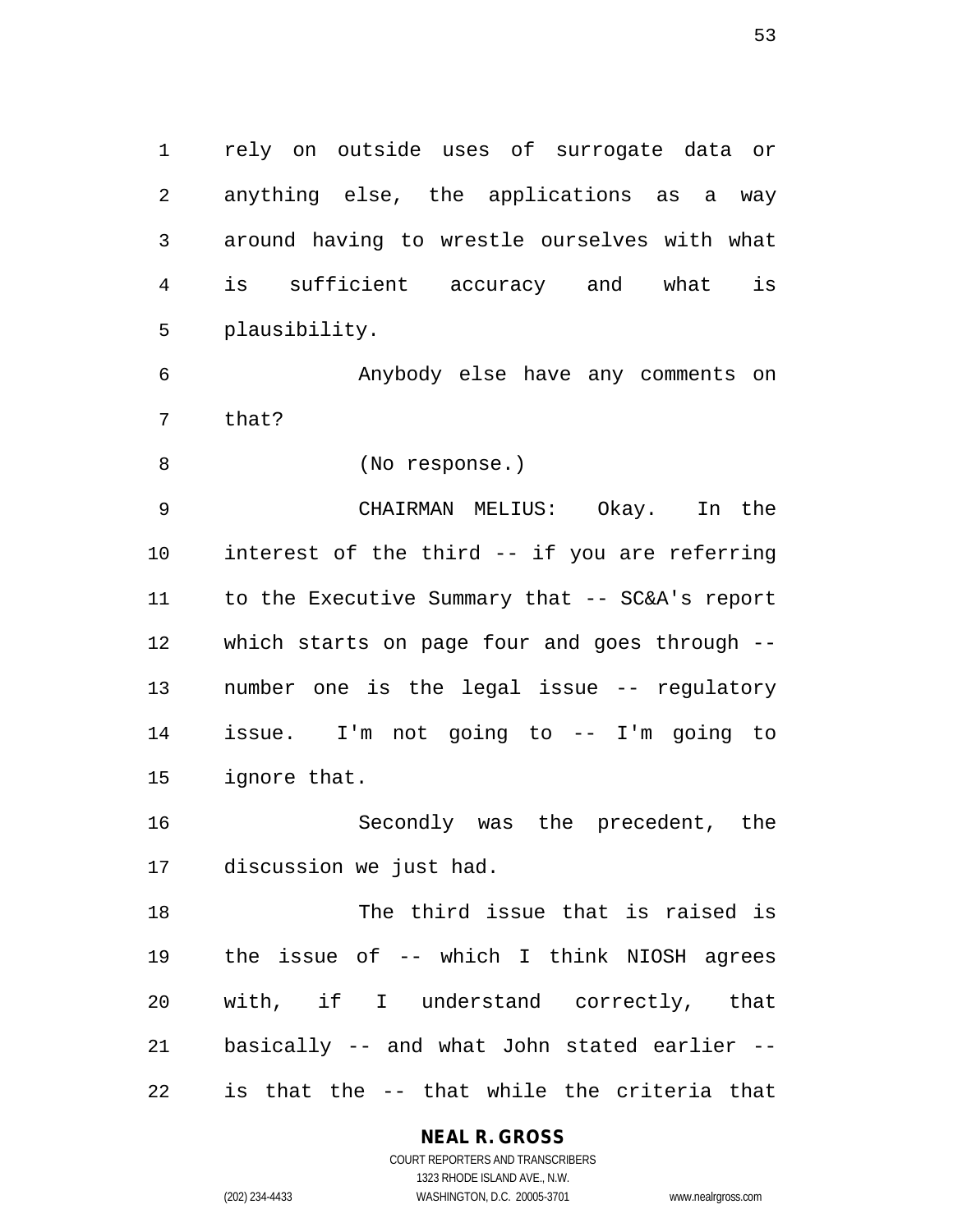rely on outside uses of surrogate data or anything else, the applications as a way around having to wrestle ourselves with what is sufficient accuracy and what is plausibility.

Anybody else have any comments on that?

(No response.)

CHAIRMAN MELIUS: Okay. In the interest of the third -- if you are referring to the Executive Summary that -- SC&A's report which starts on page four and goes through -- number one is the legal issue -- regulatory issue. I'm not going to -- I'm going to ignore that.

Secondly was the precedent, the discussion we just had.

The third issue that is raised is the issue of -- which I think NIOSH agrees with, if I understand correctly, that basically -- and what John stated earlier -- is that the -- that while the criteria that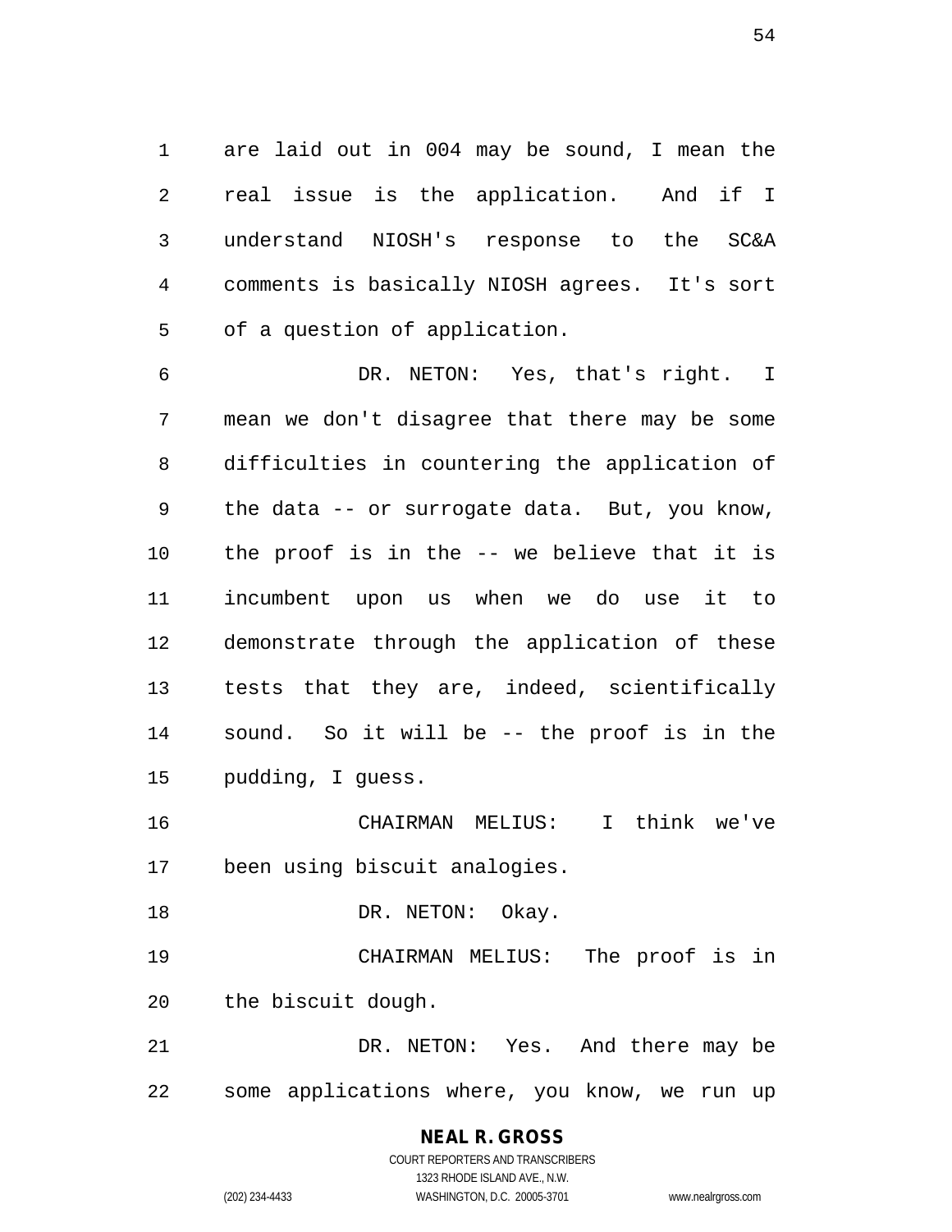are laid out in 004 may be sound, I mean the real issue is the application. And if I understand NIOSH's response to the SC&A comments is basically NIOSH agrees. It's sort of a question of application.

DR. NETON: Yes, that's right. I mean we don't disagree that there may be some difficulties in countering the application of the data -- or surrogate data. But, you know, the proof is in the -- we believe that it is incumbent upon us when we do use it to demonstrate through the application of these tests that they are, indeed, scientifically sound. So it will be -- the proof is in the pudding, I guess.

CHAIRMAN MELIUS: I think we've been using biscuit analogies.

DR. NETON: Okay.

CHAIRMAN MELIUS: The proof is in the biscuit dough.

DR. NETON: Yes. And there may be some applications where, you know, we run up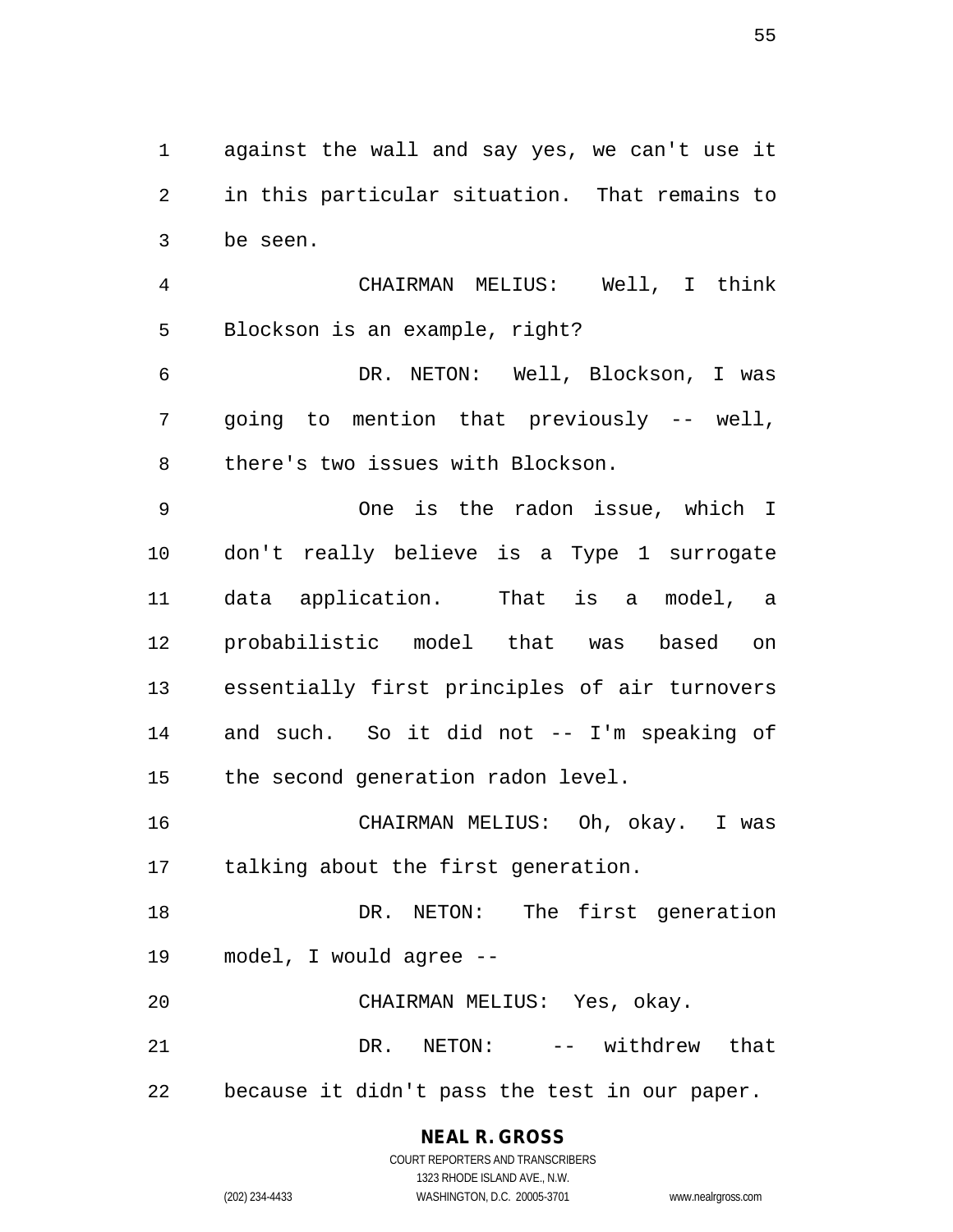against the wall and say yes, we can't use it in this particular situation. That remains to be seen.

CHAIRMAN MELIUS: Well, I think Blockson is an example, right?

DR. NETON: Well, Blockson, I was going to mention that previously -- well, there's two issues with Blockson.

One is the radon issue, which I don't really believe is a Type 1 surrogate data application. That is a model, a probabilistic model that was based on essentially first principles of air turnovers and such. So it did not -- I'm speaking of the second generation radon level.

CHAIRMAN MELIUS: Oh, okay. I was talking about the first generation.

DR. NETON: The first generation model, I would agree --

CHAIRMAN MELIUS: Yes, okay.

DR. NETON: -- withdrew that because it didn't pass the test in our paper.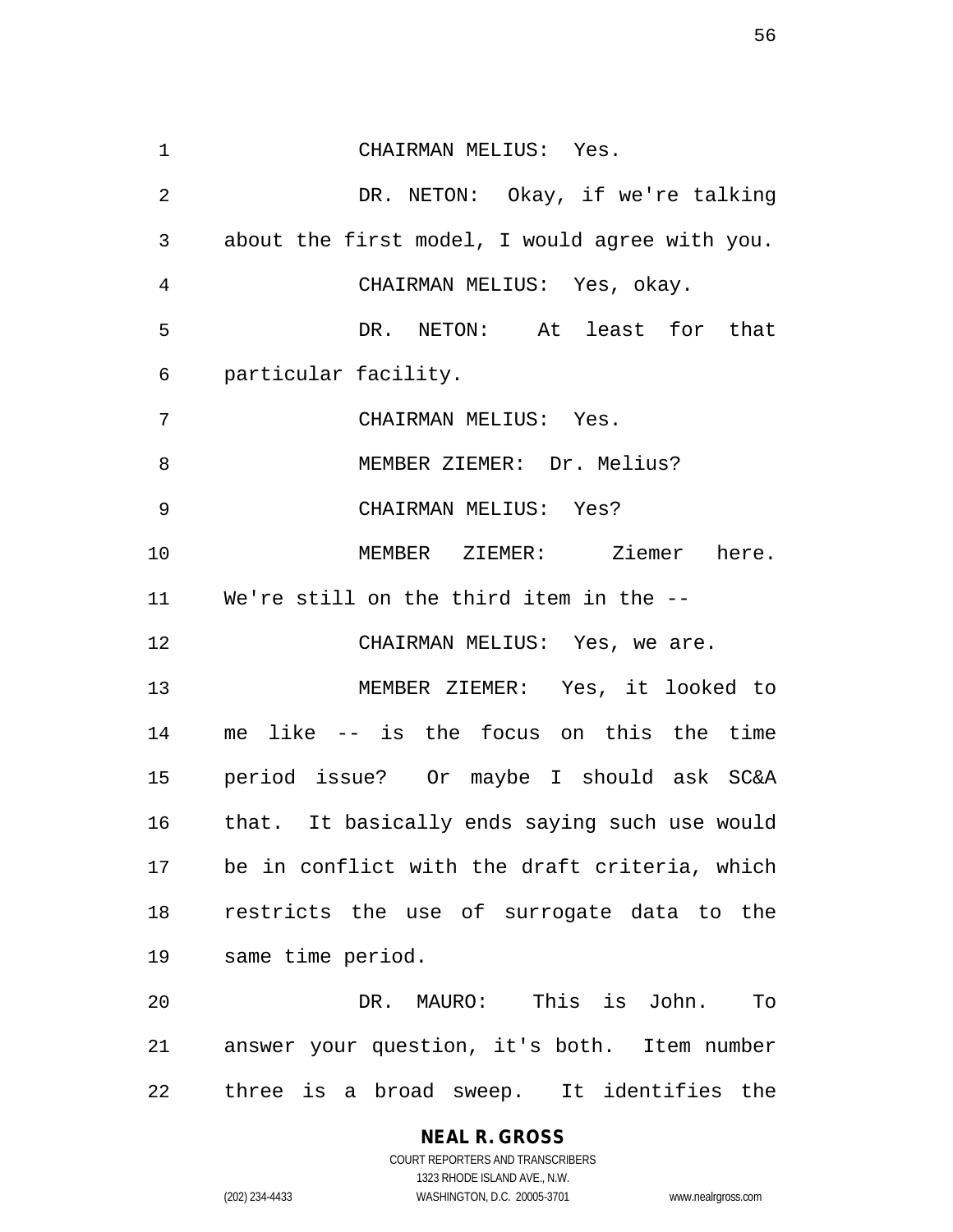CHAIRMAN MELIUS: Yes.

DR. NETON: Okay, if we're talking about the first model, I would agree with you.

CHAIRMAN MELIUS: Yes, okay.

DR. NETON: At least for that particular facility.

CHAIRMAN MELIUS: Yes.

MEMBER ZIEMER: Dr. Melius?

CHAIRMAN MELIUS: Yes?

MEMBER ZIEMER: Ziemer here. We're still on the third item in the --

CHAIRMAN MELIUS: Yes, we are.

MEMBER ZIEMER: Yes, it looked to me like -- is the focus on this the time period issue? Or maybe I should ask SC&A that. It basically ends saying such use would be in conflict with the draft criteria, which restricts the use of surrogate data to the same time period.

DR. MAURO: This is John. To answer your question, it's both. Item number three is a broad sweep. It identifies the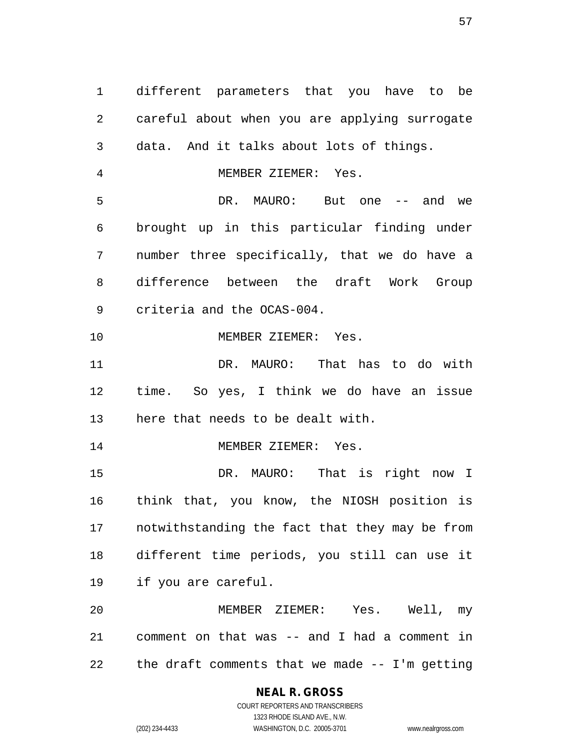different parameters that you have to be careful about when you are applying surrogate data. And it talks about lots of things.

MEMBER ZIEMER: Yes.

DR. MAURO: But one -- and we brought up in this particular finding under number three specifically, that we do have a difference between the draft Work Group criteria and the OCAS-004.

MEMBER ZIEMER: Yes.

DR. MAURO: That has to do with time. So yes, I think we do have an issue here that needs to be dealt with.

MEMBER ZIEMER: Yes.

DR. MAURO: That is right now I think that, you know, the NIOSH position is notwithstanding the fact that they may be from different time periods, you still can use it if you are careful.

MEMBER ZIEMER: Yes. Well, my comment on that was -- and I had a comment in the draft comments that we made -- I'm getting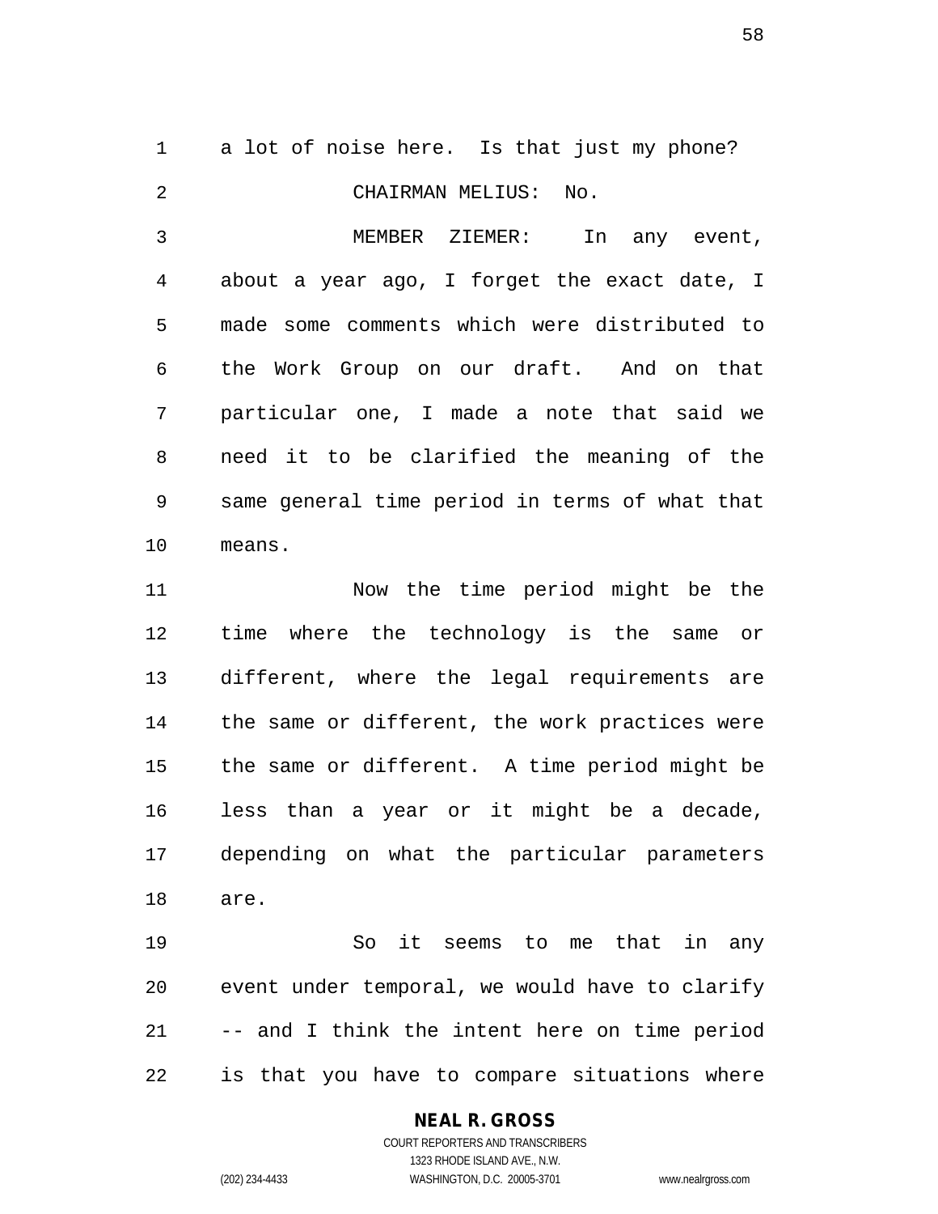a lot of noise here. Is that just my phone?

CHAIRMAN MELIUS: No.

MEMBER ZIEMER: In any event, about a year ago, I forget the exact date, I made some comments which were distributed to the Work Group on our draft. And on that particular one, I made a note that said we need it to be clarified the meaning of the same general time period in terms of what that means.

Now the time period might be the time where the technology is the same or different, where the legal requirements are the same or different, the work practices were the same or different. A time period might be less than a year or it might be a decade, depending on what the particular parameters are.

So it seems to me that in any event under temporal, we would have to clarify -- and I think the intent here on time period is that you have to compare situations where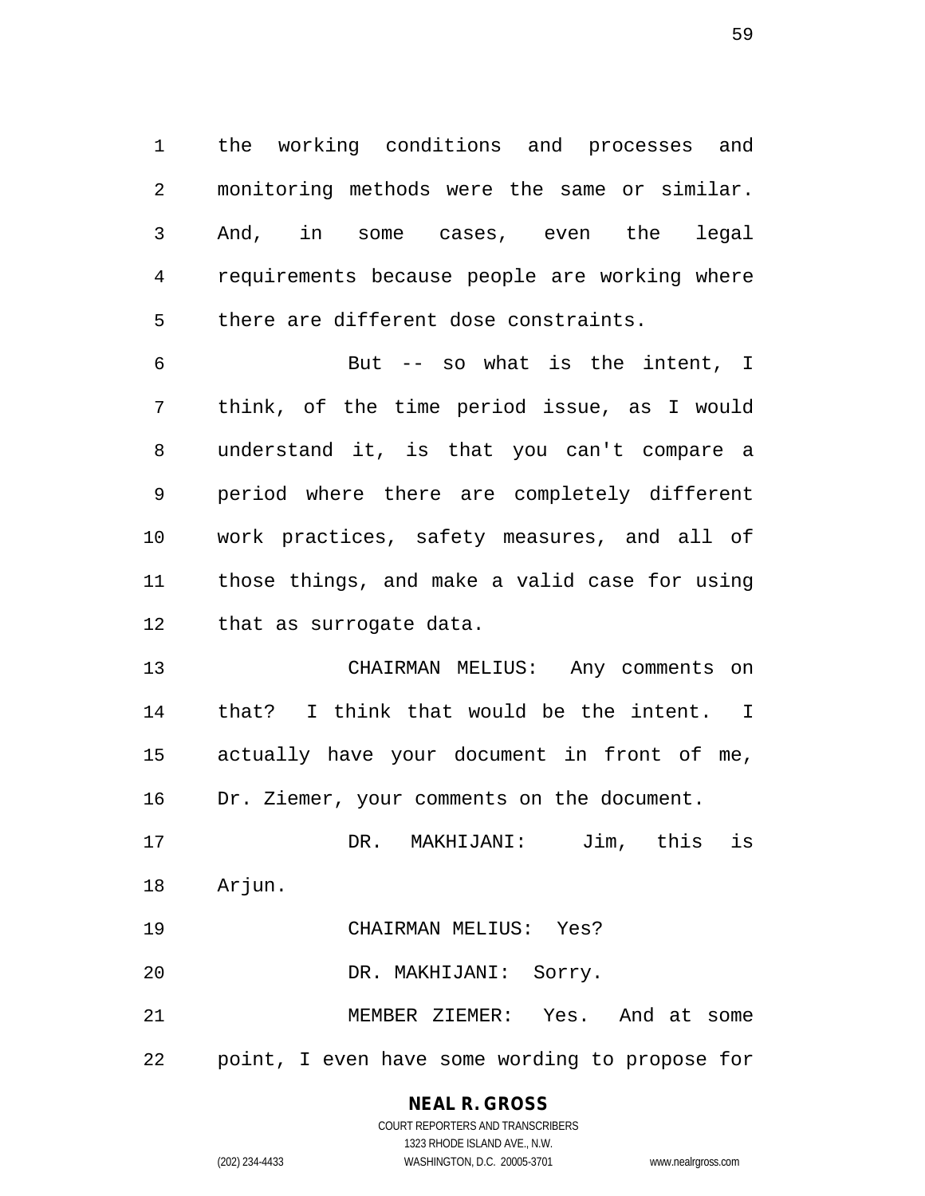the working conditions and processes and monitoring methods were the same or similar. And, in some cases, even the legal requirements because people are working where there are different dose constraints.

But -- so what is the intent, I think, of the time period issue, as I would understand it, is that you can't compare a period where there are completely different work practices, safety measures, and all of those things, and make a valid case for using that as surrogate data.

CHAIRMAN MELIUS: Any comments on that? I think that would be the intent. I actually have your document in front of me, Dr. Ziemer, your comments on the document.

DR. MAKHIJANI: Jim, this is Arjun.

CHAIRMAN MELIUS: Yes?

DR. MAKHIJANI: Sorry.

MEMBER ZIEMER: Yes. And at some point, I even have some wording to propose for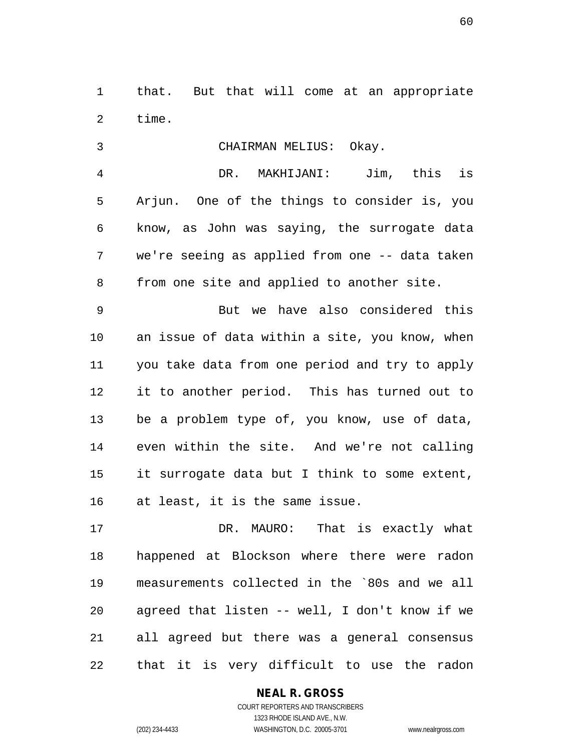that. But that will come at an appropriate time.

CHAIRMAN MELIUS: Okay.

DR. MAKHIJANI: Jim, this is Arjun. One of the things to consider is, you know, as John was saying, the surrogate data we're seeing as applied from one -- data taken from one site and applied to another site.

But we have also considered this an issue of data within a site, you know, when you take data from one period and try to apply it to another period. This has turned out to be a problem type of, you know, use of data, even within the site. And we're not calling it surrogate data but I think to some extent, at least, it is the same issue.

DR. MAURO: That is exactly what happened at Blockson where there were radon measurements collected in the `80s and we all agreed that listen -- well, I don't know if we all agreed but there was a general consensus that it is very difficult to use the radon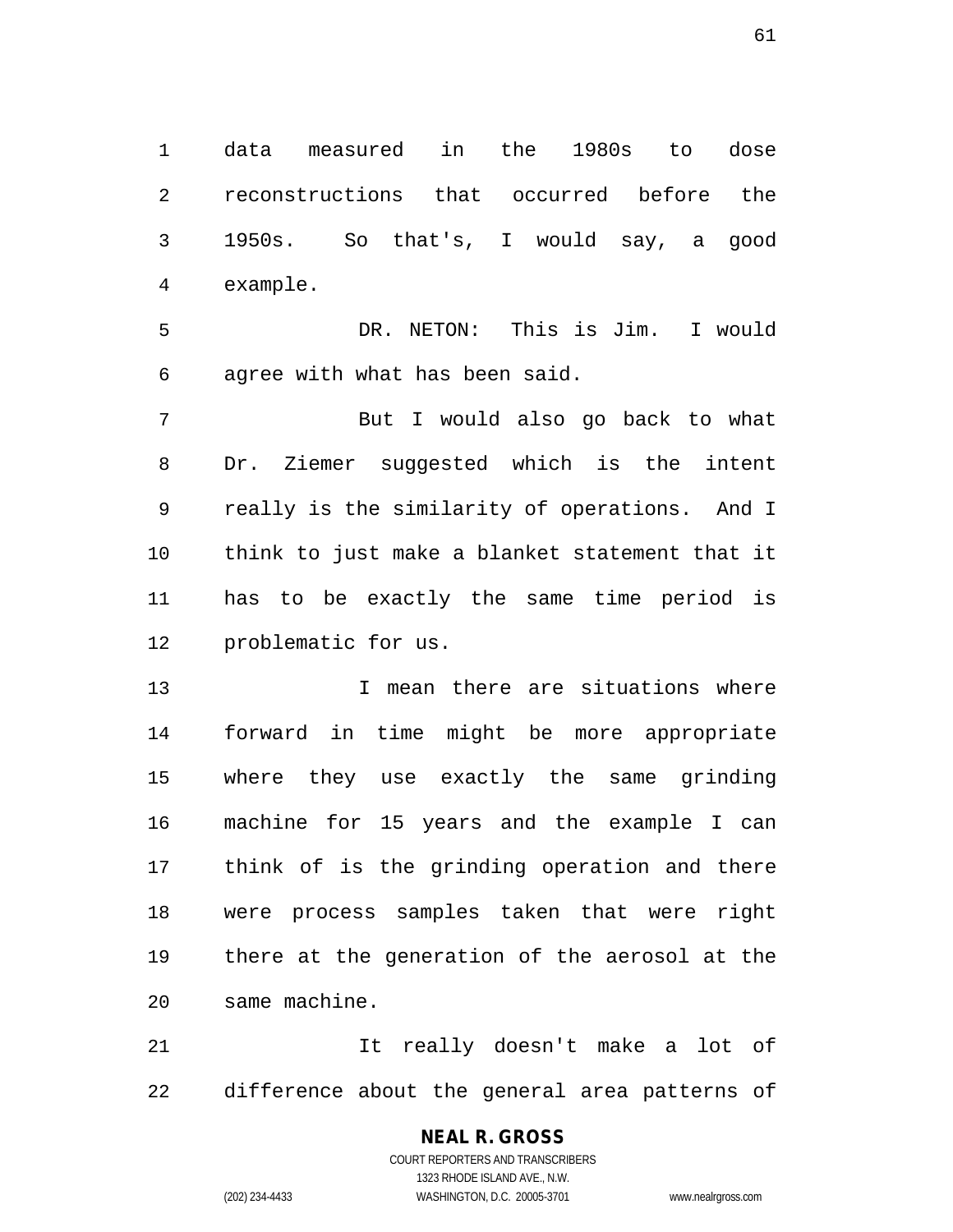data measured in the 1980s to dose reconstructions that occurred before the 1950s. So that's, I would say, a good example.

DR. NETON: This is Jim. I would agree with what has been said.

But I would also go back to what Dr. Ziemer suggested which is the intent really is the similarity of operations. And I think to just make a blanket statement that it has to be exactly the same time period is problematic for us.

I mean there are situations where forward in time might be more appropriate where they use exactly the same grinding machine for 15 years and the example I can think of is the grinding operation and there were process samples taken that were right there at the generation of the aerosol at the same machine.

It really doesn't make a lot of difference about the general area patterns of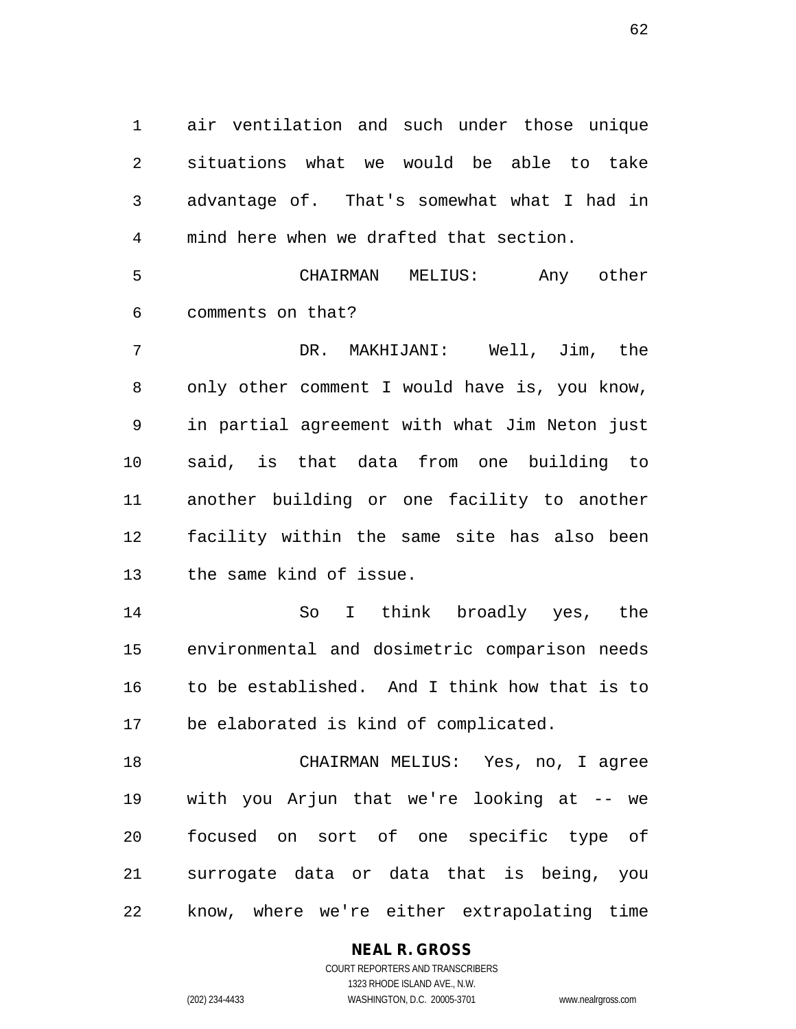air ventilation and such under those unique situations what we would be able to take advantage of. That's somewhat what I had in mind here when we drafted that section.

CHAIRMAN MELIUS: Any other comments on that?

DR. MAKHIJANI: Well, Jim, the only other comment I would have is, you know, in partial agreement with what Jim Neton just said, is that data from one building to another building or one facility to another facility within the same site has also been the same kind of issue.

So I think broadly yes, the environmental and dosimetric comparison needs to be established. And I think how that is to be elaborated is kind of complicated.

CHAIRMAN MELIUS: Yes, no, I agree with you Arjun that we're looking at -- we focused on sort of one specific type of surrogate data or data that is being, you know, where we're either extrapolating time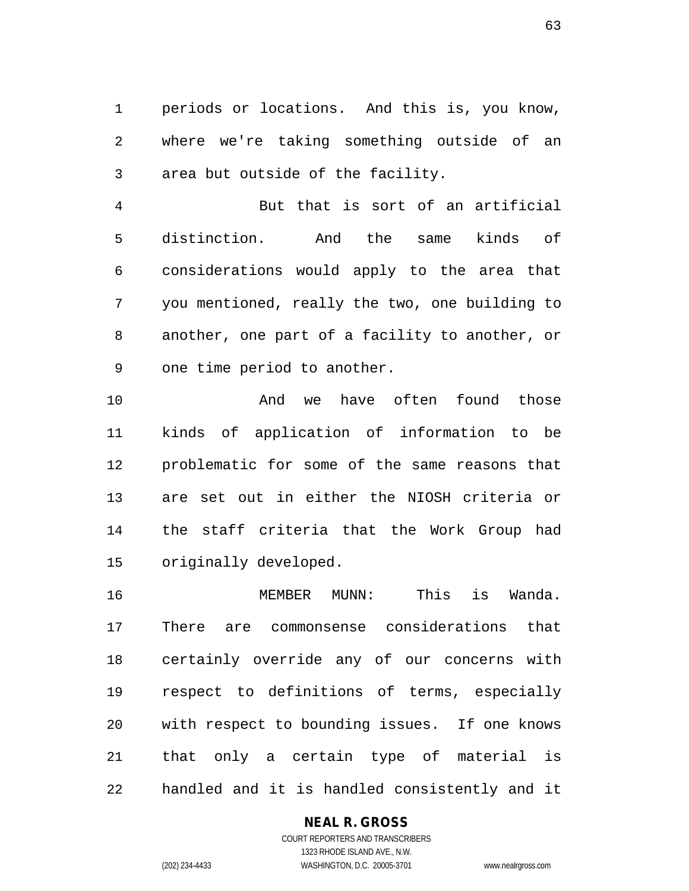periods or locations. And this is, you know, where we're taking something outside of an area but outside of the facility.

But that is sort of an artificial distinction. And the same kinds of considerations would apply to the area that you mentioned, really the two, one building to another, one part of a facility to another, or one time period to another.

And we have often found those kinds of application of information to be problematic for some of the same reasons that are set out in either the NIOSH criteria or the staff criteria that the Work Group had originally developed.

MEMBER MUNN: This is Wanda. There are commonsense considerations that certainly override any of our concerns with respect to definitions of terms, especially with respect to bounding issues. If one knows that only a certain type of material is handled and it is handled consistently and it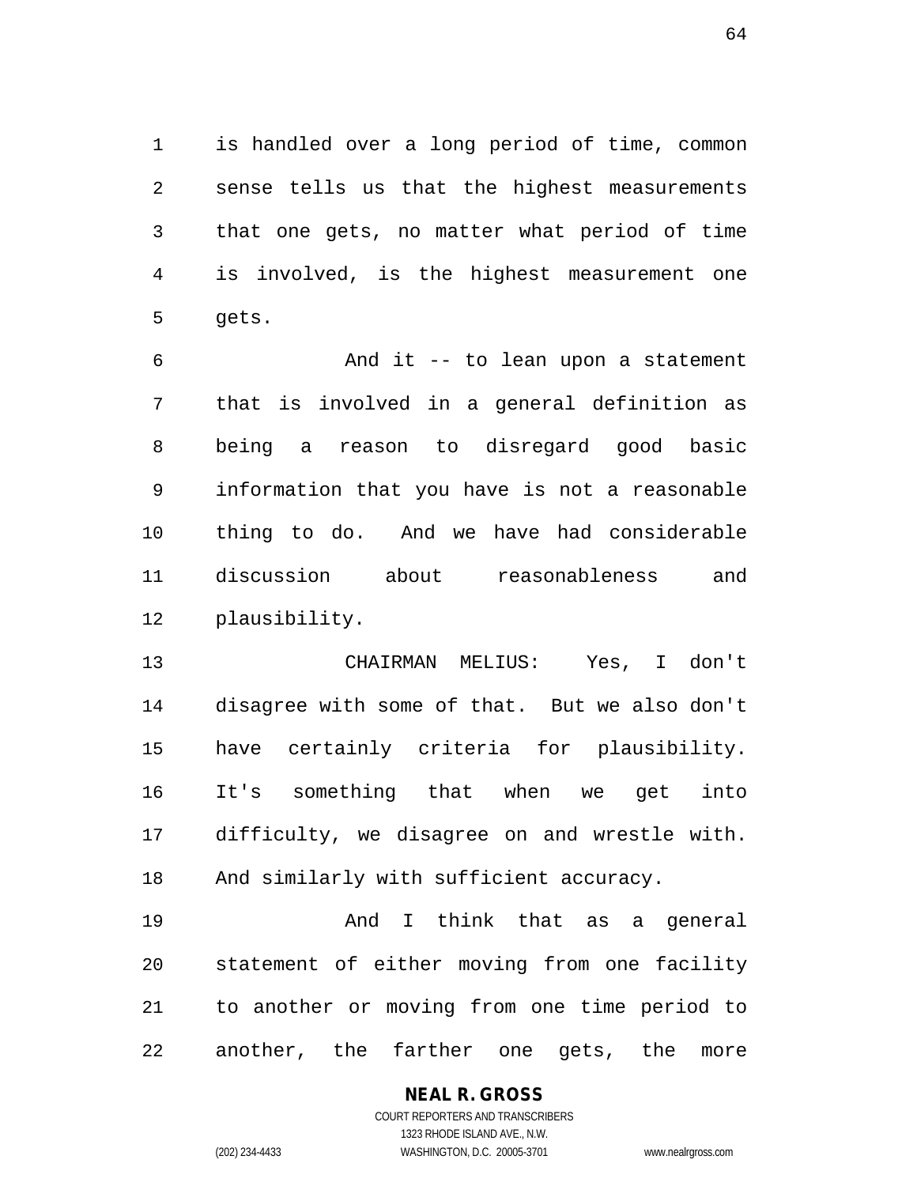is handled over a long period of time, common sense tells us that the highest measurements that one gets, no matter what period of time is involved, is the highest measurement one gets.

And it -- to lean upon a statement that is involved in a general definition as being a reason to disregard good basic information that you have is not a reasonable thing to do. And we have had considerable discussion about reasonableness and plausibility.

CHAIRMAN MELIUS: Yes, I don't disagree with some of that. But we also don't have certainly criteria for plausibility. It's something that when we get into difficulty, we disagree on and wrestle with. And similarly with sufficient accuracy.

And I think that as a general statement of either moving from one facility to another or moving from one time period to another, the farther one gets, the more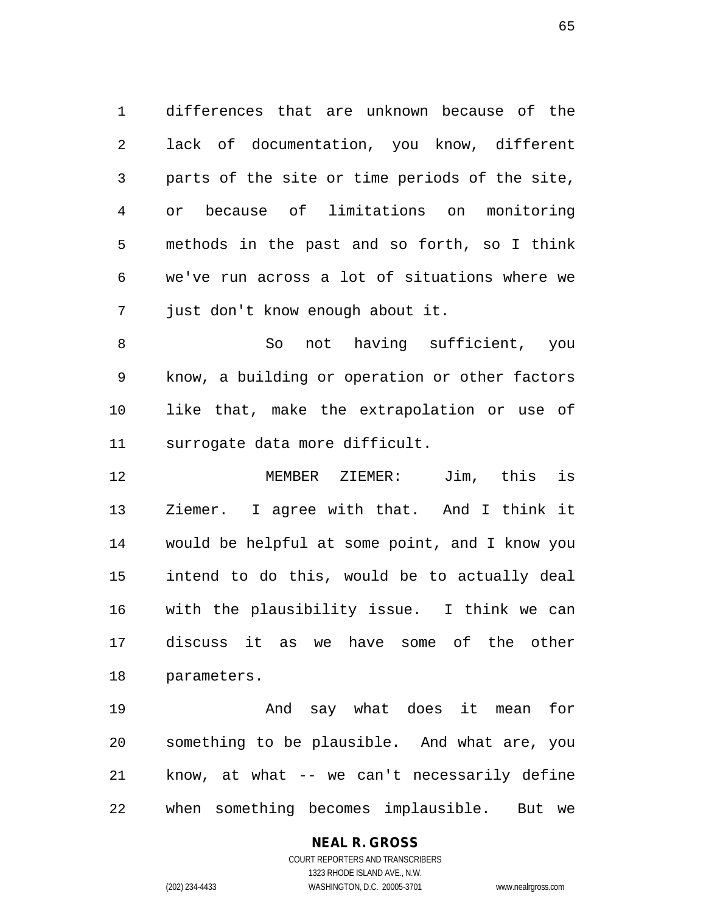differences that are unknown because of the lack of documentation, you know, different parts of the site or time periods of the site, or because of limitations on monitoring methods in the past and so forth, so I think we've run across a lot of situations where we just don't know enough about it.

So not having sufficient, you know, a building or operation or other factors like that, make the extrapolation or use of surrogate data more difficult.

MEMBER ZIEMER: Jim, this is Ziemer. I agree with that. And I think it would be helpful at some point, and I know you intend to do this, would be to actually deal with the plausibility issue. I think we can discuss it as we have some of the other parameters.

And say what does it mean for something to be plausible. And what are, you know, at what -- we can't necessarily define when something becomes implausible. But we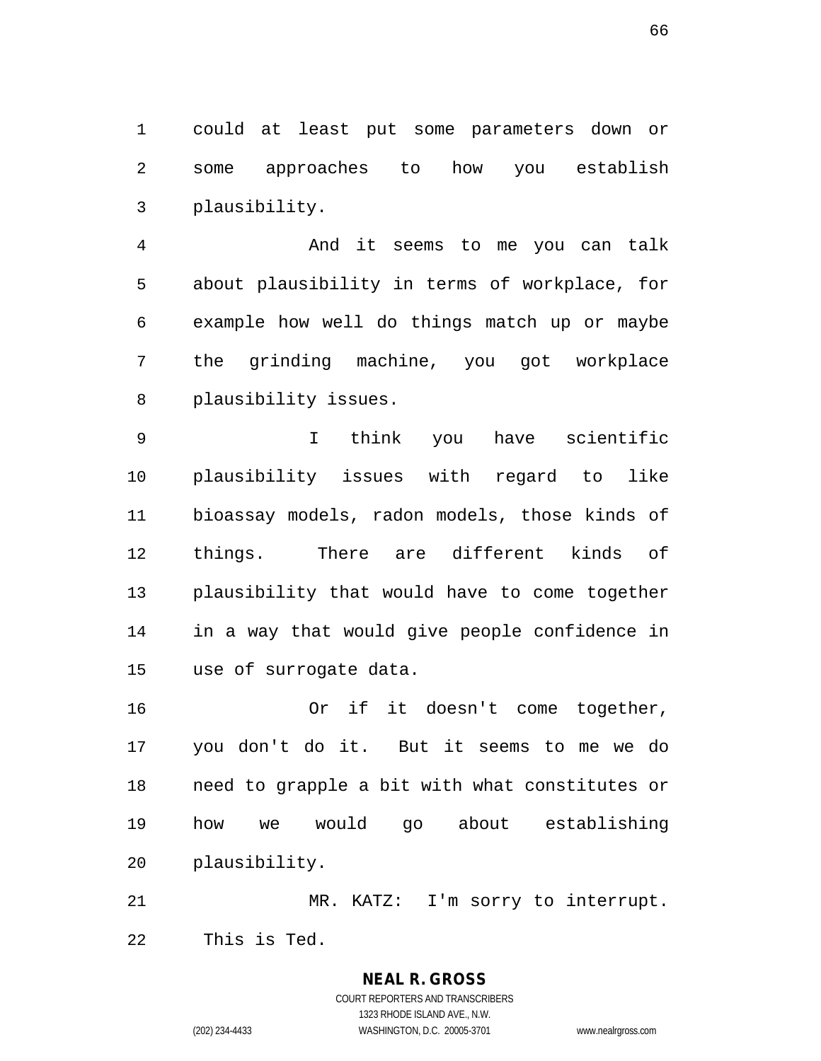could at least put some parameters down or some approaches to how you establish plausibility.

And it seems to me you can talk about plausibility in terms of workplace, for example how well do things match up or maybe the grinding machine, you got workplace plausibility issues.

I think you have scientific plausibility issues with regard to like bioassay models, radon models, those kinds of things. There are different kinds of plausibility that would have to come together in a way that would give people confidence in use of surrogate data.

Or if it doesn't come together, you don't do it. But it seems to me we do need to grapple a bit with what constitutes or how we would go about establishing plausibility.

MR. KATZ: I'm sorry to interrupt. This is Ted.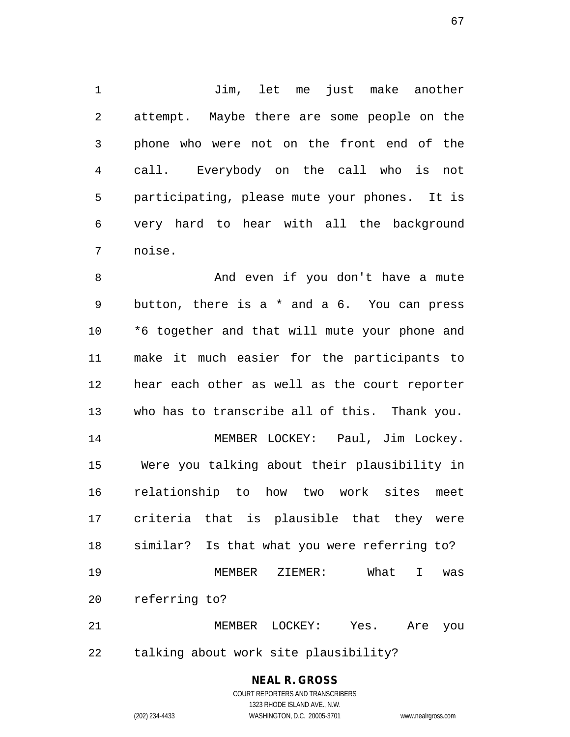Jim, let me just make another attempt. Maybe there are some people on the phone who were not on the front end of the call. Everybody on the call who is not participating, please mute your phones. It is very hard to hear with all the background noise.

And even if you don't have a mute button, there is a * and a 6. You can press *6 together and that will mute your phone and make it much easier for the participants to hear each other as well as the court reporter who has to transcribe all of this. Thank you.

MEMBER LOCKEY: Paul, Jim Lockey. Were you talking about their plausibility in relationship to how two work sites meet criteria that is plausible that they were similar? Is that what you were referring to?

MEMBER ZIEMER: What I was referring to?

MEMBER LOCKEY: Yes. Are you talking about work site plausibility?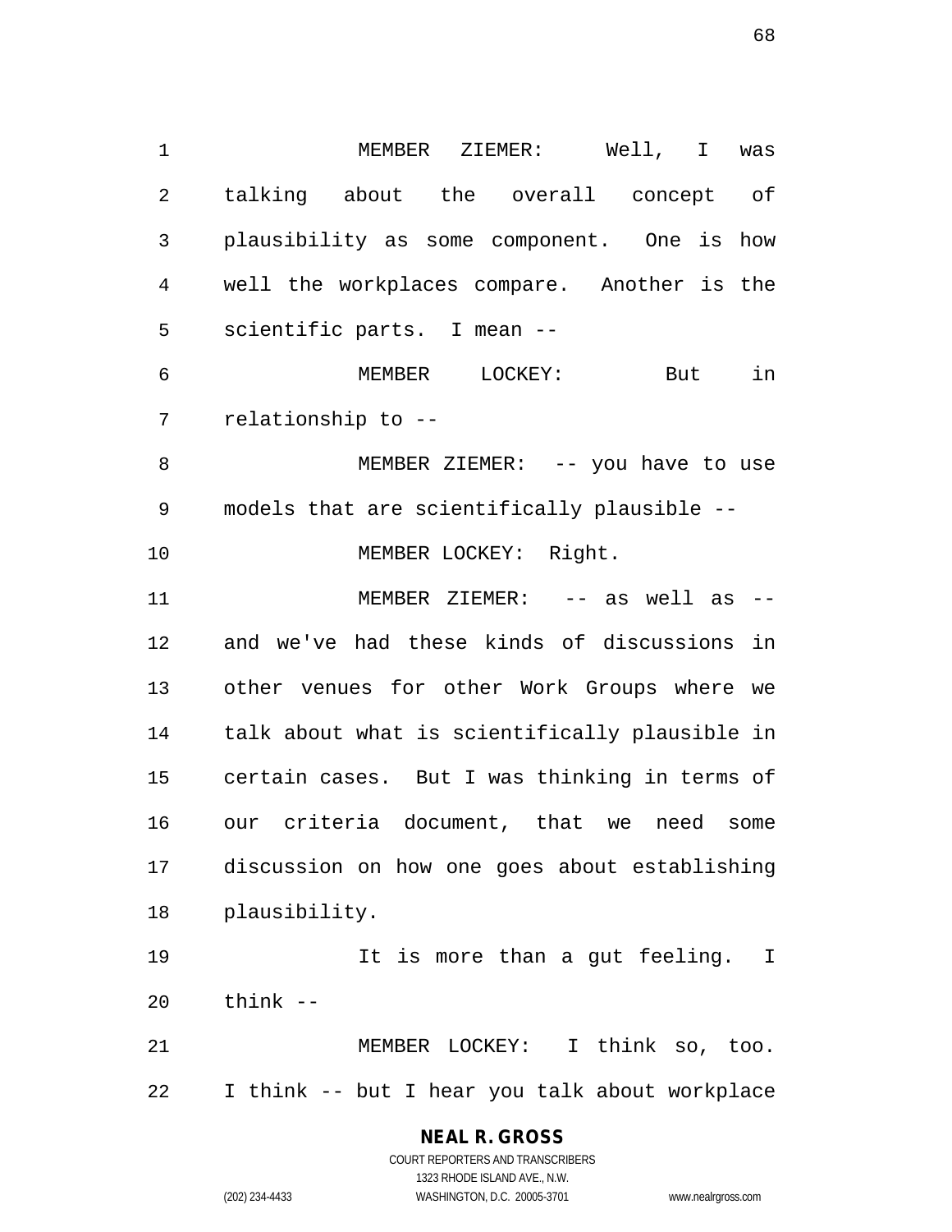MEMBER ZIEMER: Well, I was talking about the overall concept of plausibility as some component. One is how well the workplaces compare. Another is the scientific parts. I mean --

MEMBER LOCKEY: But in relationship to --

MEMBER ZIEMER: -- you have to use models that are scientifically plausible --

MEMBER LOCKEY: Right.

MEMBER ZIEMER: -- as well as -- and we've had these kinds of discussions in other venues for other Work Groups where we talk about what is scientifically plausible in certain cases. But I was thinking in terms of our criteria document, that we need some discussion on how one goes about establishing plausibility.

It is more than a gut feeling. I think --

MEMBER LOCKEY: I think so, too. I think -- but I hear you talk about workplace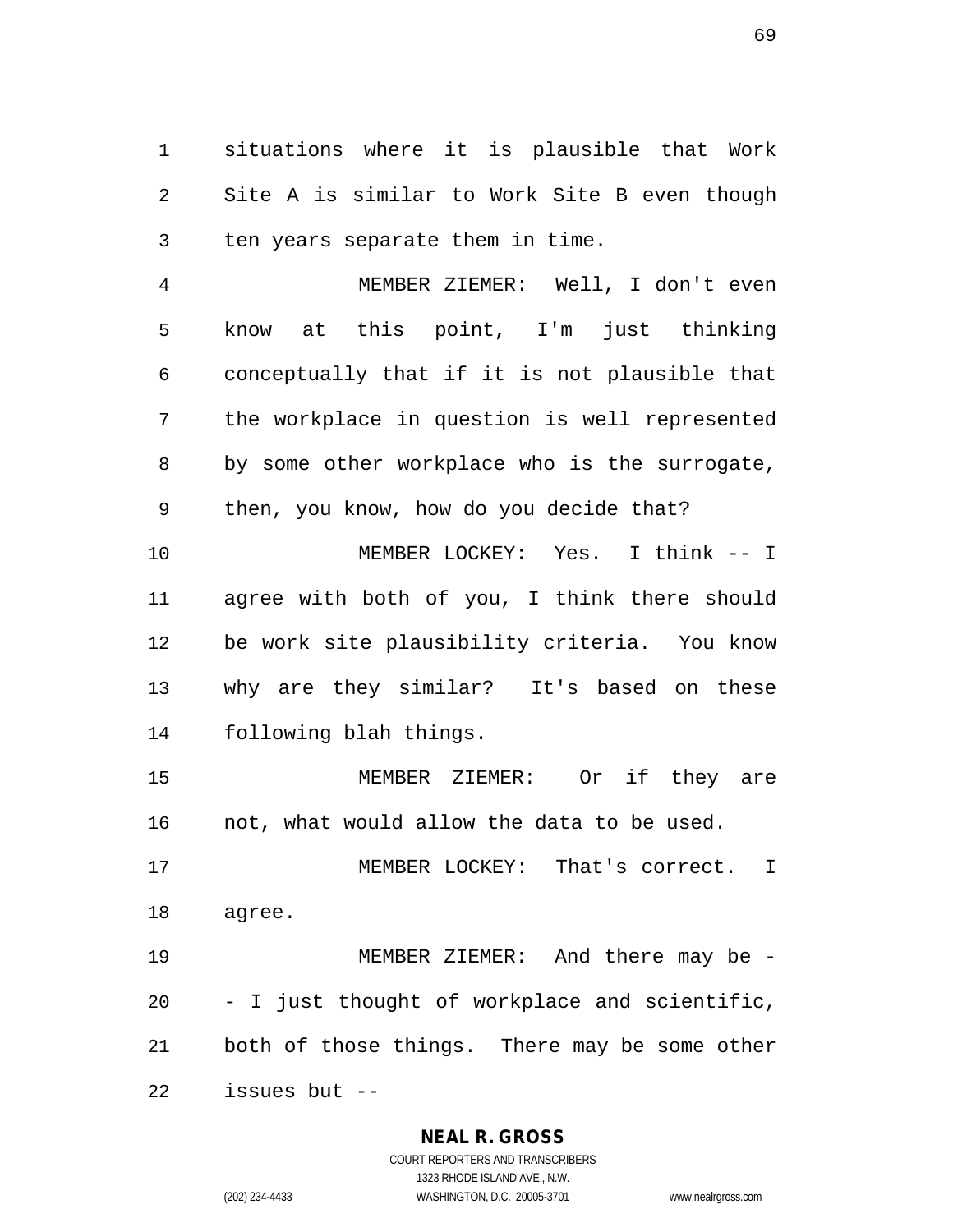situations where it is plausible that Work Site A is similar to Work Site B even though ten years separate them in time.

MEMBER ZIEMER: Well, I don't even know at this point, I'm just thinking conceptually that if it is not plausible that the workplace in question is well represented by some other workplace who is the surrogate, then, you know, how do you decide that?

MEMBER LOCKEY: Yes. I think -- I agree with both of you, I think there should be work site plausibility criteria. You know why are they similar? It's based on these following blah things.

MEMBER ZIEMER: Or if they are not, what would allow the data to be used.

MEMBER LOCKEY: That's correct. I agree.

MEMBER ZIEMER: And there may be -- I just thought of workplace and scientific, both of those things. There may be some other issues but --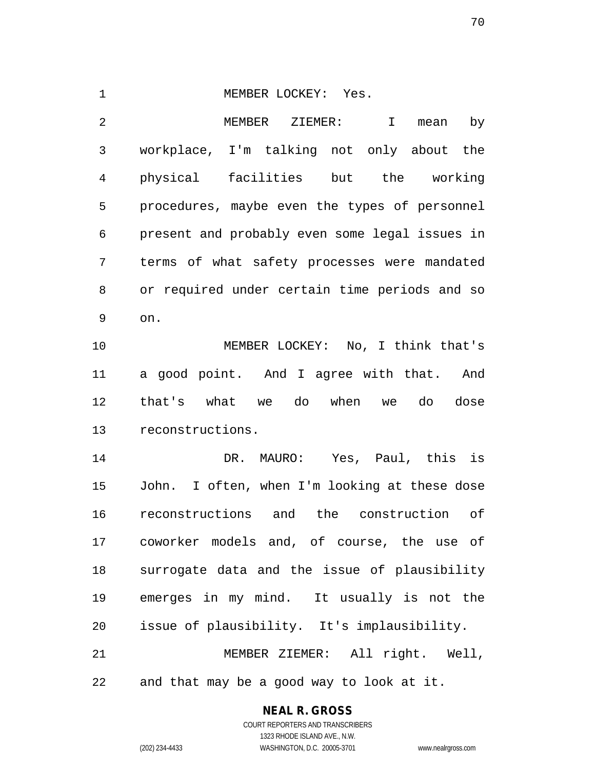MEMBER LOCKEY: Yes.

MEMBER ZIEMER: I mean by workplace, I'm talking not only about the physical facilities but the working procedures, maybe even the types of personnel present and probably even some legal issues in terms of what safety processes were mandated or required under certain time periods and so on.

MEMBER LOCKEY: No, I think that's a good point. And I agree with that. And that's what we do when we do dose reconstructions.

DR. MAURO: Yes, Paul, this is John. I often, when I'm looking at these dose reconstructions and the construction of coworker models and, of course, the use of surrogate data and the issue of plausibility emerges in my mind. It usually is not the issue of plausibility. It's implausibility.

MEMBER ZIEMER: All right. Well, and that may be a good way to look at it.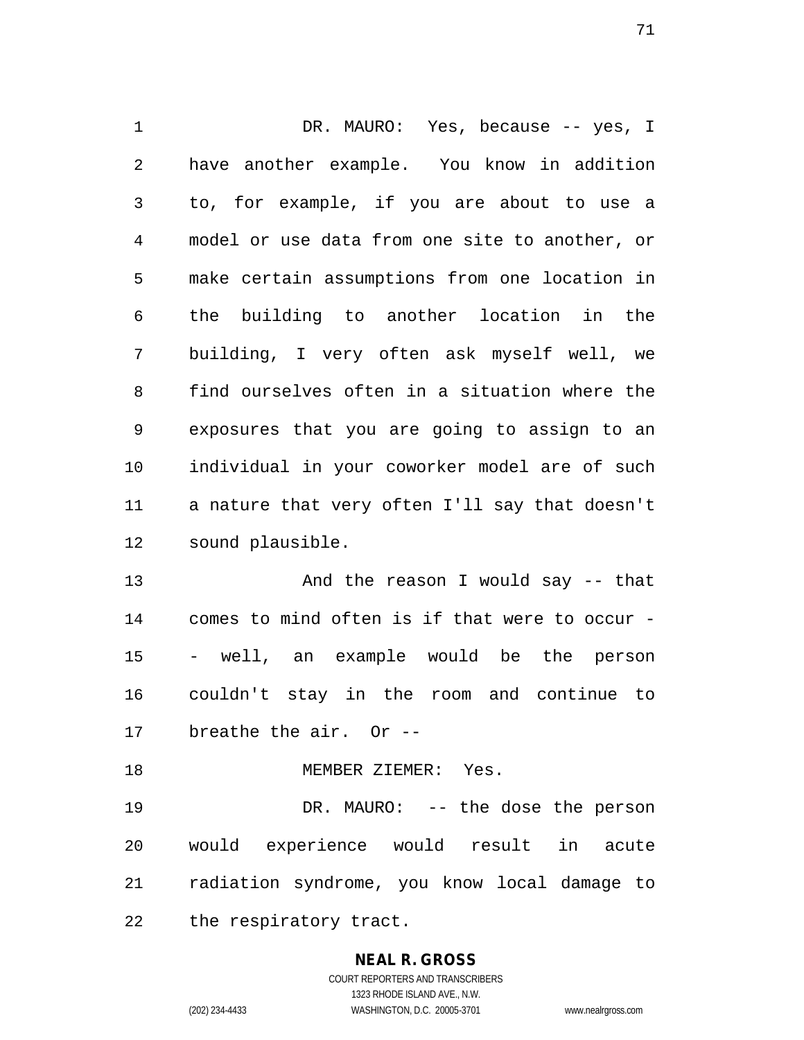DR. MAURO: Yes, because -- yes, I have another example. You know in addition to, for example, if you are about to use a model or use data from one site to another, or make certain assumptions from one location in the building to another location in the building, I very often ask myself well, we find ourselves often in a situation where the exposures that you are going to assign to an individual in your coworker model are of such a nature that very often I'll say that doesn't sound plausible.

And the reason I would say -- that comes to mind often is if that were to occur -- well, an example would be the person couldn't stay in the room and continue to breathe the air. Or --

MEMBER ZIEMER: Yes.

DR. MAURO: -- the dose the person would experience would result in acute radiation syndrome, you know local damage to the respiratory tract.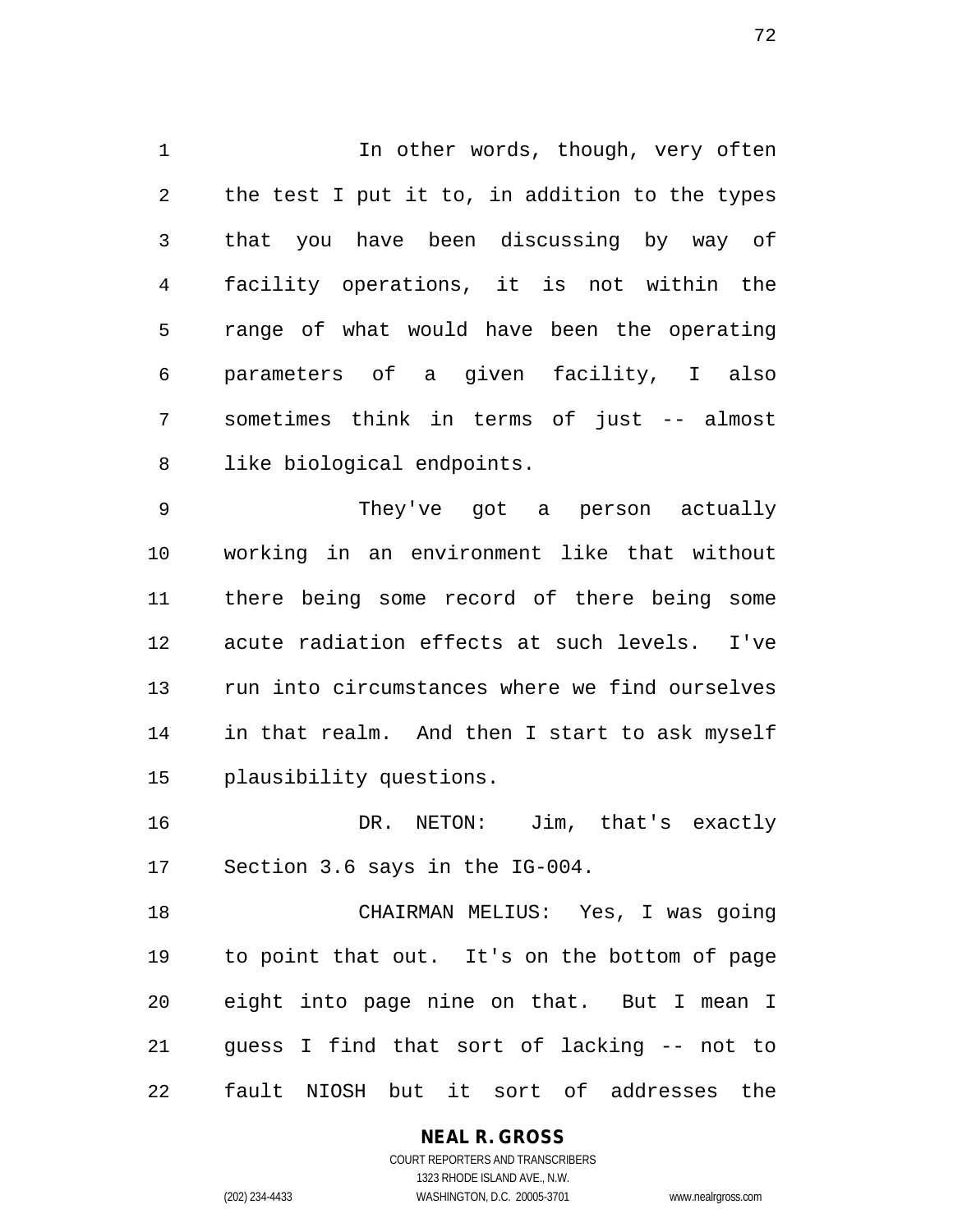In other words, though, very often the test I put it to, in addition to the types that you have been discussing by way of facility operations, it is not within the range of what would have been the operating parameters of a given facility, I also sometimes think in terms of just -- almost like biological endpoints.

They've got a person actually working in an environment like that without there being some record of there being some acute radiation effects at such levels. I've run into circumstances where we find ourselves in that realm. And then I start to ask myself plausibility questions.

DR. NETON: Jim, that's exactly Section 3.6 says in the IG-004.

CHAIRMAN MELIUS: Yes, I was going to point that out. It's on the bottom of page eight into page nine on that. But I mean I guess I find that sort of lacking -- not to fault NIOSH but it sort of addresses the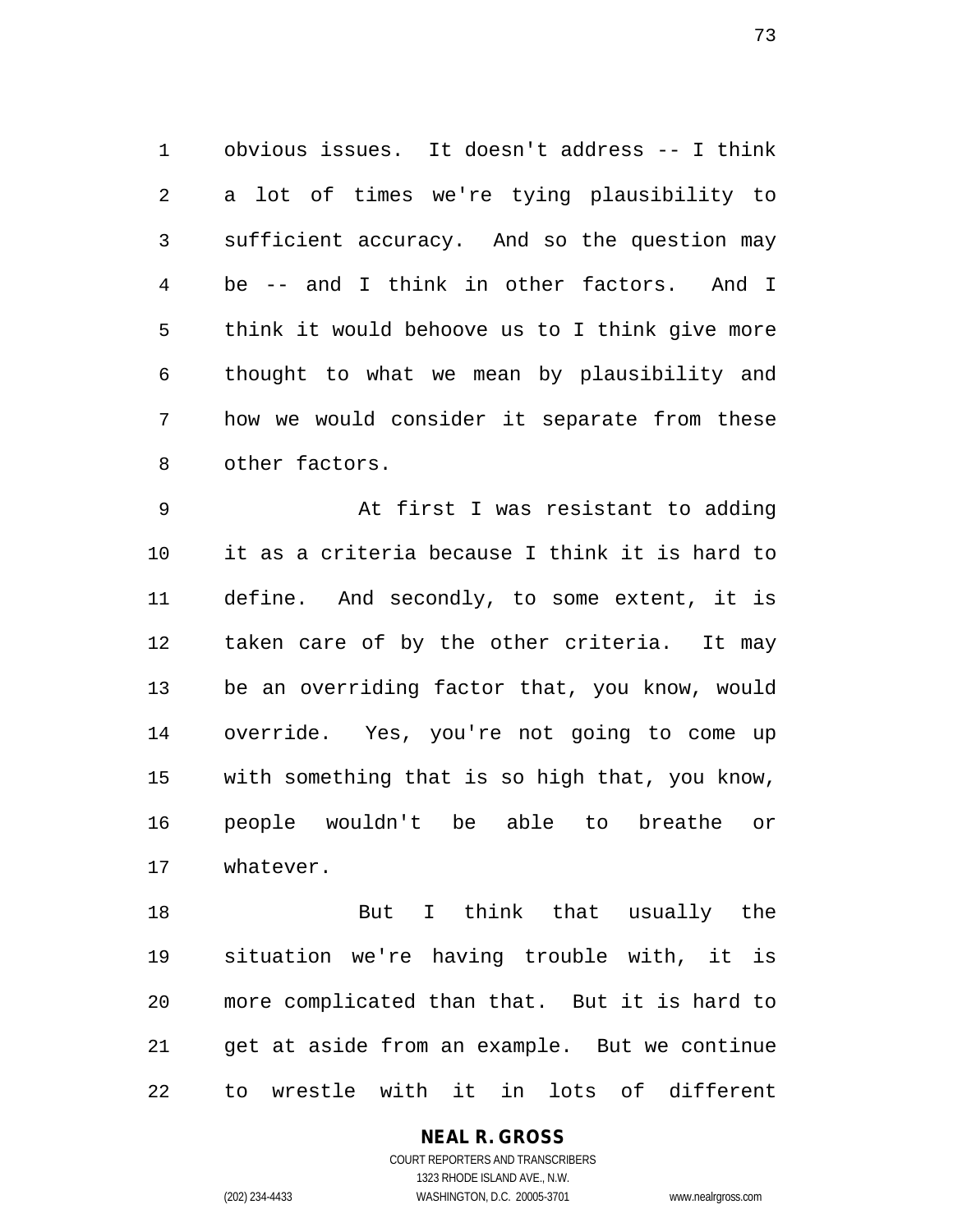obvious issues. It doesn't address -- I think a lot of times we're tying plausibility to sufficient accuracy. And so the question may be -- and I think in other factors. And I think it would behoove us to I think give more thought to what we mean by plausibility and how we would consider it separate from these other factors.

At first I was resistant to adding it as a criteria because I think it is hard to define. And secondly, to some extent, it is taken care of by the other criteria. It may be an overriding factor that, you know, would override. Yes, you're not going to come up with something that is so high that, you know, people wouldn't be able to breathe or whatever.

But I think that usually the situation we're having trouble with, it is more complicated than that. But it is hard to get at aside from an example. But we continue to wrestle with it in lots of different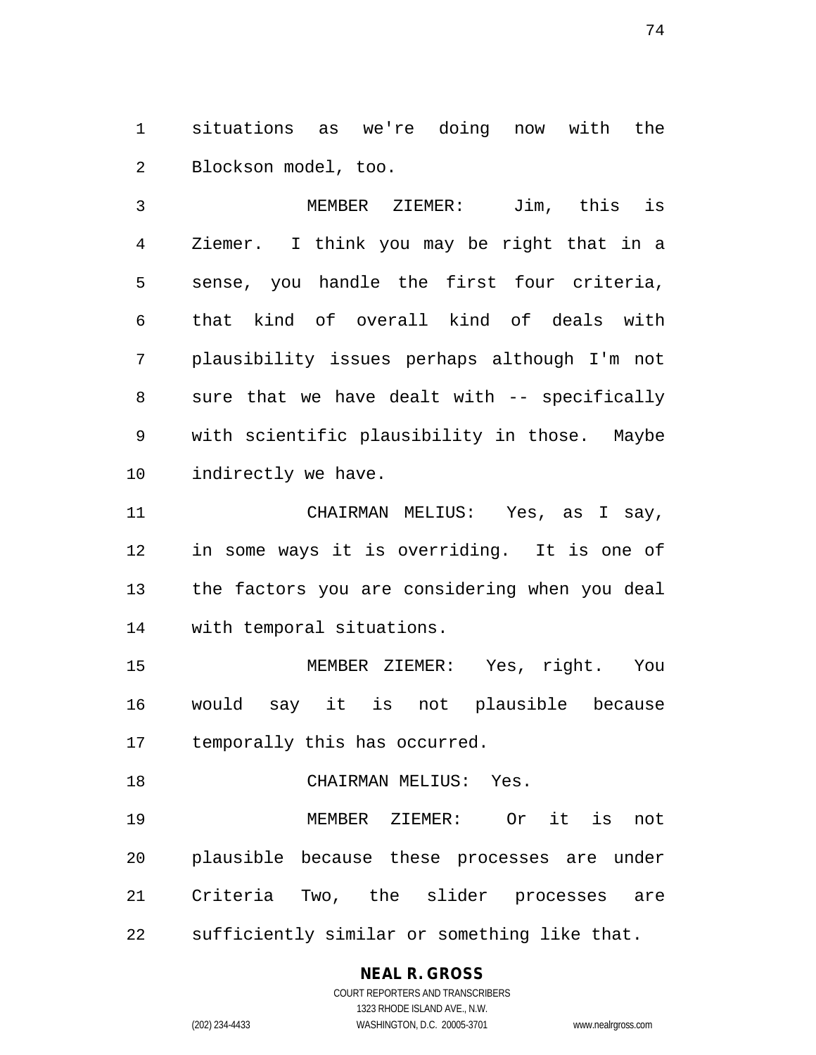situations as we're doing now with the Blockson model, too.

MEMBER ZIEMER: Jim, this is Ziemer. I think you may be right that in a sense, you handle the first four criteria, that kind of overall kind of deals with plausibility issues perhaps although I'm not sure that we have dealt with -- specifically with scientific plausibility in those. Maybe indirectly we have.

CHAIRMAN MELIUS: Yes, as I say, in some ways it is overriding. It is one of the factors you are considering when you deal with temporal situations.

MEMBER ZIEMER: Yes, right. You would say it is not plausible because temporally this has occurred.

CHAIRMAN MELIUS: Yes.

MEMBER ZIEMER: Or it is not plausible because these processes are under Criteria Two, the slider processes are sufficiently similar or something like that.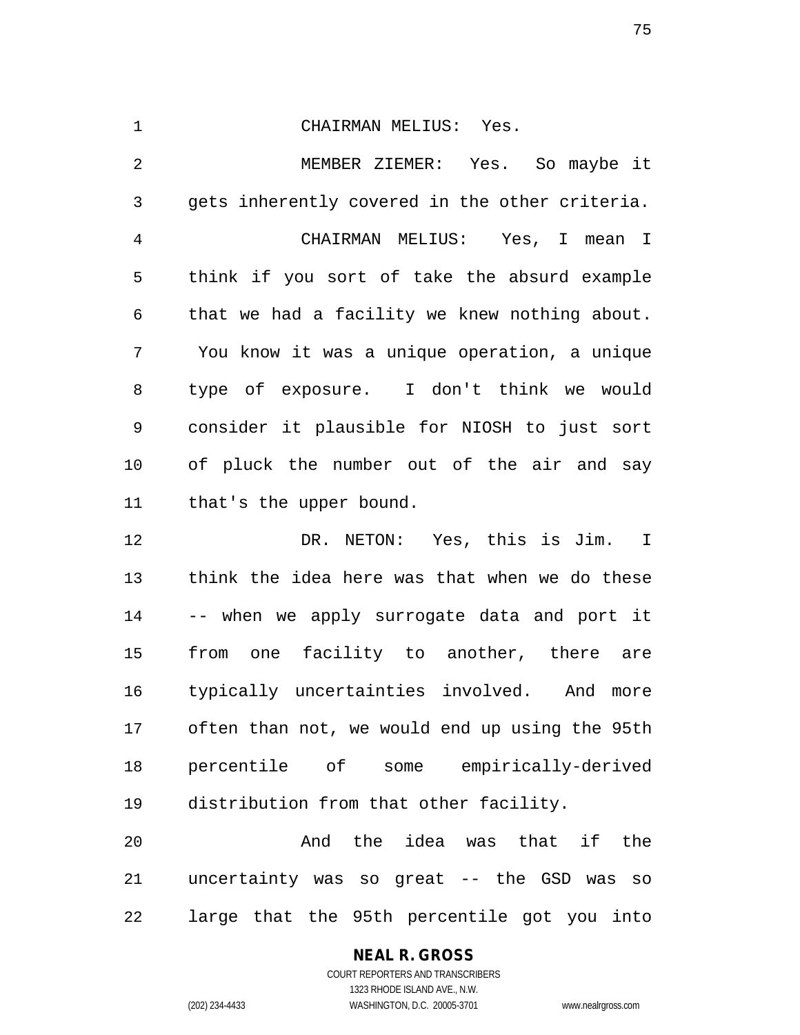CHAIRMAN MELIUS: Yes.

MEMBER ZIEMER: Yes. So maybe it gets inherently covered in the other criteria.

CHAIRMAN MELIUS: Yes, I mean I think if you sort of take the absurd example that we had a facility we knew nothing about. You know it was a unique operation, a unique type of exposure. I don't think we would consider it plausible for NIOSH to just sort of pluck the number out of the air and say that's the upper bound.

DR. NETON: Yes, this is Jim. I think the idea here was that when we do these -- when we apply surrogate data and port it from one facility to another, there are typically uncertainties involved. And more often than not, we would end up using the 95th percentile of some empirically-derived distribution from that other facility.

And the idea was that if the uncertainty was so great -- the GSD was so large that the 95th percentile got you into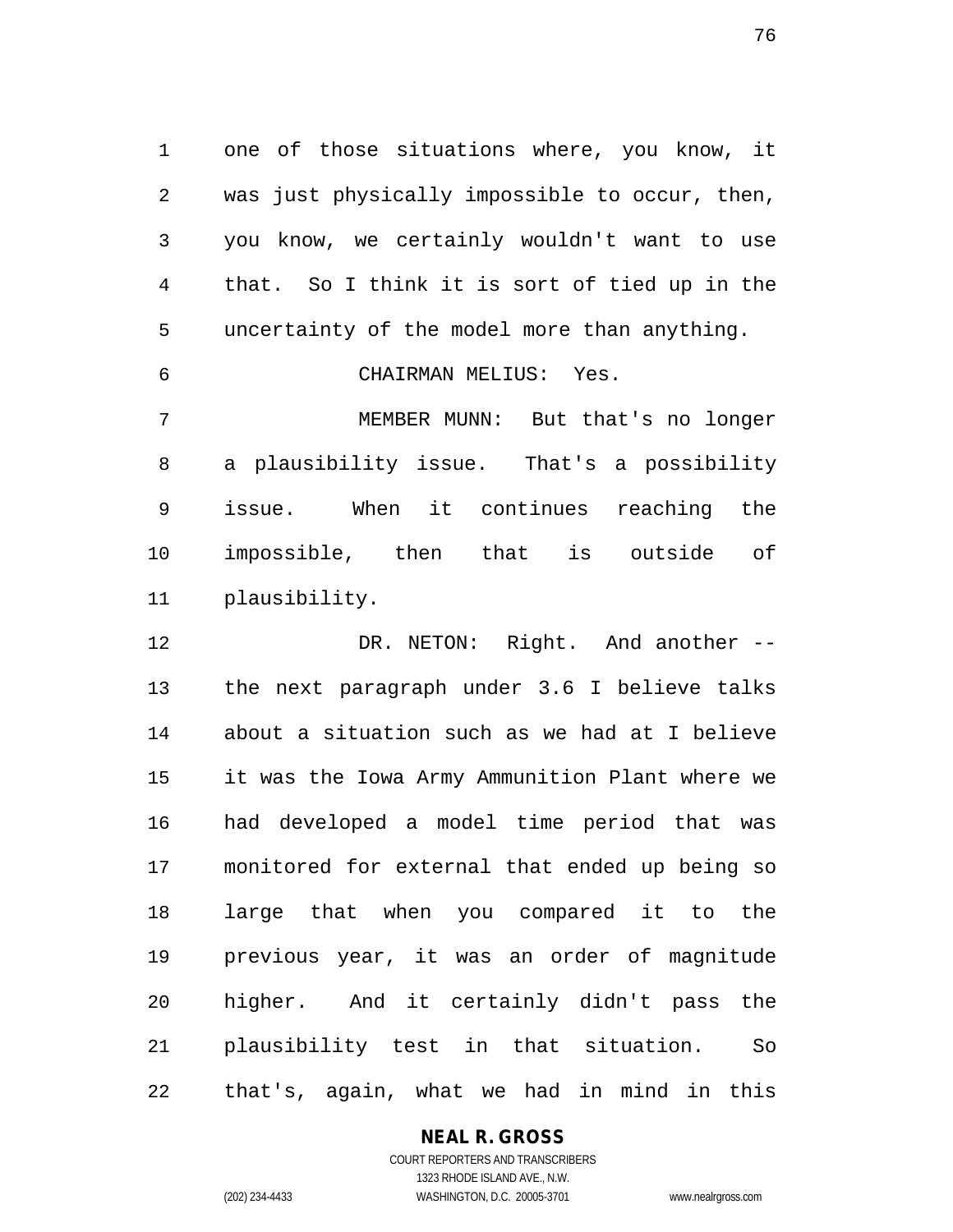one of those situations where, you know, it was just physically impossible to occur, then, you know, we certainly wouldn't want to use that. So I think it is sort of tied up in the uncertainty of the model more than anything.

CHAIRMAN MELIUS: Yes.

MEMBER MUNN: But that's no longer a plausibility issue. That's a possibility issue. When it continues reaching the impossible, then that is outside of plausibility.

DR. NETON: Right. And another -- the next paragraph under 3.6 I believe talks about a situation such as we had at I believe it was the Iowa Army Ammunition Plant where we had developed a model time period that was monitored for external that ended up being so large that when you compared it to the previous year, it was an order of magnitude higher. And it certainly didn't pass the plausibility test in that situation. So that's, again, what we had in mind in this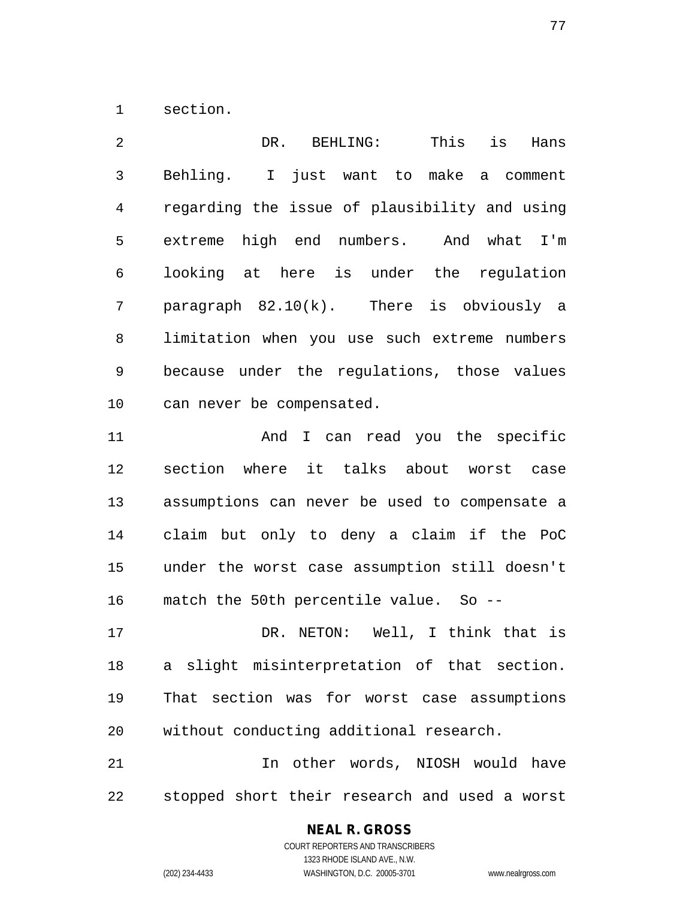section.

DR. BEHLING: This is Hans Behling. I just want to make a comment regarding the issue of plausibility and using extreme high end numbers. And what I'm looking at here is under the regulation paragraph 82.10(k). There is obviously a limitation when you use such extreme numbers because under the regulations, those values can never be compensated.

And I can read you the specific section where it talks about worst case assumptions can never be used to compensate a claim but only to deny a claim if the PoC under the worst case assumption still doesn't match the 50th percentile value. So --

DR. NETON: Well, I think that is a slight misinterpretation of that section. That section was for worst case assumptions without conducting additional research.

In other words, NIOSH would have stopped short their research and used a worst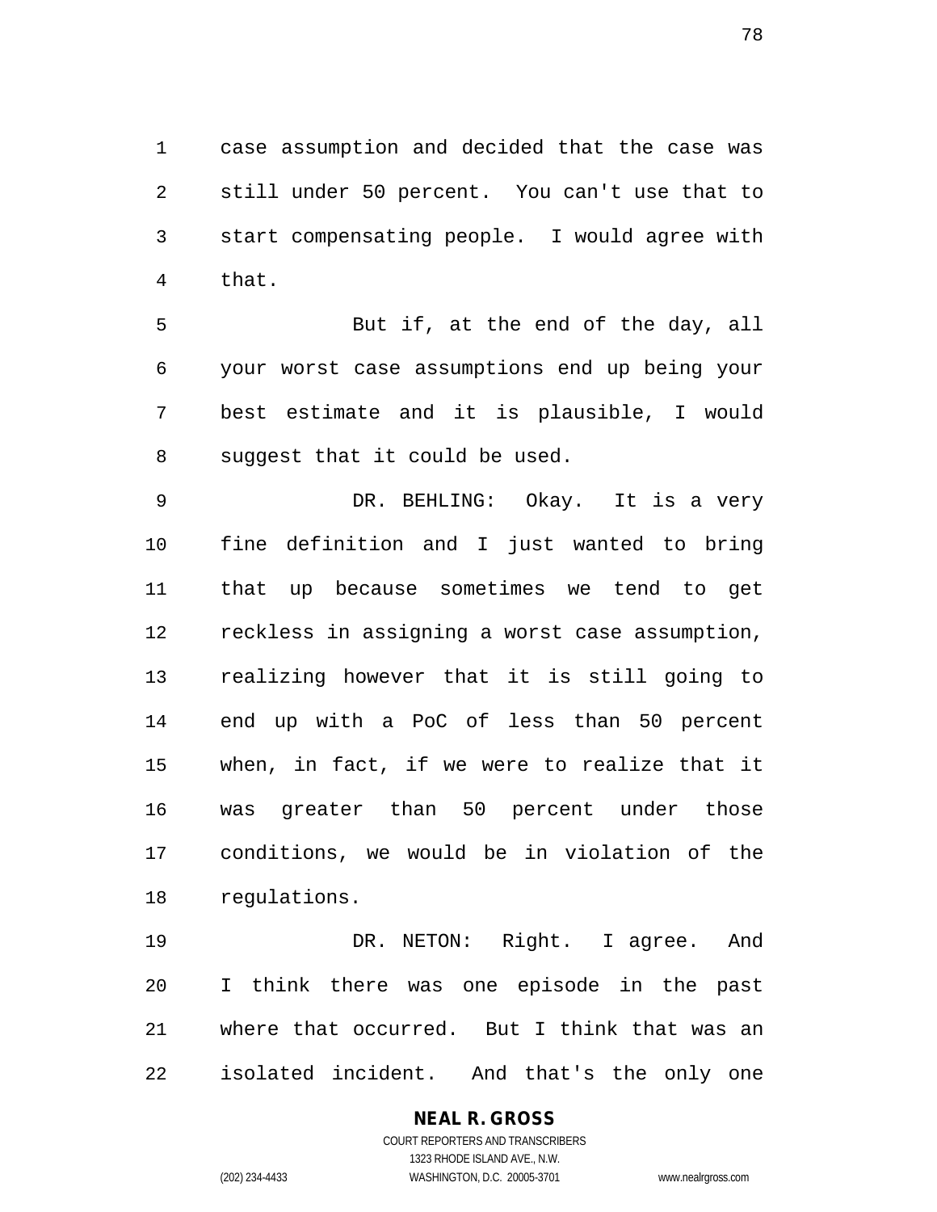case assumption and decided that the case was still under 50 percent. You can't use that to start compensating people. I would agree with that.

But if, at the end of the day, all your worst case assumptions end up being your best estimate and it is plausible, I would suggest that it could be used.

DR. BEHLING: Okay. It is a very fine definition and I just wanted to bring that up because sometimes we tend to get reckless in assigning a worst case assumption, realizing however that it is still going to end up with a PoC of less than 50 percent when, in fact, if we were to realize that it was greater than 50 percent under those conditions, we would be in violation of the regulations.

DR. NETON: Right. I agree. And I think there was one episode in the past where that occurred. But I think that was an isolated incident. And that's the only one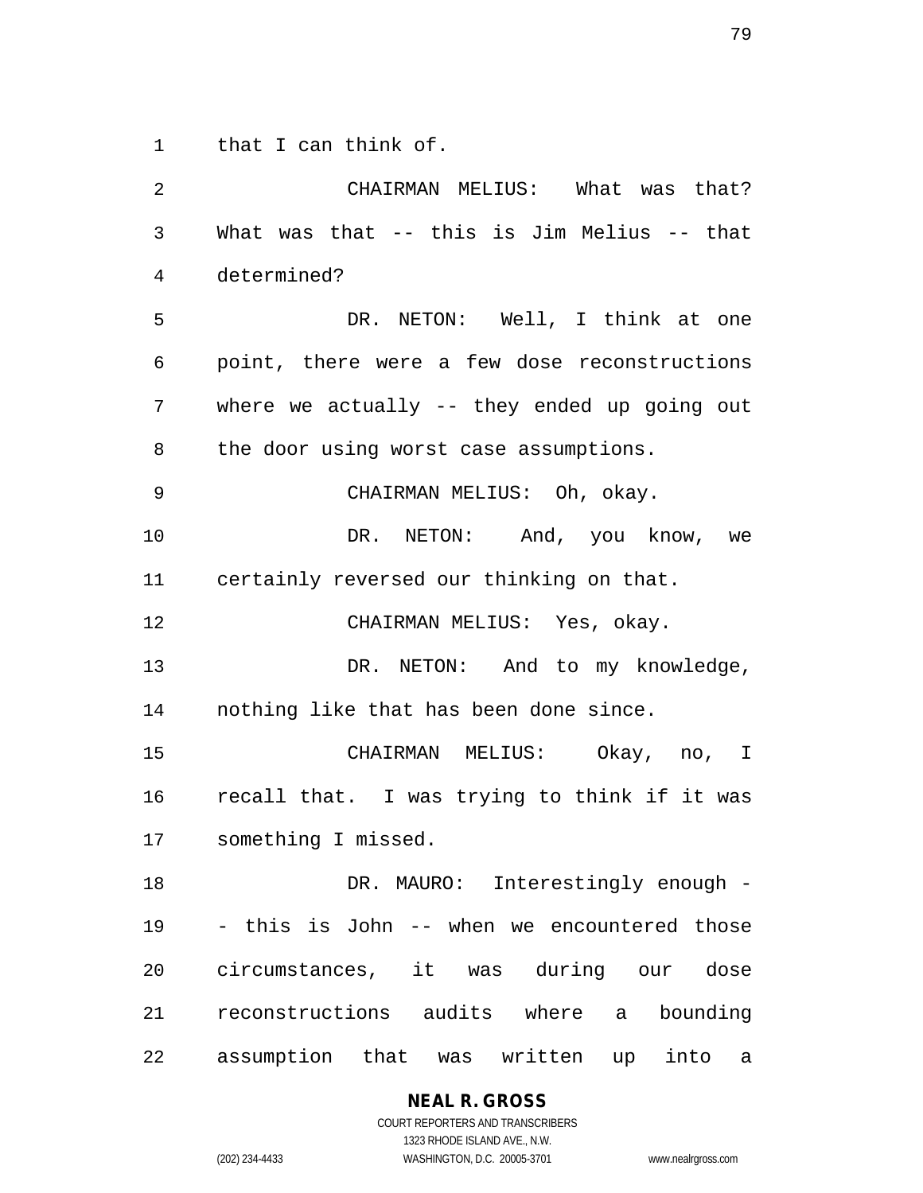that I can think of.

CHAIRMAN MELIUS: What was that? What was that -- this is Jim Melius -- that determined?

DR. NETON: Well, I think at one point, there were a few dose reconstructions where we actually -- they ended up going out the door using worst case assumptions.

CHAIRMAN MELIUS: Oh, okay.

DR. NETON: And, you know, we certainly reversed our thinking on that.

CHAIRMAN MELIUS: Yes, okay.

DR. NETON: And to my knowledge, nothing like that has been done since.

CHAIRMAN MELIUS: Okay, no, I recall that. I was trying to think if it was something I missed.

DR. MAURO: Interestingly enough -- this is John -- when we encountered those circumstances, it was during our dose reconstructions audits where a bounding assumption that was written up into a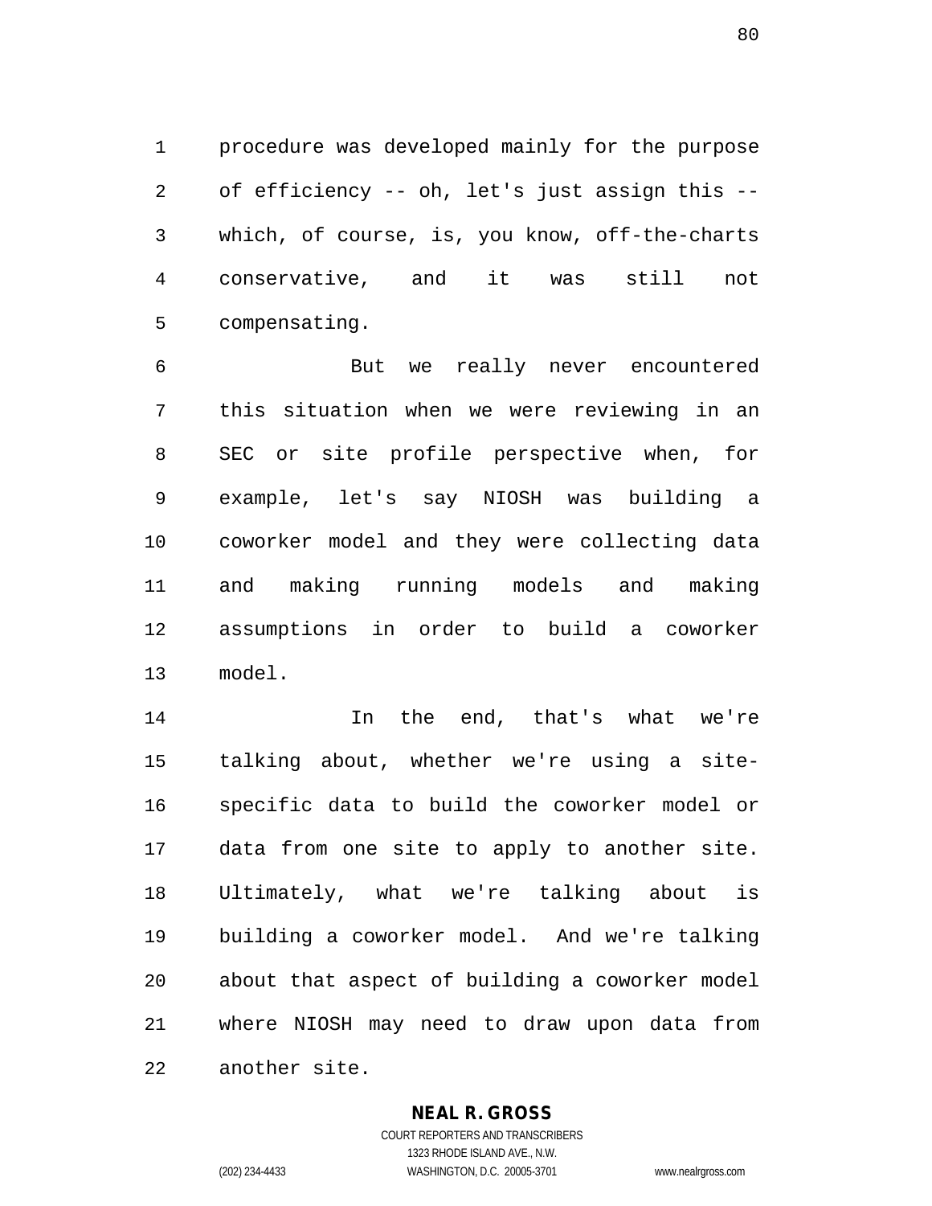procedure was developed mainly for the purpose of efficiency -- oh, let's just assign this -- which, of course, is, you know, off-the-charts conservative, and it was still not compensating.

But we really never encountered this situation when we were reviewing in an SEC or site profile perspective when, for example, let's say NIOSH was building a coworker model and they were collecting data and making running models and making assumptions in order to build a coworker model.

In the end, that's what we're talking about, whether we're using a site-specific data to build the coworker model or data from one site to apply to another site. Ultimately, what we're talking about is building a coworker model. And we're talking about that aspect of building a coworker model where NIOSH may need to draw upon data from another site.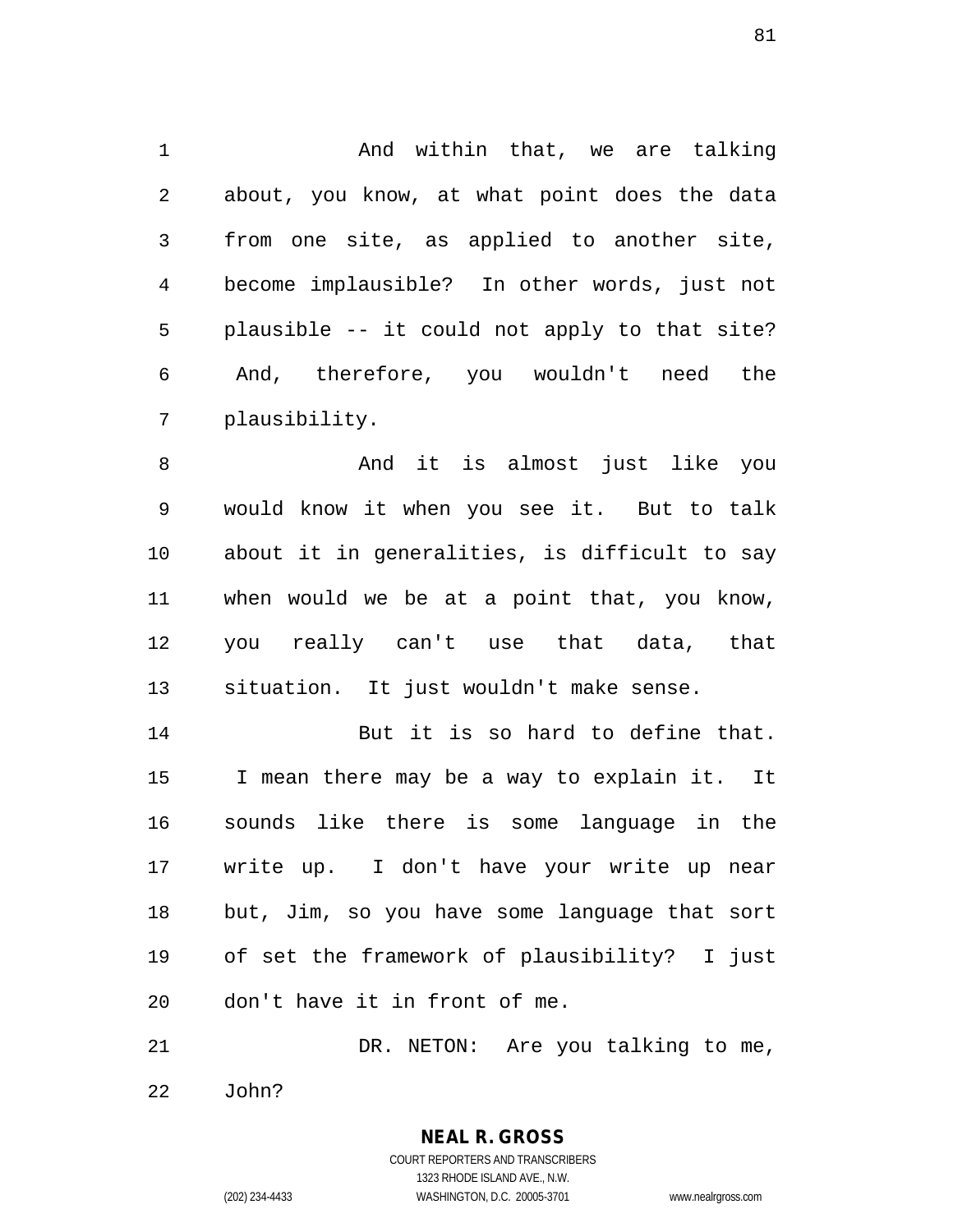And within that, we are talking about, you know, at what point does the data from one site, as applied to another site, become implausible? In other words, just not plausible -- it could not apply to that site? And, therefore, you wouldn't need the plausibility.

And it is almost just like you would know it when you see it. But to talk about it in generalities, is difficult to say when would we be at a point that, you know, you really can't use that data, that situation. It just wouldn't make sense.

But it is so hard to define that. I mean there may be a way to explain it. It sounds like there is some language in the write up. I don't have your write up near but, Jim, so you have some language that sort of set the framework of plausibility? I just don't have it in front of me.

DR. NETON: Are you talking to me, John?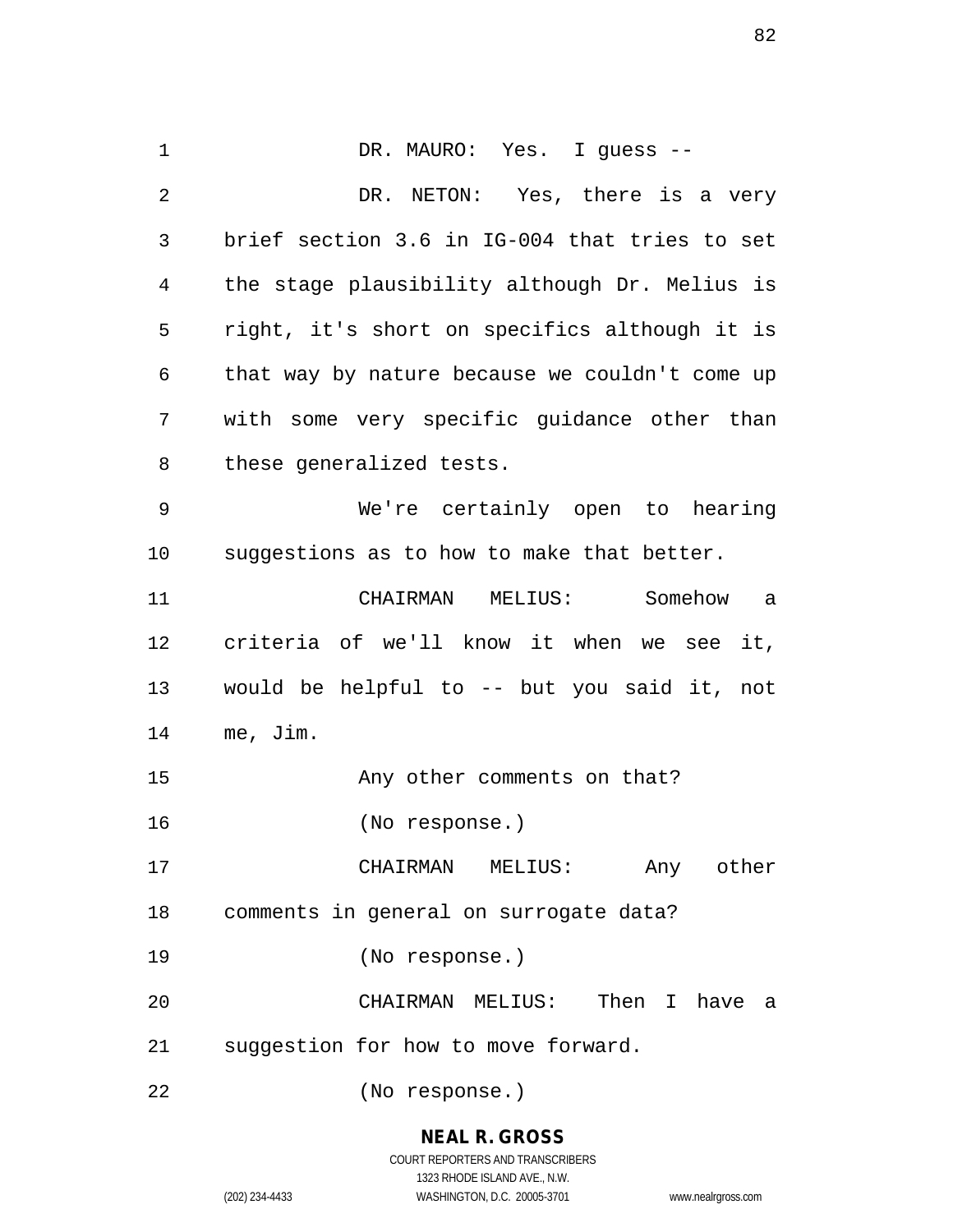DR. MAURO: Yes. I guess --

DR. NETON: Yes, there is a very brief section 3.6 in IG-004 that tries to set the stage plausibility although Dr. Melius is right, it's short on specifics although it is that way by nature because we couldn't come up with some very specific guidance other than these generalized tests.

We're certainly open to hearing suggestions as to how to make that better.

CHAIRMAN MELIUS: Somehow a criteria of we'll know it when we see it, would be helpful to -- but you said it, not me, Jim.

Any other comments on that?

(No response.)

CHAIRMAN MELIUS: Any other comments in general on surrogate data?

(No response.)

CHAIRMAN MELIUS: Then I have a suggestion for how to move forward.

(No response.)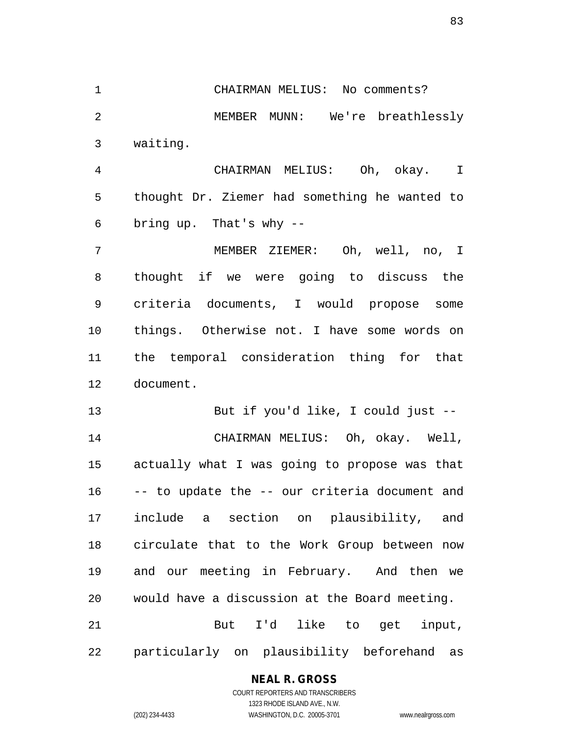CHAIRMAN MELIUS: No comments?

MEMBER MUNN: We're breathlessly waiting.

CHAIRMAN MELIUS: Oh, okay. I thought Dr. Ziemer had something he wanted to bring up. That's why --

MEMBER ZIEMER: Oh, well, no, I thought if we were going to discuss the criteria documents, I would propose some things. Otherwise not. I have some words on the temporal consideration thing for that document.

But if you'd like, I could just --

CHAIRMAN MELIUS: Oh, okay. Well, actually what I was going to propose was that -- to update the -- our criteria document and include a section on plausibility, and circulate that to the Work Group between now and our meeting in February. And then we would have a discussion at the Board meeting.

But I'd like to get input, particularly on plausibility beforehand as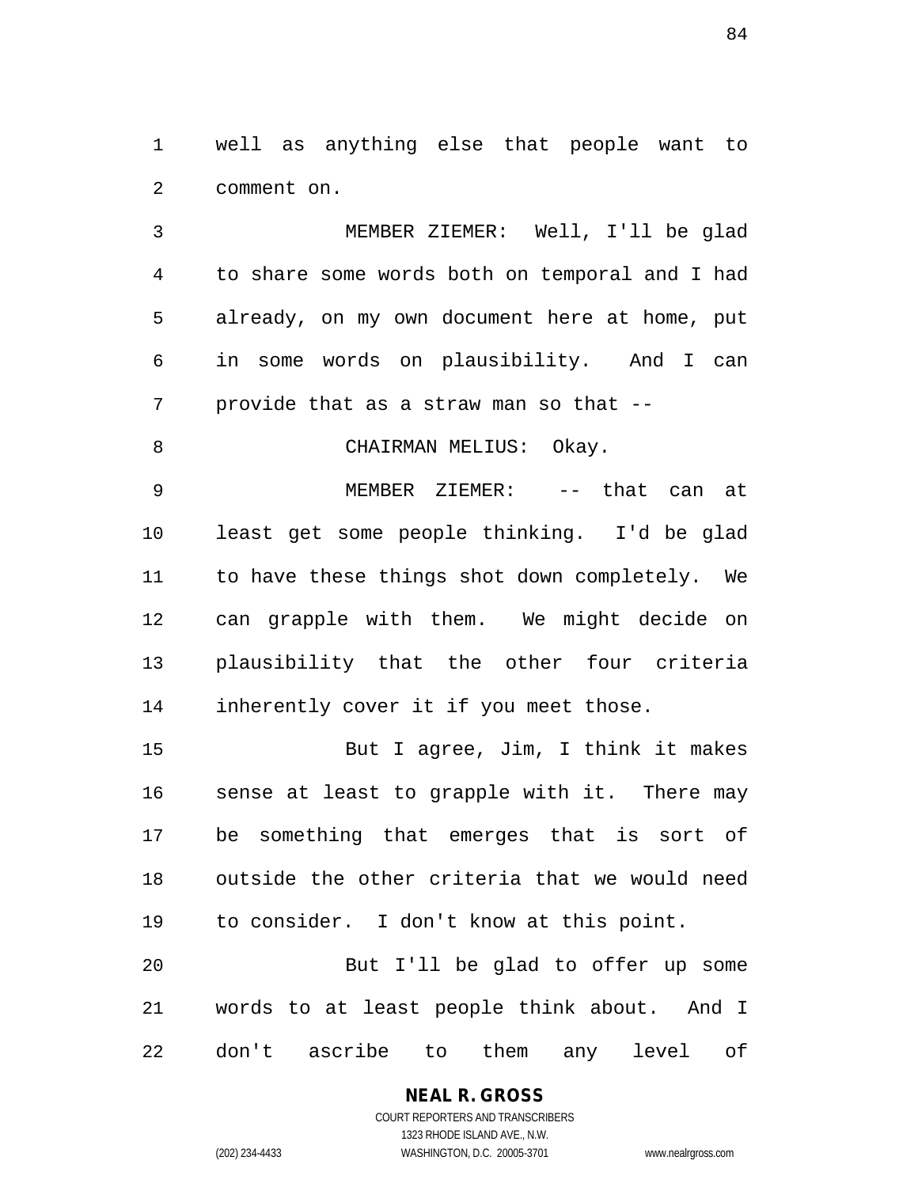well as anything else that people want to comment on.

MEMBER ZIEMER: Well, I'll be glad to share some words both on temporal and I had already, on my own document here at home, put in some words on plausibility. And I can provide that as a straw man so that --

CHAIRMAN MELIUS: Okay.

MEMBER ZIEMER: -- that can at least get some people thinking. I'd be glad to have these things shot down completely. We can grapple with them. We might decide on plausibility that the other four criteria inherently cover it if you meet those.

But I agree, Jim, I think it makes sense at least to grapple with it. There may be something that emerges that is sort of outside the other criteria that we would need to consider. I don't know at this point.

But I'll be glad to offer up some words to at least people think about. And I don't ascribe to them any level of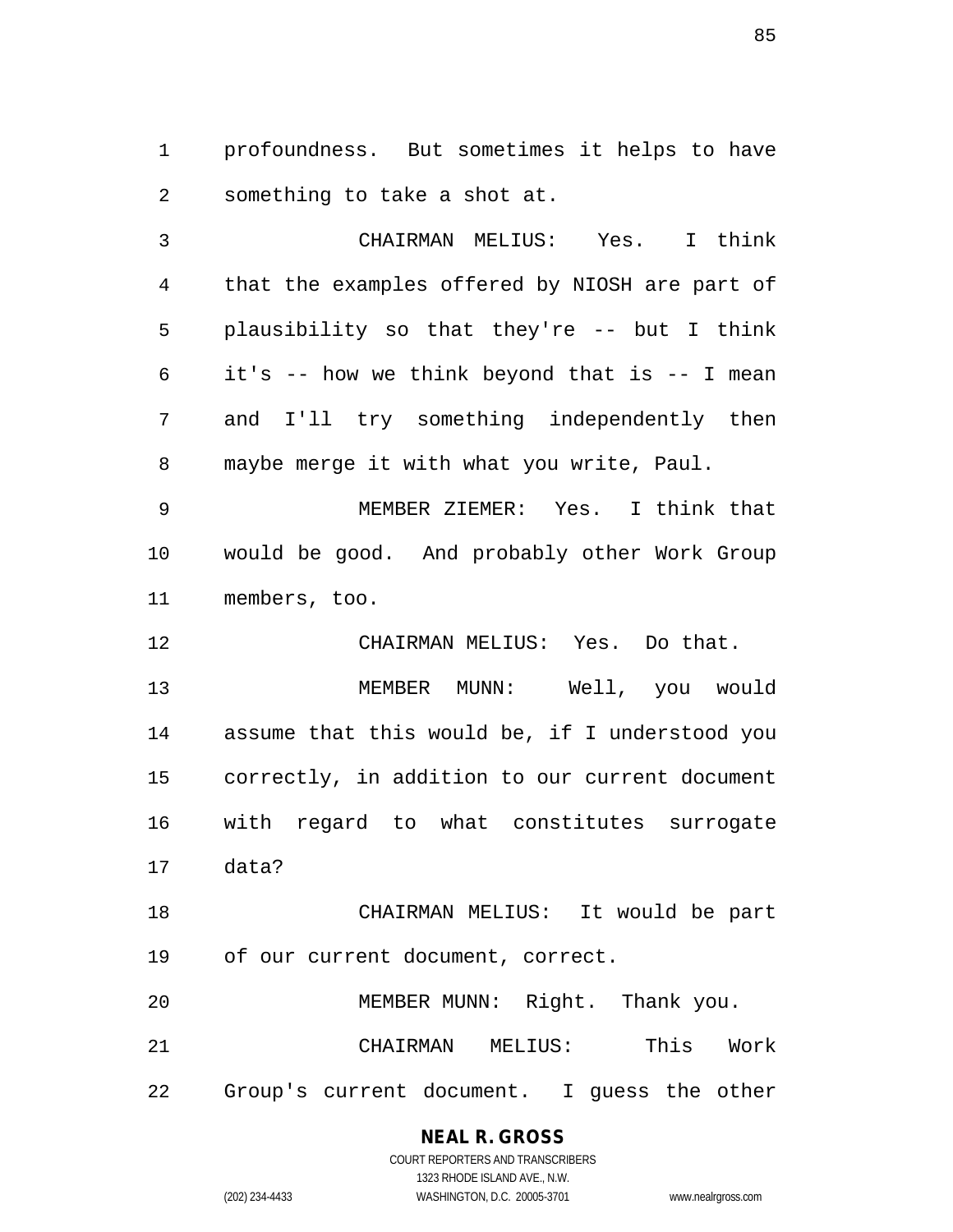profoundness. But sometimes it helps to have something to take a shot at.

CHAIRMAN MELIUS: Yes. I think that the examples offered by NIOSH are part of plausibility so that they're -- but I think it's -- how we think beyond that is -- I mean and I'll try something independently then maybe merge it with what you write, Paul.

MEMBER ZIEMER: Yes. I think that would be good. And probably other Work Group members, too.

CHAIRMAN MELIUS: Yes. Do that.

MEMBER MUNN: Well, you would assume that this would be, if I understood you correctly, in addition to our current document with regard to what constitutes surrogate data?

CHAIRMAN MELIUS: It would be part of our current document, correct.

MEMBER MUNN: Right. Thank you.

CHAIRMAN MELIUS: This Work Group's current document. I guess the other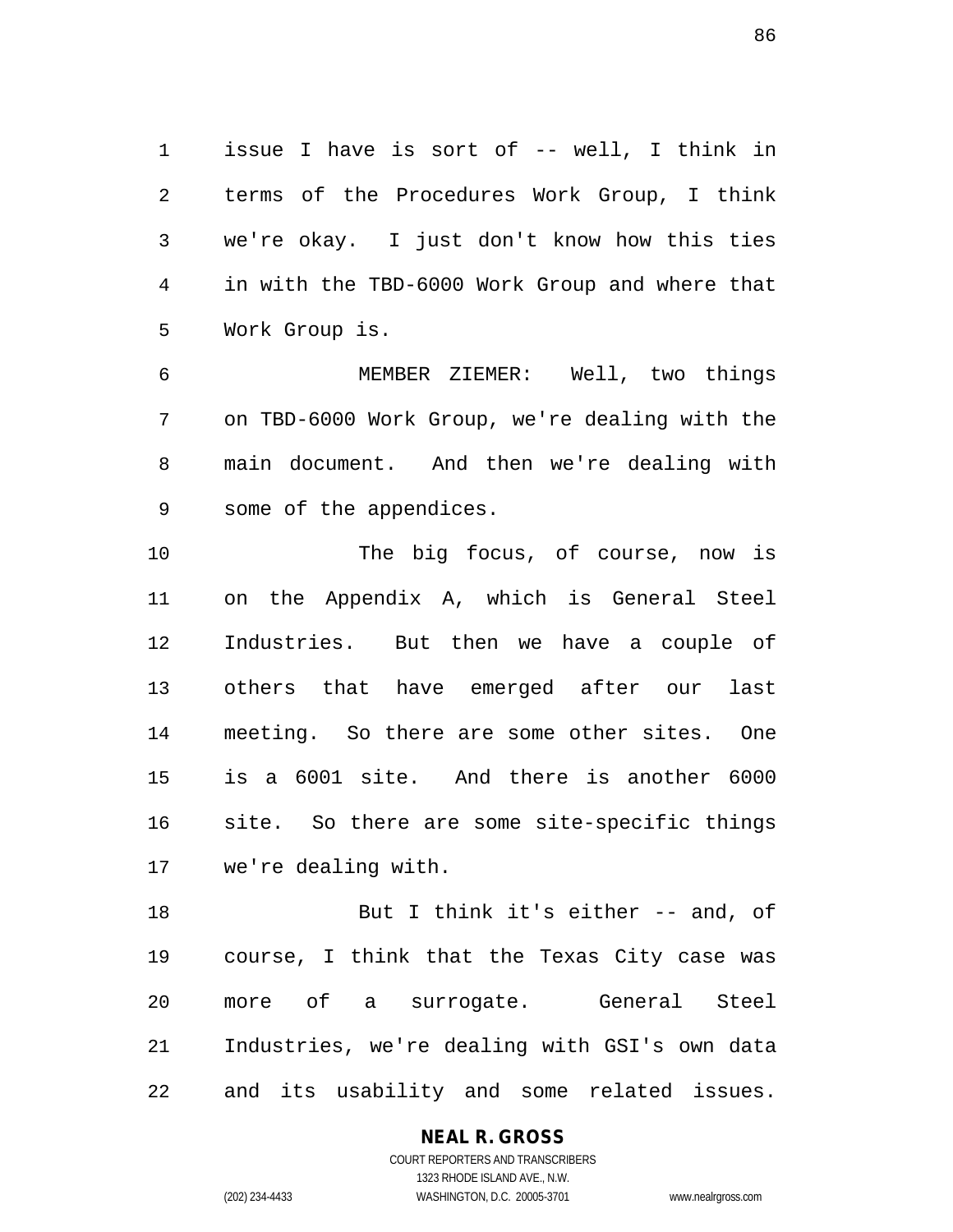issue I have is sort of -- well, I think in terms of the Procedures Work Group, I think we're okay. I just don't know how this ties in with the TBD-6000 Work Group and where that Work Group is.

MEMBER ZIEMER: Well, two things on TBD-6000 Work Group, we're dealing with the main document. And then we're dealing with some of the appendices.

The big focus, of course, now is on the Appendix A, which is General Steel Industries. But then we have a couple of others that have emerged after our last meeting. So there are some other sites. One is a 6001 site. And there is another 6000 site. So there are some site-specific things we're dealing with.

But I think it's either -- and, of course, I think that the Texas City case was more of a surrogate. General Steel Industries, we're dealing with GSI's own data and its usability and some related issues.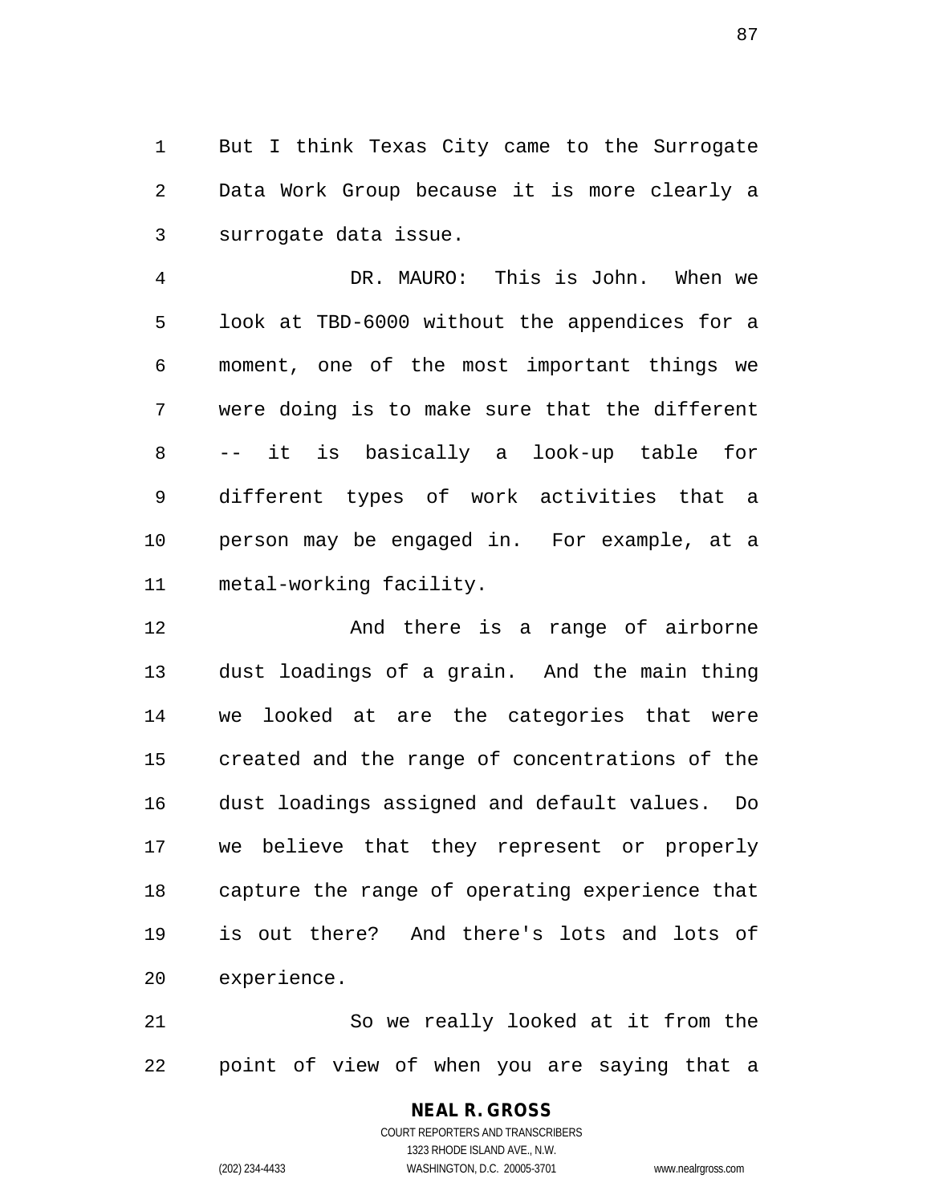But I think Texas City came to the Surrogate Data Work Group because it is more clearly a surrogate data issue.

DR. MAURO: This is John. When we look at TBD-6000 without the appendices for a moment, one of the most important things we were doing is to make sure that the different -- it is basically a look-up table for different types of work activities that a person may be engaged in. For example, at a metal-working facility.

And there is a range of airborne dust loadings of a grain. And the main thing we looked at are the categories that were created and the range of concentrations of the dust loadings assigned and default values. Do we believe that they represent or properly capture the range of operating experience that is out there? And there's lots and lots of experience.

So we really looked at it from the point of view of when you are saying that a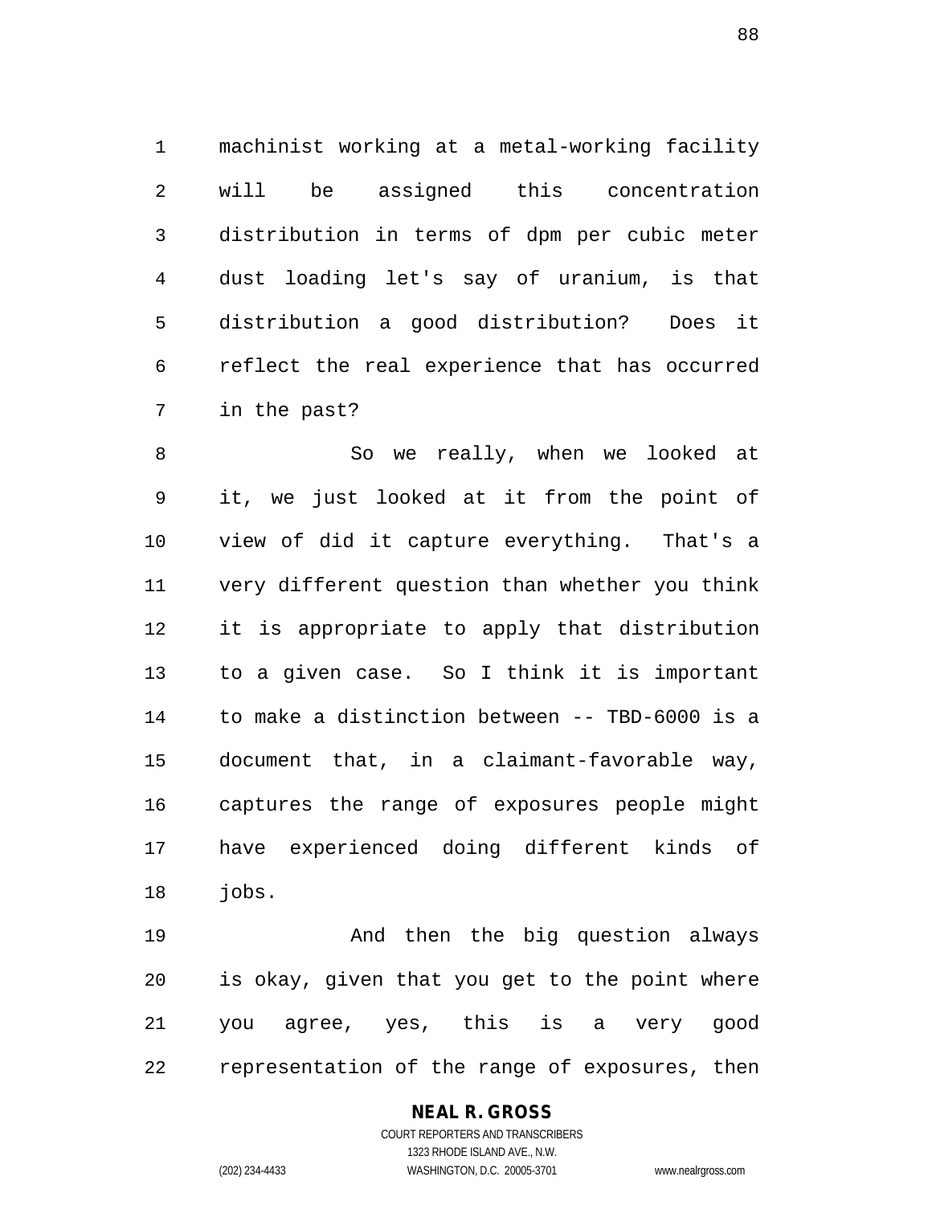machinist working at a metal-working facility will be assigned this concentration distribution in terms of dpm per cubic meter dust loading let's say of uranium, is that distribution a good distribution? Does it reflect the real experience that has occurred in the past?

So we really, when we looked at it, we just looked at it from the point of view of did it capture everything. That's a very different question than whether you think it is appropriate to apply that distribution to a given case. So I think it is important to make a distinction between -- TBD-6000 is a document that, in a claimant-favorable way, captures the range of exposures people might have experienced doing different kinds of jobs.

And then the big question always is okay, given that you get to the point where you agree, yes, this is a very good representation of the range of exposures, then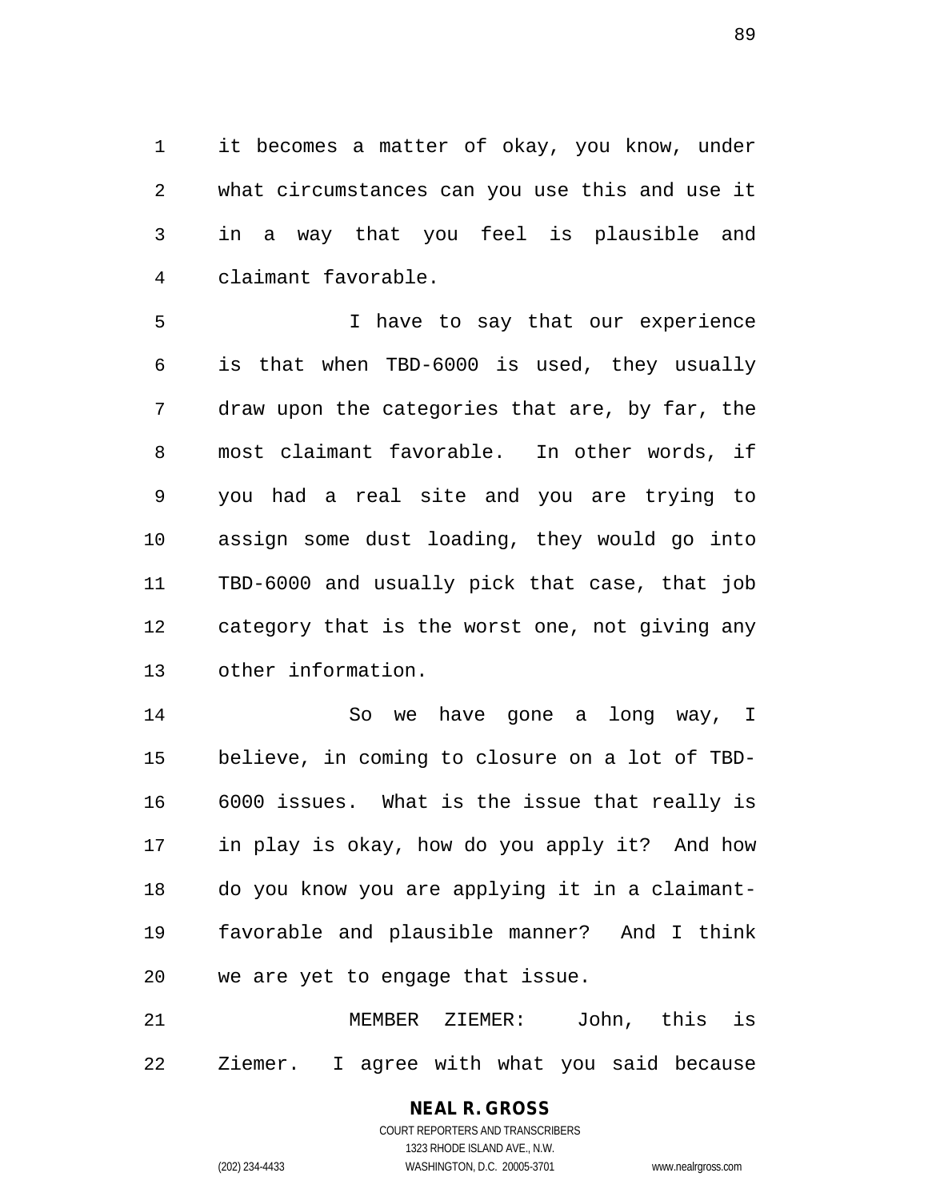it becomes a matter of okay, you know, under what circumstances can you use this and use it in a way that you feel is plausible and claimant favorable.

I have to say that our experience is that when TBD-6000 is used, they usually draw upon the categories that are, by far, the most claimant favorable. In other words, if you had a real site and you are trying to assign some dust loading, they would go into TBD-6000 and usually pick that case, that job category that is the worst one, not giving any other information.

So we have gone a long way, I believe, in coming to closure on a lot of TBD-6000 issues. What is the issue that really is in play is okay, how do you apply it? And how do you know you are applying it in a claimant-favorable and plausible manner? And I think we are yet to engage that issue.

MEMBER ZIEMER: John, this is Ziemer. I agree with what you said because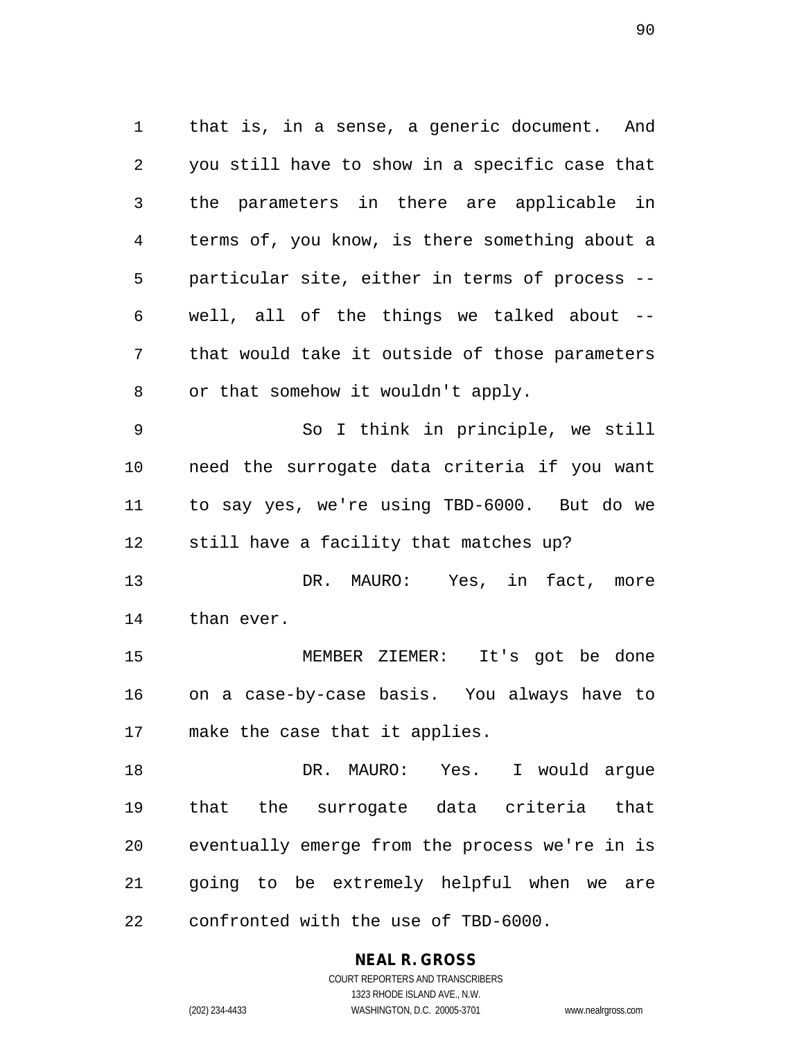that is, in a sense, a generic document. And you still have to show in a specific case that the parameters in there are applicable in terms of, you know, is there something about a particular site, either in terms of process -- well, all of the things we talked about -- that would take it outside of those parameters or that somehow it wouldn't apply.

So I think in principle, we still need the surrogate data criteria if you want to say yes, we're using TBD-6000. But do we still have a facility that matches up?

DR. MAURO: Yes, in fact, more than ever.

MEMBER ZIEMER: It's got be done on a case-by-case basis. You always have to make the case that it applies.

DR. MAURO: Yes. I would argue that the surrogate data criteria that eventually emerge from the process we're in is going to be extremely helpful when we are confronted with the use of TBD-6000.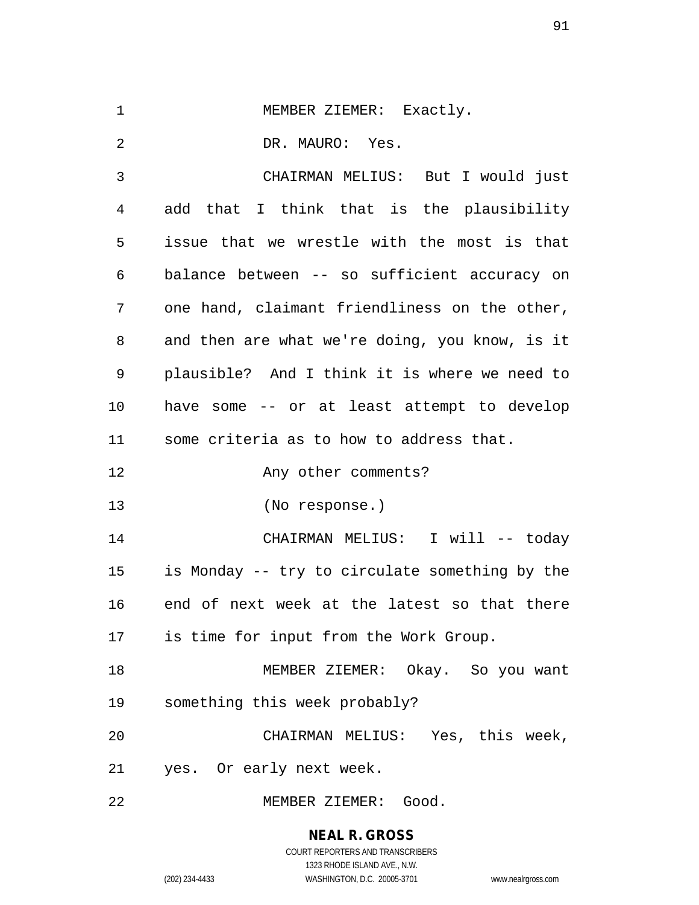MEMBER ZIEMER: Exactly.

DR. MAURO: Yes.

CHAIRMAN MELIUS: But I would just add that I think that is the plausibility issue that we wrestle with the most is that balance between -- so sufficient accuracy on one hand, claimant friendliness on the other, and then are what we're doing, you know, is it plausible? And I think it is where we need to have some -- or at least attempt to develop some criteria as to how to address that.

Any other comments?

(No response.)

CHAIRMAN MELIUS: I will -- today is Monday -- try to circulate something by the end of next week at the latest so that there is time for input from the Work Group.

MEMBER ZIEMER: Okay. So you want something this week probably?

CHAIRMAN MELIUS: Yes, this week, yes. Or early next week.

MEMBER ZIEMER: Good.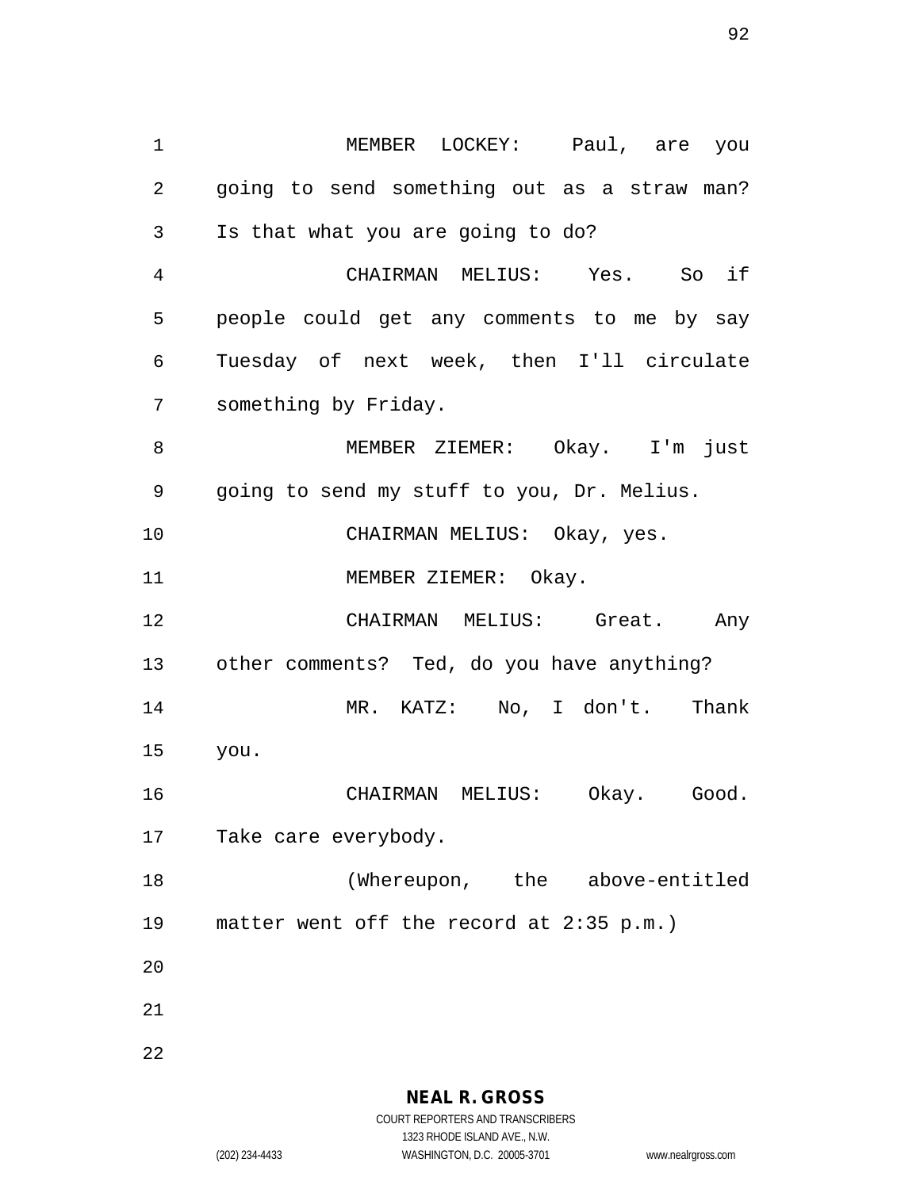MEMBER LOCKEY: Paul, are you going to send something out as a straw man? Is that what you are going to do?

CHAIRMAN MELIUS: Yes. So if people could get any comments to me by say Tuesday of next week, then I'll circulate something by Friday.

MEMBER ZIEMER: Okay. I'm just going to send my stuff to you, Dr. Melius.

CHAIRMAN MELIUS: Okay, yes.

MEMBER ZIEMER: Okay.

CHAIRMAN MELIUS: Great. Any other comments? Ted, do you have anything?

MR. KATZ: No, I don't. Thank you.

CHAIRMAN MELIUS: Okay. Good. Take care everybody.

(Whereupon, the above-entitled matter went off the record at 2:35 p.m.)